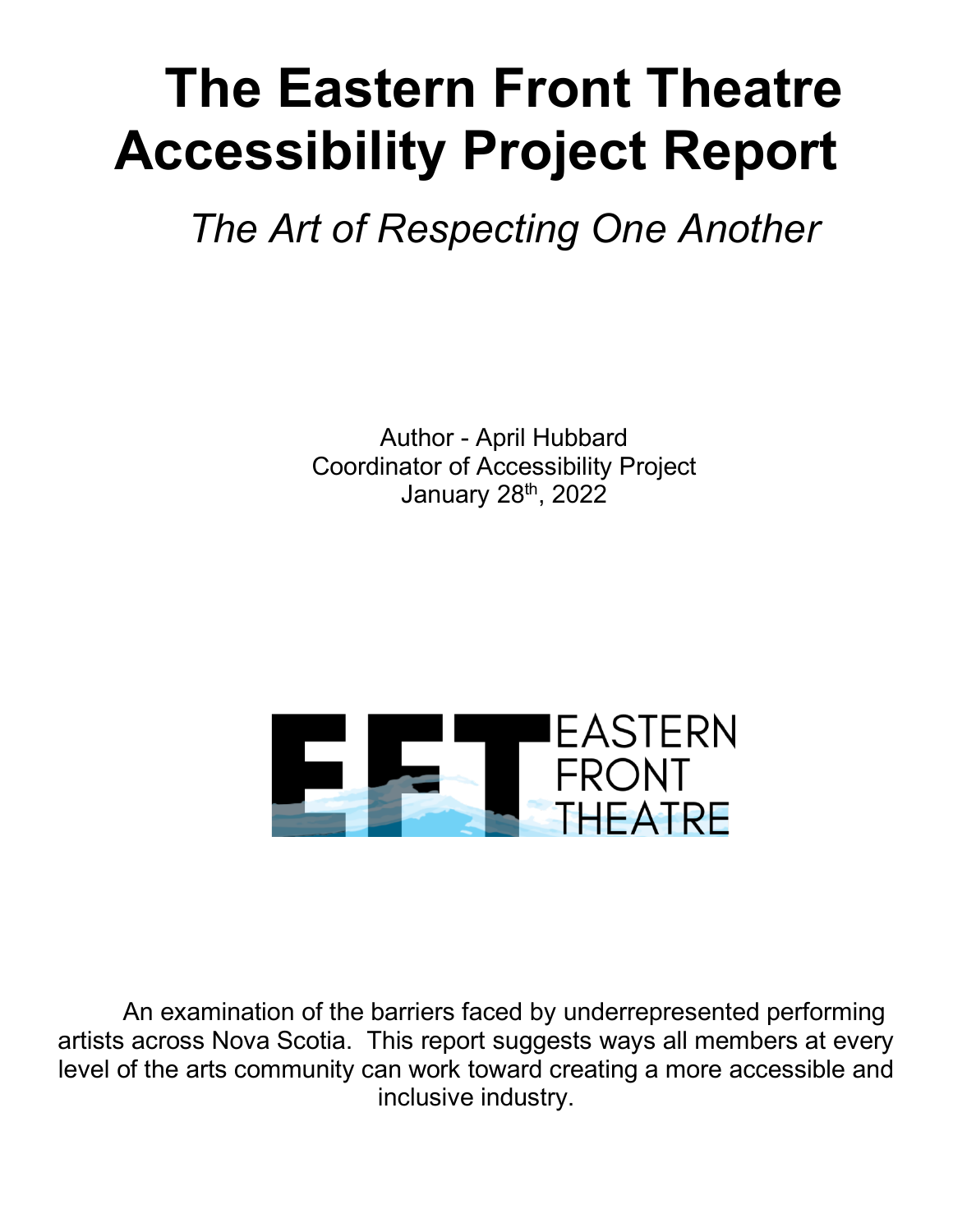# The Eastern Front Theatre Accessibility Project Report

*The Art of Respecting One Another*

Author - April Hubbard
Coordinator of Accessibility Project
January 28th, 2022

An examination of the barriers faced by underrepresented performing artists across Nova Scotia. This report suggests ways all members at every level of the arts community can work toward creating a more accessible and inclusive industry.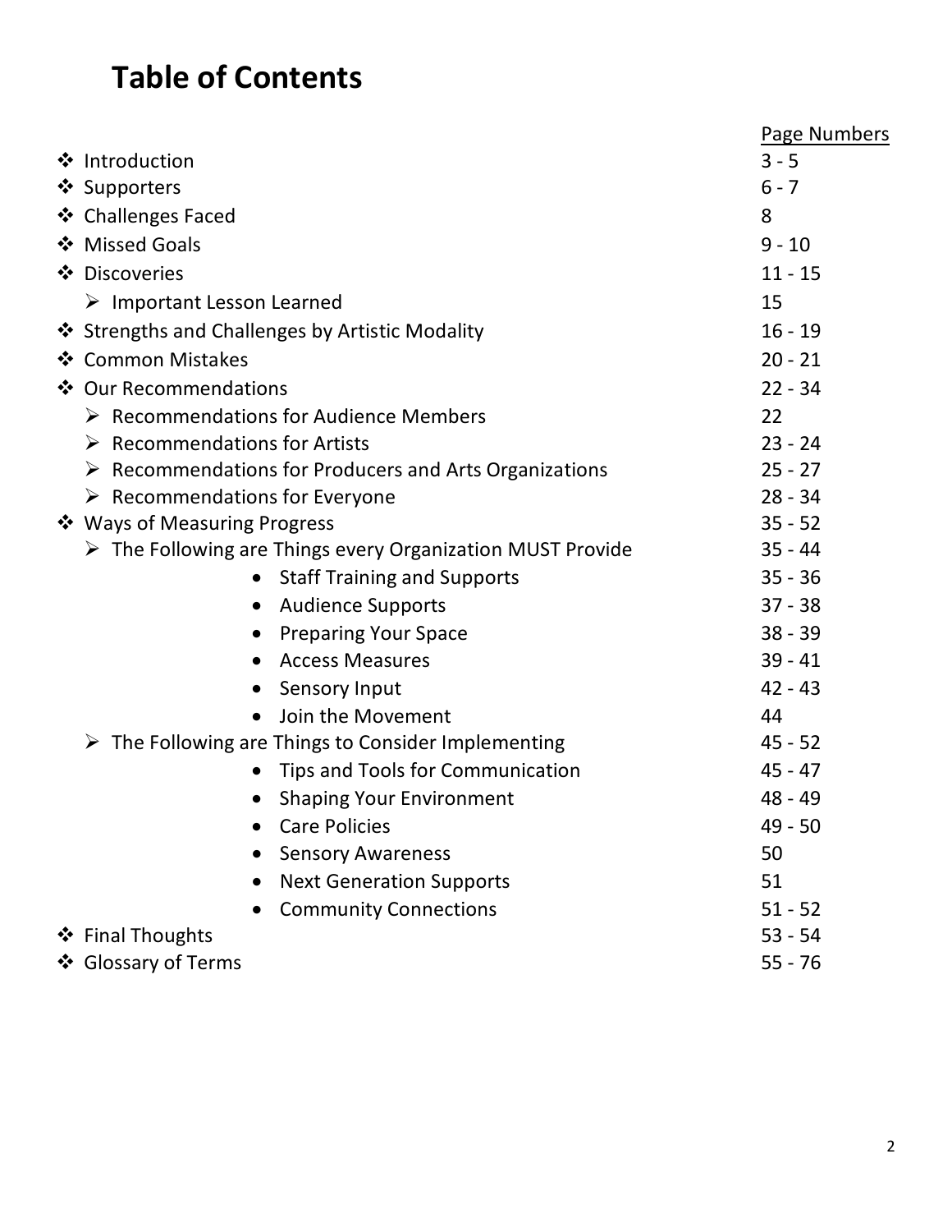# Table of Contents

| | Page Numbers |
|---|---|
| ❖ Introduction | 3 - 5 |
| ❖ Supporters | 6 - 7 |
| ❖ Challenges Faced | 8 |
| ❖ Missed Goals | 9 - 10 |
| ❖ Discoveries | 11 - 15 |
| ➢ Important Lesson Learned | 15 |
| ❖ Strengths and Challenges by Artistic Modality | 16 - 19 |
| ❖ Common Mistakes | 20 - 21 |
| ❖ Our Recommendations | 22 - 34 |
| ➢ Recommendations for Audience Members | 22 |
| ➢ Recommendations for Artists | 23 - 24 |
| ➢ Recommendations for Producers and Arts Organizations | 25 - 27 |
| ➢ Recommendations for Everyone | 28 - 34 |
| ❖ Ways of Measuring Progress | 35 - 52 |
| ➢ The Following are Things every Organization MUST Provide | 35 - 44 |
| • Staff Training and Supports | 35 - 36 |
| • Audience Supports | 37 - 38 |
| • Preparing Your Space | 38 - 39 |
| • Access Measures | 39 - 41 |
| • Sensory Input | 42 - 43 |
| • Join the Movement | 44 |
| ➢ The Following are Things to Consider Implementing | 45 - 52 |
| • Tips and Tools for Communication | 45 - 47 |
| • Shaping Your Environment | 48 - 49 |
| • Care Policies | 49 - 50 |
| • Sensory Awareness | 50 |
| • Next Generation Supports | 51 |
| • Community Connections | 51 - 52 |
| ❖ Final Thoughts | 53 - 54 |
| ❖ Glossary of Terms | 55 - 76 |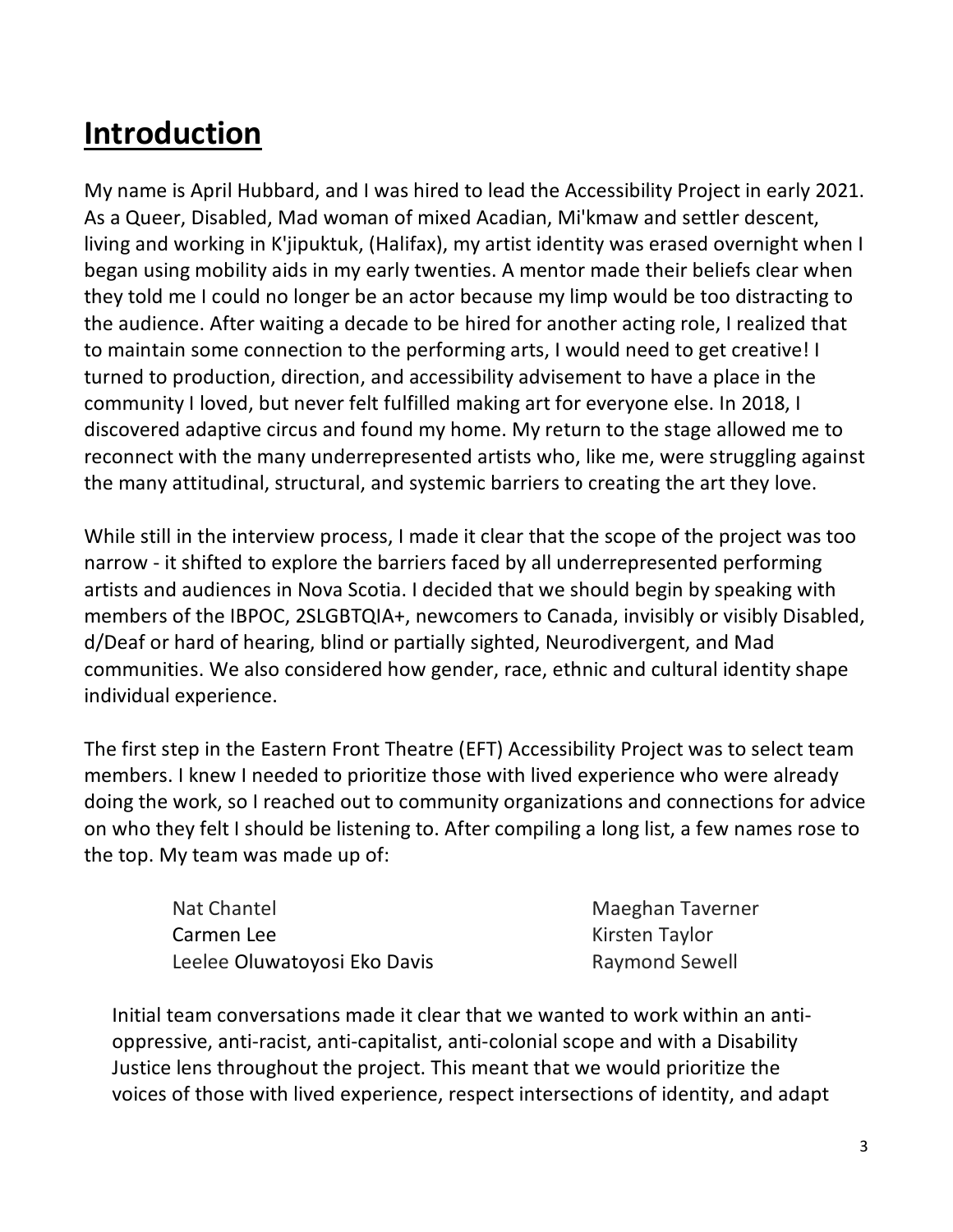# Introduction

My name is April Hubbard, and I was hired to lead the Accessibility Project in early 2021. As a Queer, Disabled, Mad woman of mixed Acadian, Mi'kmaw and settler descent, living and working in K'jipuktuk, (Halifax), my artist identity was erased overnight when I began using mobility aids in my early twenties. A mentor made their beliefs clear when they told me I could no longer be an actor because my limp would be too distracting to the audience. After waiting a decade to be hired for another acting role, I realized that to maintain some connection to the performing arts, I would need to get creative! I turned to production, direction, and accessibility advisement to have a place in the community I loved, but never felt fulfilled making art for everyone else. In 2018, I discovered adaptive circus and found my home. My return to the stage allowed me to reconnect with the many underrepresented artists who, like me, were struggling against the many attitudinal, structural, and systemic barriers to creating the art they love.

While still in the interview process, I made it clear that the scope of the project was too narrow - it shifted to explore the barriers faced by all underrepresented performing artists and audiences in Nova Scotia. I decided that we should begin by speaking with members of the IBPOC, 2SLGBTQIA+, newcomers to Canada, invisibly or visibly Disabled, d/Deaf or hard of hearing, blind or partially sighted, Neurodivergent, and Mad communities. We also considered how gender, race, ethnic and cultural identity shape individual experience.

The first step in the Eastern Front Theatre (EFT) Accessibility Project was to select team members. I knew I needed to prioritize those with lived experience who were already doing the work, so I reached out to community organizations and connections for advice on who they felt I should be listening to. After compiling a long list, a few names rose to the top. My team was made up of:

- Nat Chantel
- Carmen Lee
- Leelee Oluwatoyosi Eko Davis
- Maeghan Taverner
- Kirsten Taylor
- Raymond Sewell

Initial team conversations made it clear that we wanted to work within an anti-oppressive, anti-racist, anti-capitalist, anti-colonial scope and with a Disability Justice lens throughout the project. This meant that we would prioritize the voices of those with lived experience, respect intersections of identity, and adapt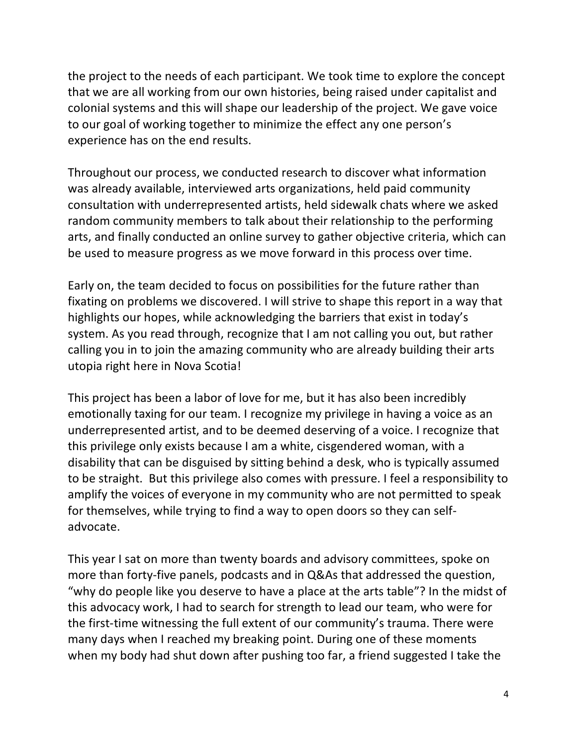the project to the needs of each participant. We took time to explore the concept that we are all working from our own histories, being raised under capitalist and colonial systems and this will shape our leadership of the project. We gave voice to our goal of working together to minimize the effect any one person's experience has on the end results.

Throughout our process, we conducted research to discover what information was already available, interviewed arts organizations, held paid community consultation with underrepresented artists, held sidewalk chats where we asked random community members to talk about their relationship to the performing arts, and finally conducted an online survey to gather objective criteria, which can be used to measure progress as we move forward in this process over time.

Early on, the team decided to focus on possibilities for the future rather than fixating on problems we discovered. I will strive to shape this report in a way that highlights our hopes, while acknowledging the barriers that exist in today's system. As you read through, recognize that I am not calling you out, but rather calling you in to join the amazing community who are already building their arts utopia right here in Nova Scotia!

This project has been a labor of love for me, but it has also been incredibly emotionally taxing for our team. I recognize my privilege in having a voice as an underrepresented artist, and to be deemed deserving of a voice. I recognize that this privilege only exists because I am a white, cisgendered woman, with a disability that can be disguised by sitting behind a desk, who is typically assumed to be straight. But this privilege also comes with pressure. I feel a responsibility to amplify the voices of everyone in my community who are not permitted to speak for themselves, while trying to find a way to open doors so they can self-advocate.

This year I sat on more than twenty boards and advisory committees, spoke on more than forty-five panels, podcasts and in Q&As that addressed the question, "why do people like you deserve to have a place at the arts table"? In the midst of this advocacy work, I had to search for strength to lead our team, who were for the first-time witnessing the full extent of our community's trauma. There were many days when I reached my breaking point. During one of these moments when my body had shut down after pushing too far, a friend suggested I take the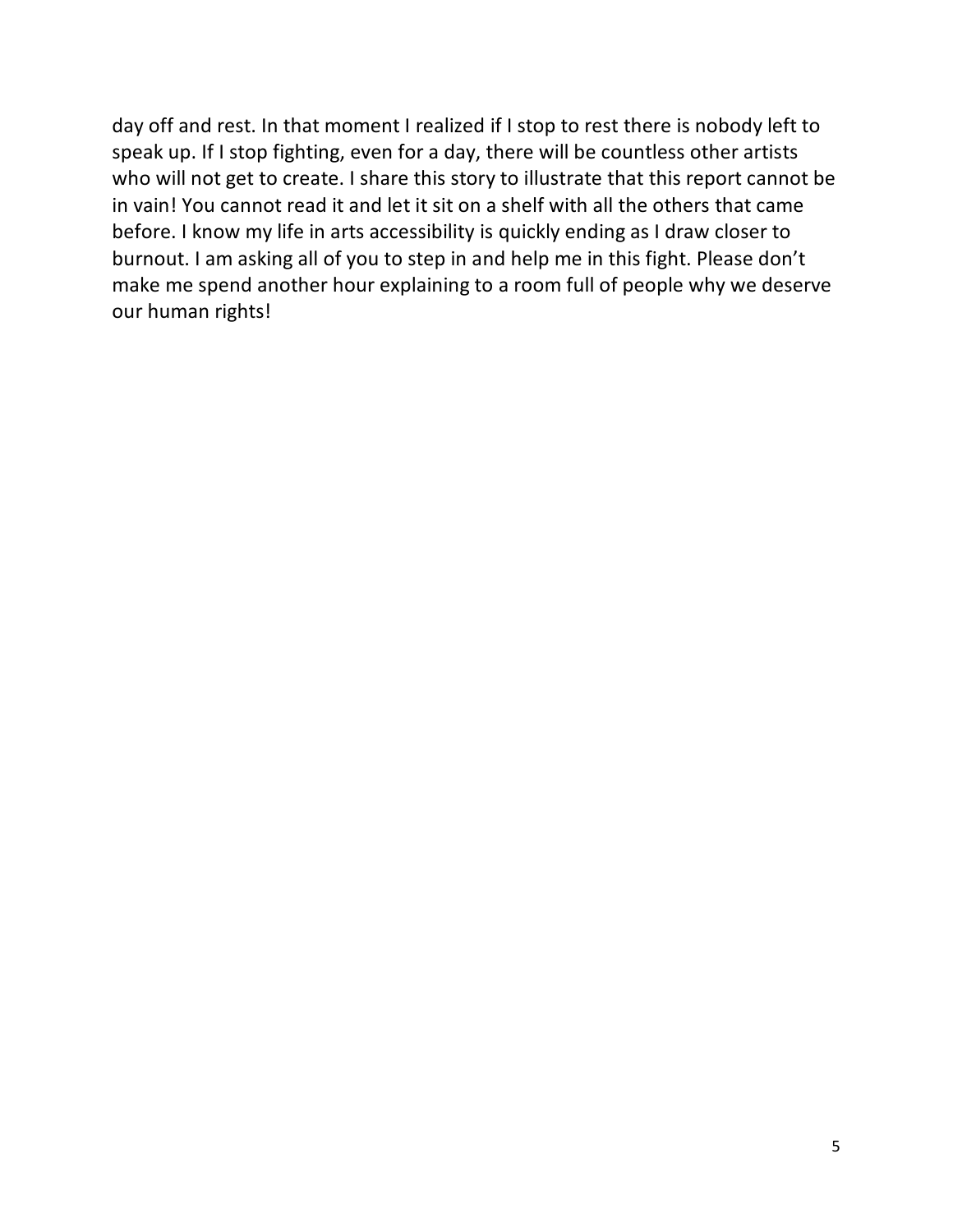day off and rest. In that moment I realized if I stop to rest there is nobody left to speak up. If I stop fighting, even for a day, there will be countless other artists who will not get to create. I share this story to illustrate that this report cannot be in vain! You cannot read it and let it sit on a shelf with all the others that came before. I know my life in arts accessibility is quickly ending as I draw closer to burnout. I am asking all of you to step in and help me in this fight. Please don't make me spend another hour explaining to a room full of people why we deserve our human rights!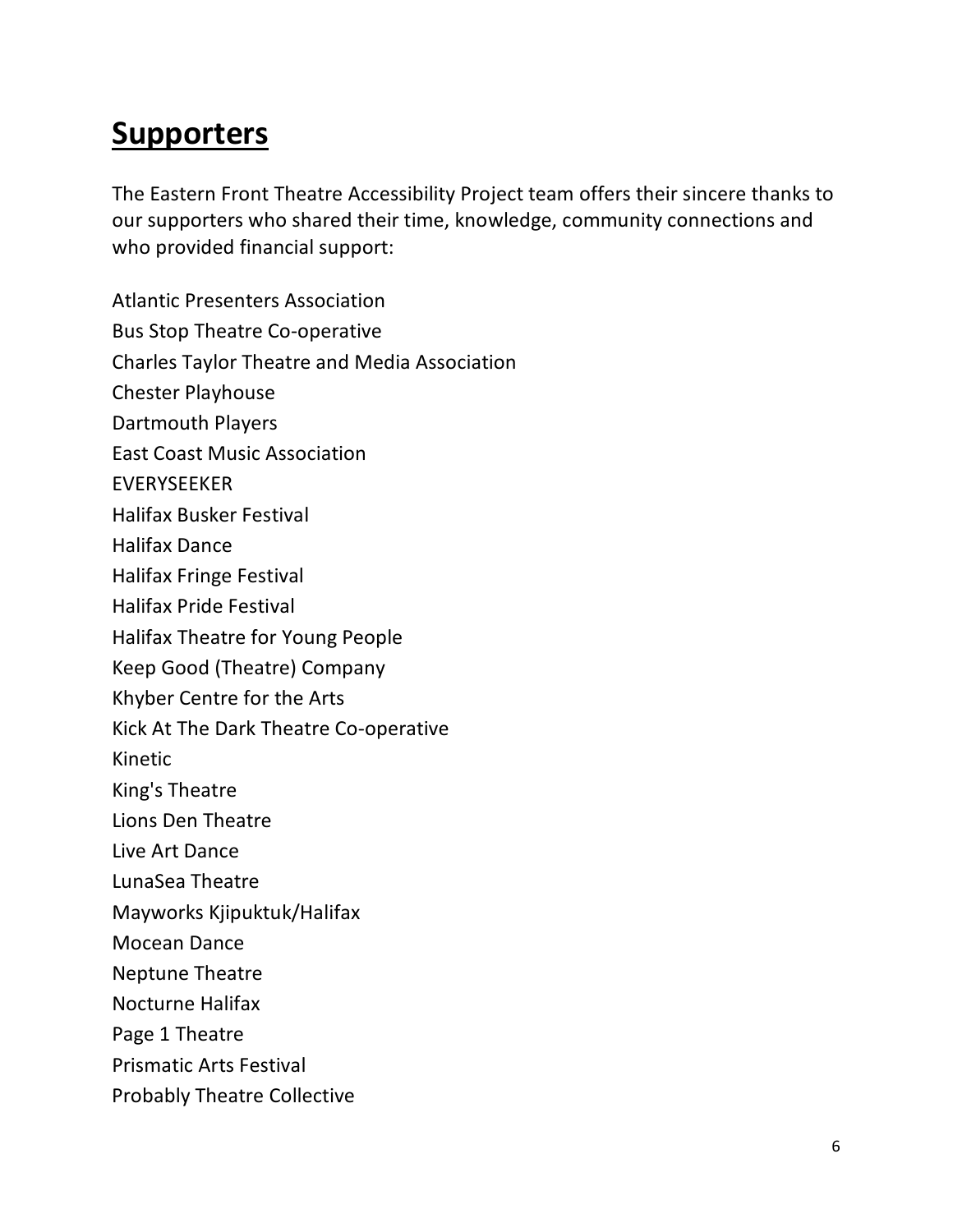## Supporters

The Eastern Front Theatre Accessibility Project team offers their sincere thanks to our supporters who shared their time, knowledge, community connections and who provided financial support:

Atlantic Presenters Association
Bus Stop Theatre Co-operative
Charles Taylor Theatre and Media Association
Chester Playhouse
Dartmouth Players
East Coast Music Association
EVERYSEEKER
Halifax Busker Festival
Halifax Dance
Halifax Fringe Festival
Halifax Pride Festival
Halifax Theatre for Young People
Keep Good (Theatre) Company
Khyber Centre for the Arts
Kick At The Dark Theatre Co-operative
Kinetic
King's Theatre
Lions Den Theatre
Live Art Dance
LunaSea Theatre
Mayworks Kjipuktuk/Halifax
Mocean Dance
Neptune Theatre
Nocturne Halifax
Page 1 Theatre
Prismatic Arts Festival
Probably Theatre Collective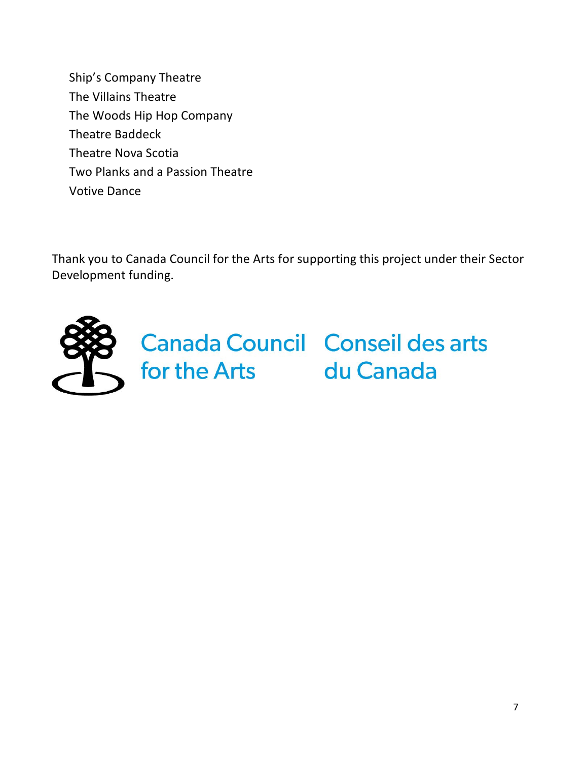Ship's Company Theatre
The Villains Theatre
The Woods Hip Hop Company
Theatre Baddeck
Theatre Nova Scotia
Two Planks and a Passion Theatre
Votive Dance

Thank you to Canada Council for the Arts for supporting this project under their Sector Development funding.

Canada Council for the Arts — Conseil des arts du Canada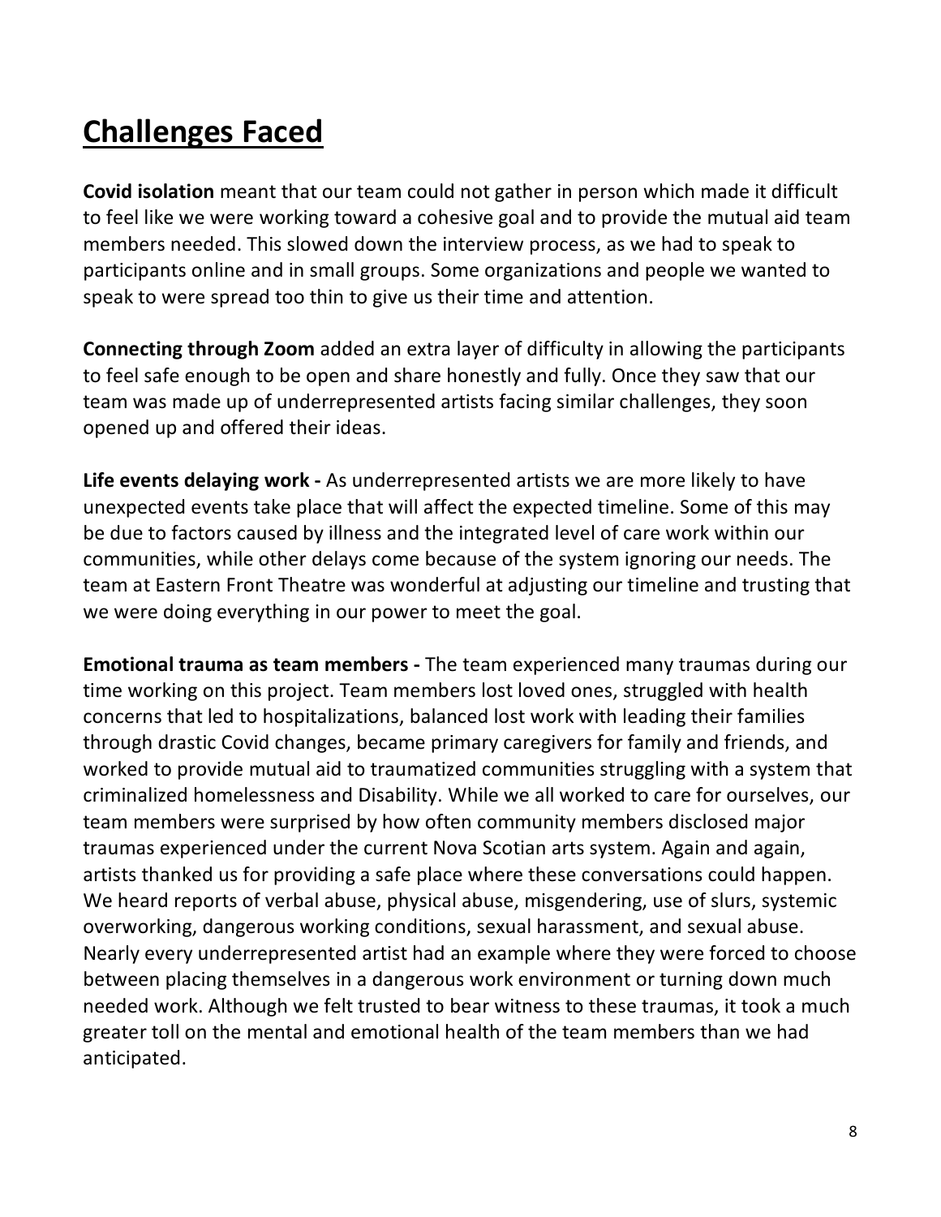## Challenges Faced

**Covid isolation** meant that our team could not gather in person which made it difficult to feel like we were working toward a cohesive goal and to provide the mutual aid team members needed. This slowed down the interview process, as we had to speak to participants online and in small groups. Some organizations and people we wanted to speak to were spread too thin to give us their time and attention.

**Connecting through Zoom** added an extra layer of difficulty in allowing the participants to feel safe enough to be open and share honestly and fully. Once they saw that our team was made up of underrepresented artists facing similar challenges, they soon opened up and offered their ideas.

**Life events delaying work -** As underrepresented artists we are more likely to have unexpected events take place that will affect the expected timeline. Some of this may be due to factors caused by illness and the integrated level of care work within our communities, while other delays come because of the system ignoring our needs. The team at Eastern Front Theatre was wonderful at adjusting our timeline and trusting that we were doing everything in our power to meet the goal.

**Emotional trauma as team members -** The team experienced many traumas during our time working on this project. Team members lost loved ones, struggled with health concerns that led to hospitalizations, balanced lost work with leading their families through drastic Covid changes, became primary caregivers for family and friends, and worked to provide mutual aid to traumatized communities struggling with a system that criminalized homelessness and Disability. While we all worked to care for ourselves, our team members were surprised by how often community members disclosed major traumas experienced under the current Nova Scotian arts system. Again and again, artists thanked us for providing a safe place where these conversations could happen. We heard reports of verbal abuse, physical abuse, misgendering, use of slurs, systemic overworking, dangerous working conditions, sexual harassment, and sexual abuse. Nearly every underrepresented artist had an example where they were forced to choose between placing themselves in a dangerous work environment or turning down much needed work. Although we felt trusted to bear witness to these traumas, it took a much greater toll on the mental and emotional health of the team members than we had anticipated.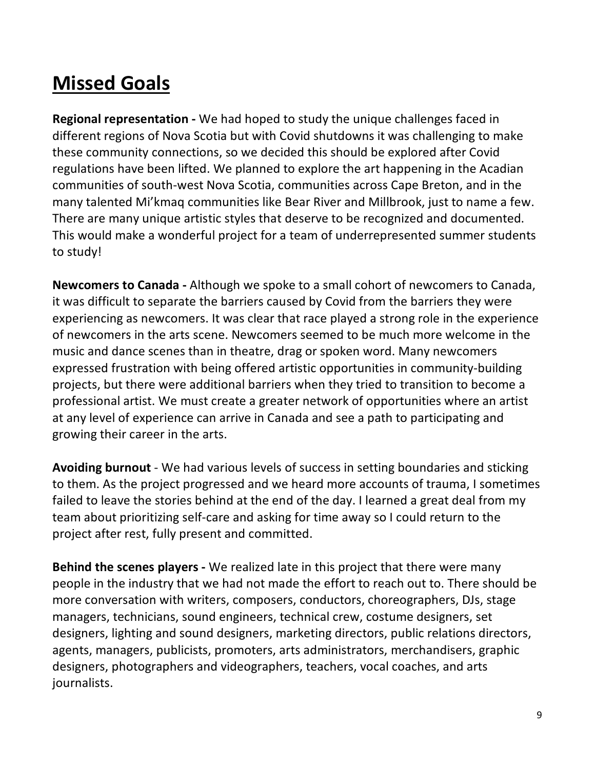# Missed Goals

**Regional representation -** We had hoped to study the unique challenges faced in different regions of Nova Scotia but with Covid shutdowns it was challenging to make these community connections, so we decided this should be explored after Covid regulations have been lifted. We planned to explore the art happening in the Acadian communities of south-west Nova Scotia, communities across Cape Breton, and in the many talented Mi'kmaq communities like Bear River and Millbrook, just to name a few. There are many unique artistic styles that deserve to be recognized and documented. This would make a wonderful project for a team of underrepresented summer students to study!

**Newcomers to Canada -** Although we spoke to a small cohort of newcomers to Canada, it was difficult to separate the barriers caused by Covid from the barriers they were experiencing as newcomers. It was clear that race played a strong role in the experience of newcomers in the arts scene. Newcomers seemed to be much more welcome in the music and dance scenes than in theatre, drag or spoken word. Many newcomers expressed frustration with being offered artistic opportunities in community-building projects, but there were additional barriers when they tried to transition to become a professional artist. We must create a greater network of opportunities where an artist at any level of experience can arrive in Canada and see a path to participating and growing their career in the arts.

**Avoiding burnout** - We had various levels of success in setting boundaries and sticking to them. As the project progressed and we heard more accounts of trauma, I sometimes failed to leave the stories behind at the end of the day. I learned a great deal from my team about prioritizing self-care and asking for time away so I could return to the project after rest, fully present and committed.

**Behind the scenes players -** We realized late in this project that there were many people in the industry that we had not made the effort to reach out to. There should be more conversation with writers, composers, conductors, choreographers, DJs, stage managers, technicians, sound engineers, technical crew, costume designers, set designers, lighting and sound designers, marketing directors, public relations directors, agents, managers, publicists, promoters, arts administrators, merchandisers, graphic designers, photographers and videographers, teachers, vocal coaches, and arts journalists.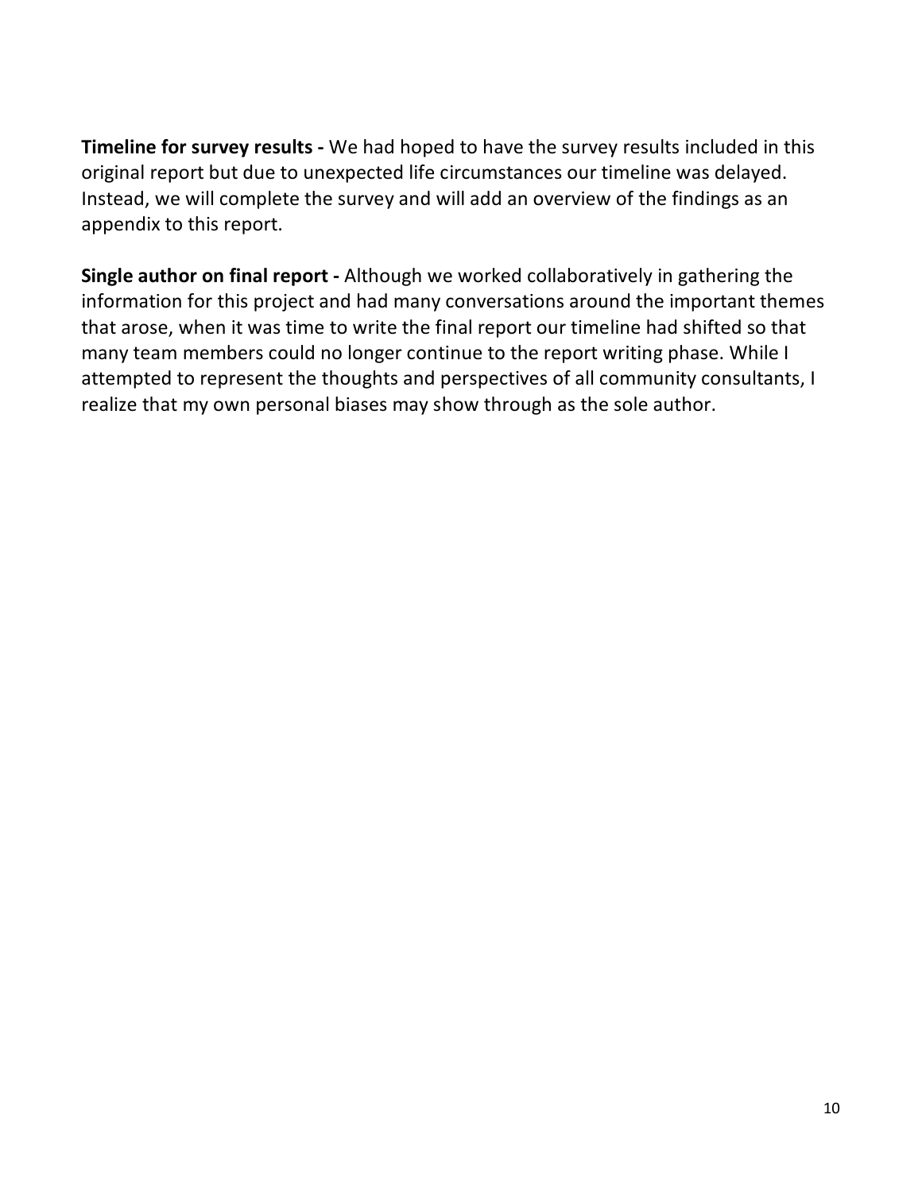**Timeline for survey results -** We had hoped to have the survey results included in this original report but due to unexpected life circumstances our timeline was delayed. Instead, we will complete the survey and will add an overview of the findings as an appendix to this report.

**Single author on final report -** Although we worked collaboratively in gathering the information for this project and had many conversations around the important themes that arose, when it was time to write the final report our timeline had shifted so that many team members could no longer continue to the report writing phase. While I attempted to represent the thoughts and perspectives of all community consultants, I realize that my own personal biases may show through as the sole author.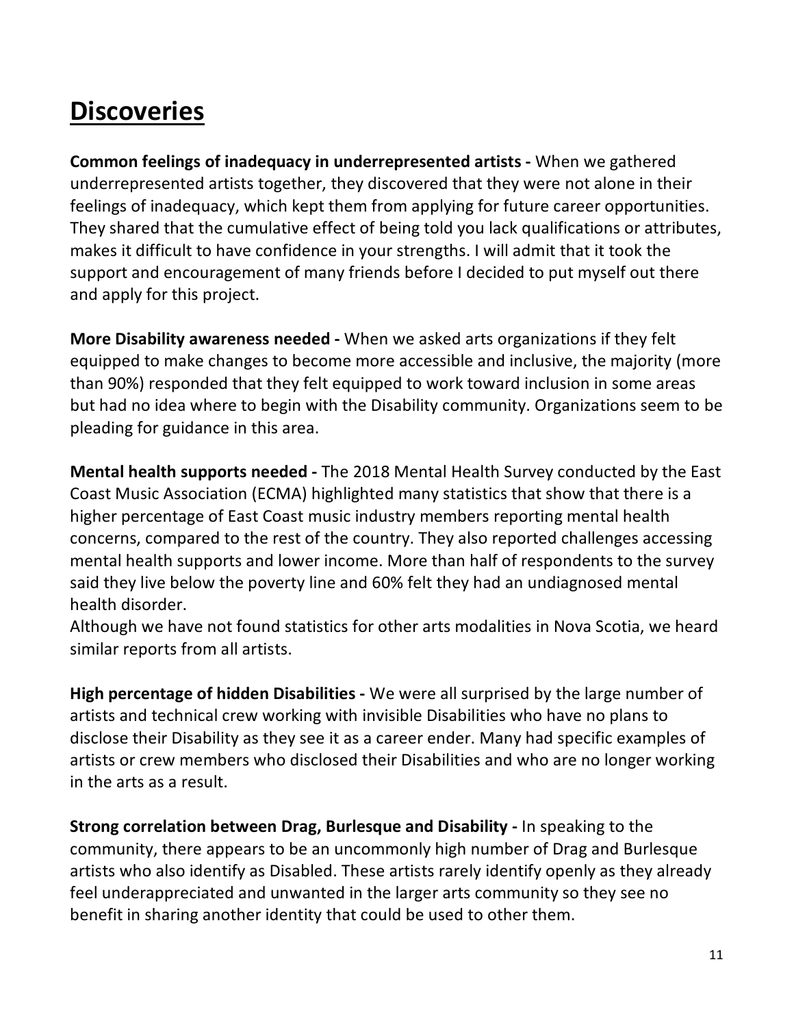## Discoveries

**Common feelings of inadequacy in underrepresented artists -** When we gathered underrepresented artists together, they discovered that they were not alone in their feelings of inadequacy, which kept them from applying for future career opportunities. They shared that the cumulative effect of being told you lack qualifications or attributes, makes it difficult to have confidence in your strengths. I will admit that it took the support and encouragement of many friends before I decided to put myself out there and apply for this project.

**More Disability awareness needed -** When we asked arts organizations if they felt equipped to make changes to become more accessible and inclusive, the majority (more than 90%) responded that they felt equipped to work toward inclusion in some areas but had no idea where to begin with the Disability community. Organizations seem to be pleading for guidance in this area.

**Mental health supports needed -** The 2018 Mental Health Survey conducted by the East Coast Music Association (ECMA) highlighted many statistics that show that there is a higher percentage of East Coast music industry members reporting mental health concerns, compared to the rest of the country. They also reported challenges accessing mental health supports and lower income. More than half of respondents to the survey said they live below the poverty line and 60% felt they had an undiagnosed mental health disorder.
Although we have not found statistics for other arts modalities in Nova Scotia, we heard similar reports from all artists.

**High percentage of hidden Disabilities -** We were all surprised by the large number of artists and technical crew working with invisible Disabilities who have no plans to disclose their Disability as they see it as a career ender. Many had specific examples of artists or crew members who disclosed their Disabilities and who are no longer working in the arts as a result.

**Strong correlation between Drag, Burlesque and Disability -** In speaking to the community, there appears to be an uncommonly high number of Drag and Burlesque artists who also identify as Disabled. These artists rarely identify openly as they already feel underappreciated and unwanted in the larger arts community so they see no benefit in sharing another identity that could be used to other them.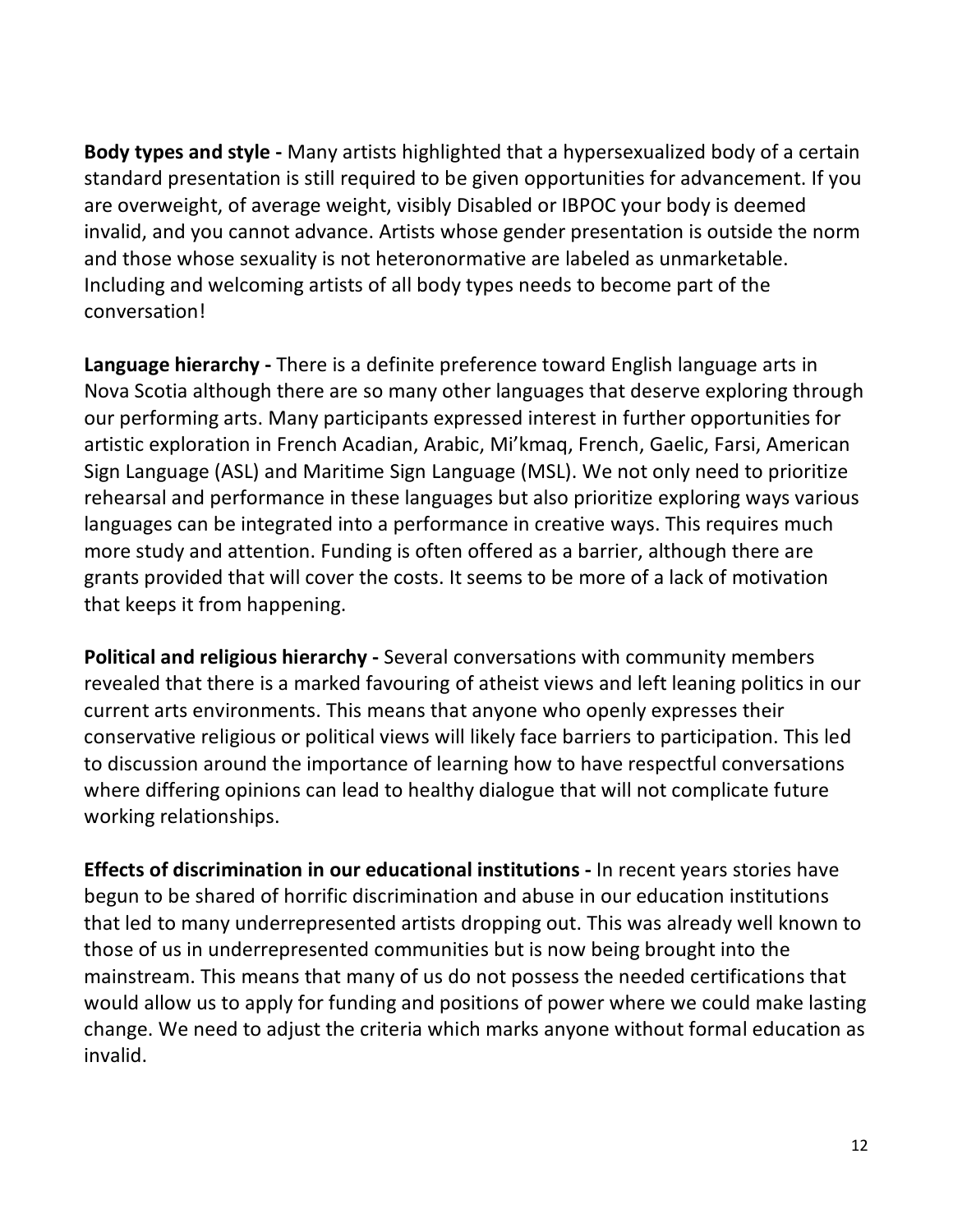**Body types and style -** Many artists highlighted that a hypersexualized body of a certain standard presentation is still required to be given opportunities for advancement. If you are overweight, of average weight, visibly Disabled or IBPOC your body is deemed invalid, and you cannot advance. Artists whose gender presentation is outside the norm and those whose sexuality is not heteronormative are labeled as unmarketable. Including and welcoming artists of all body types needs to become part of the conversation!

**Language hierarchy -** There is a definite preference toward English language arts in Nova Scotia although there are so many other languages that deserve exploring through our performing arts. Many participants expressed interest in further opportunities for artistic exploration in French Acadian, Arabic, Mi'kmaq, French, Gaelic, Farsi, American Sign Language (ASL) and Maritime Sign Language (MSL). We not only need to prioritize rehearsal and performance in these languages but also prioritize exploring ways various languages can be integrated into a performance in creative ways. This requires much more study and attention. Funding is often offered as a barrier, although there are grants provided that will cover the costs. It seems to be more of a lack of motivation that keeps it from happening.

**Political and religious hierarchy -** Several conversations with community members revealed that there is a marked favouring of atheist views and left leaning politics in our current arts environments. This means that anyone who openly expresses their conservative religious or political views will likely face barriers to participation. This led to discussion around the importance of learning how to have respectful conversations where differing opinions can lead to healthy dialogue that will not complicate future working relationships.

**Effects of discrimination in our educational institutions -** In recent years stories have begun to be shared of horrific discrimination and abuse in our education institutions that led to many underrepresented artists dropping out. This was already well known to those of us in underrepresented communities but is now being brought into the mainstream. This means that many of us do not possess the needed certifications that would allow us to apply for funding and positions of power where we could make lasting change. We need to adjust the criteria which marks anyone without formal education as invalid.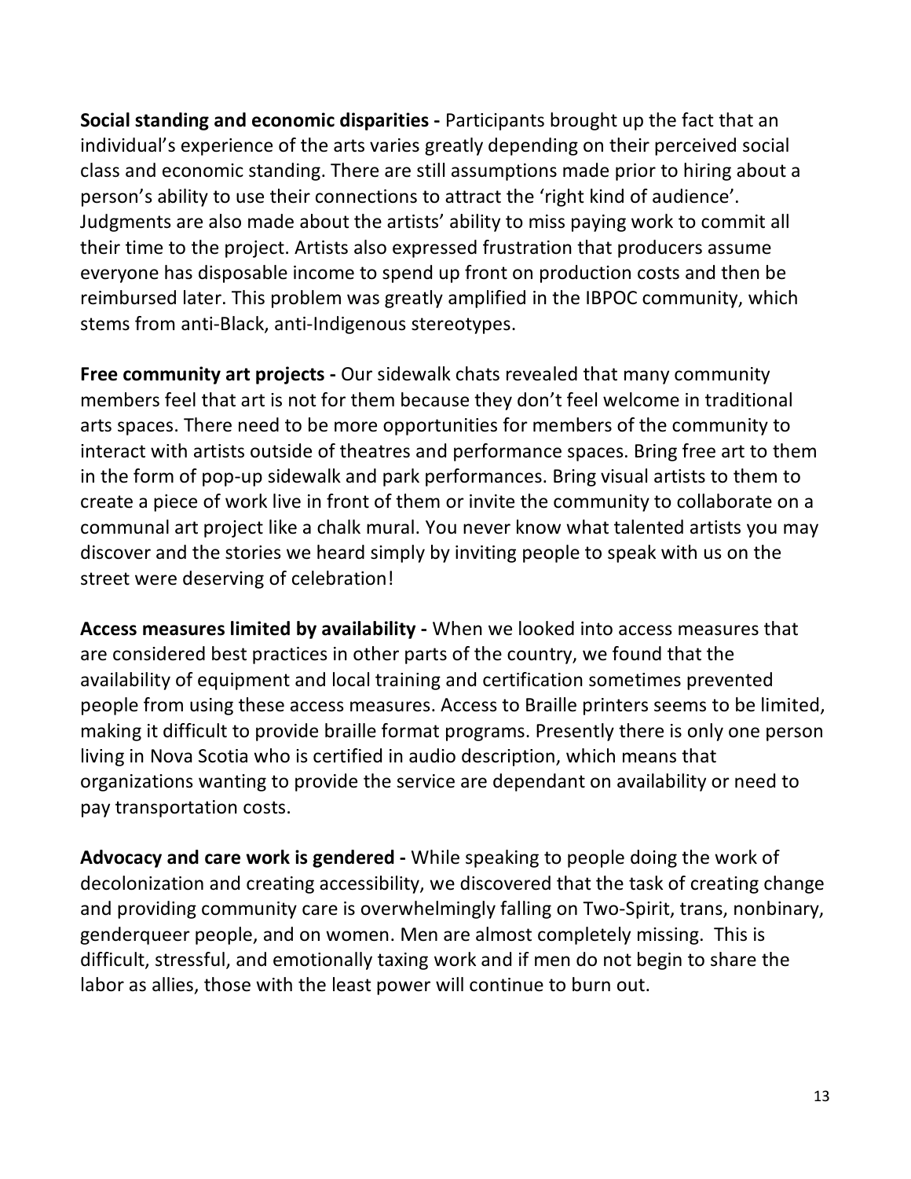**Social standing and economic disparities -** Participants brought up the fact that an individual's experience of the arts varies greatly depending on their perceived social class and economic standing. There are still assumptions made prior to hiring about a person's ability to use their connections to attract the 'right kind of audience'. Judgments are also made about the artists' ability to miss paying work to commit all their time to the project. Artists also expressed frustration that producers assume everyone has disposable income to spend up front on production costs and then be reimbursed later. This problem was greatly amplified in the IBPOC community, which stems from anti-Black, anti-Indigenous stereotypes.

**Free community art projects -** Our sidewalk chats revealed that many community members feel that art is not for them because they don't feel welcome in traditional arts spaces. There need to be more opportunities for members of the community to interact with artists outside of theatres and performance spaces. Bring free art to them in the form of pop-up sidewalk and park performances. Bring visual artists to them to create a piece of work live in front of them or invite the community to collaborate on a communal art project like a chalk mural. You never know what talented artists you may discover and the stories we heard simply by inviting people to speak with us on the street were deserving of celebration!

**Access measures limited by availability -** When we looked into access measures that are considered best practices in other parts of the country, we found that the availability of equipment and local training and certification sometimes prevented people from using these access measures. Access to Braille printers seems to be limited, making it difficult to provide braille format programs. Presently there is only one person living in Nova Scotia who is certified in audio description, which means that organizations wanting to provide the service are dependant on availability or need to pay transportation costs.

**Advocacy and care work is gendered -** While speaking to people doing the work of decolonization and creating accessibility, we discovered that the task of creating change and providing community care is overwhelmingly falling on Two-Spirit, trans, nonbinary, genderqueer people, and on women. Men are almost completely missing. This is difficult, stressful, and emotionally taxing work and if men do not begin to share the labor as allies, those with the least power will continue to burn out.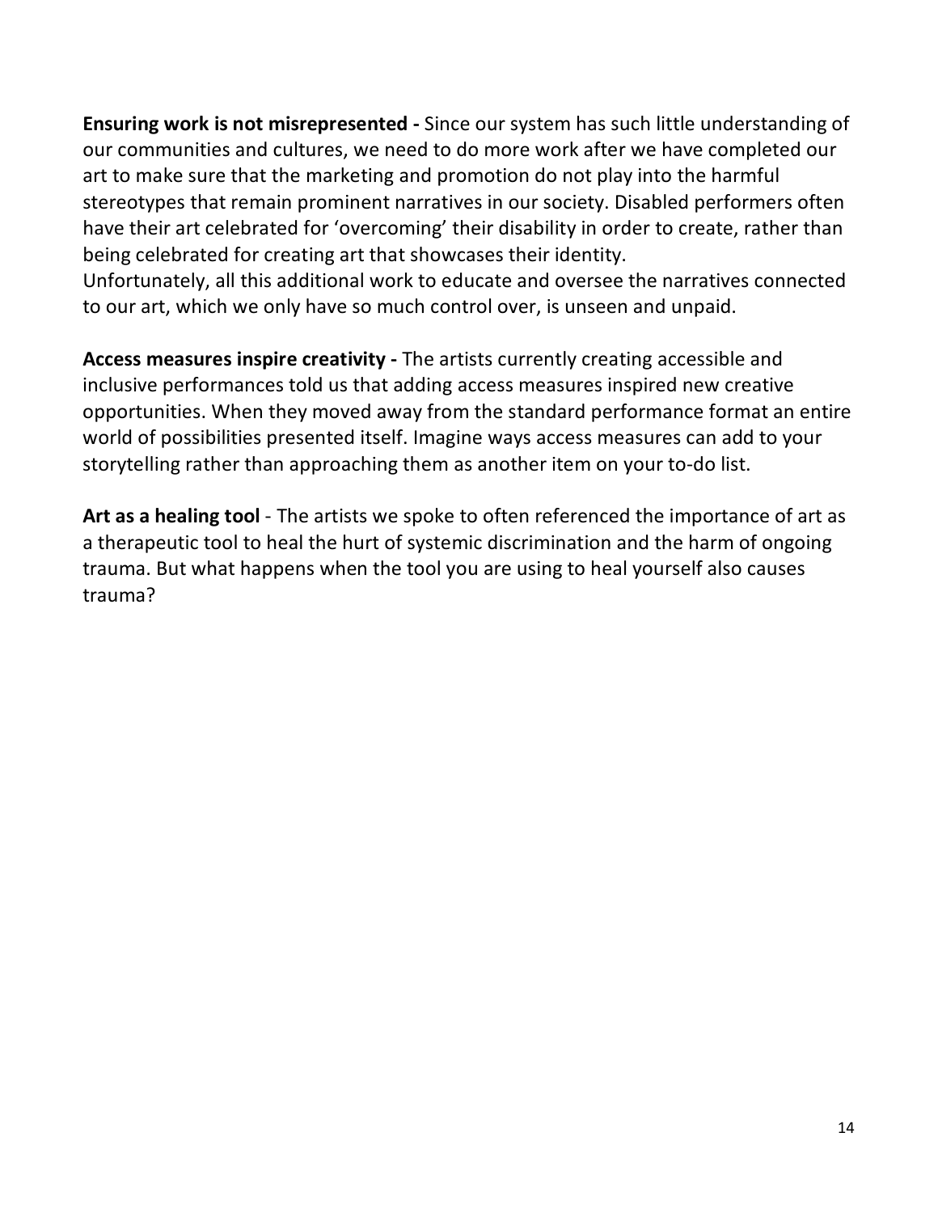**Ensuring work is not misrepresented -** Since our system has such little understanding of our communities and cultures, we need to do more work after we have completed our art to make sure that the marketing and promotion do not play into the harmful stereotypes that remain prominent narratives in our society. Disabled performers often have their art celebrated for 'overcoming' their disability in order to create, rather than being celebrated for creating art that showcases their identity.
Unfortunately, all this additional work to educate and oversee the narratives connected to our art, which we only have so much control over, is unseen and unpaid.

**Access measures inspire creativity -** The artists currently creating accessible and inclusive performances told us that adding access measures inspired new creative opportunities. When they moved away from the standard performance format an entire world of possibilities presented itself. Imagine ways access measures can add to your storytelling rather than approaching them as another item on your to-do list.

**Art as a healing tool** - The artists we spoke to often referenced the importance of art as a therapeutic tool to heal the hurt of systemic discrimination and the harm of ongoing trauma. But what happens when the tool you are using to heal yourself also causes trauma?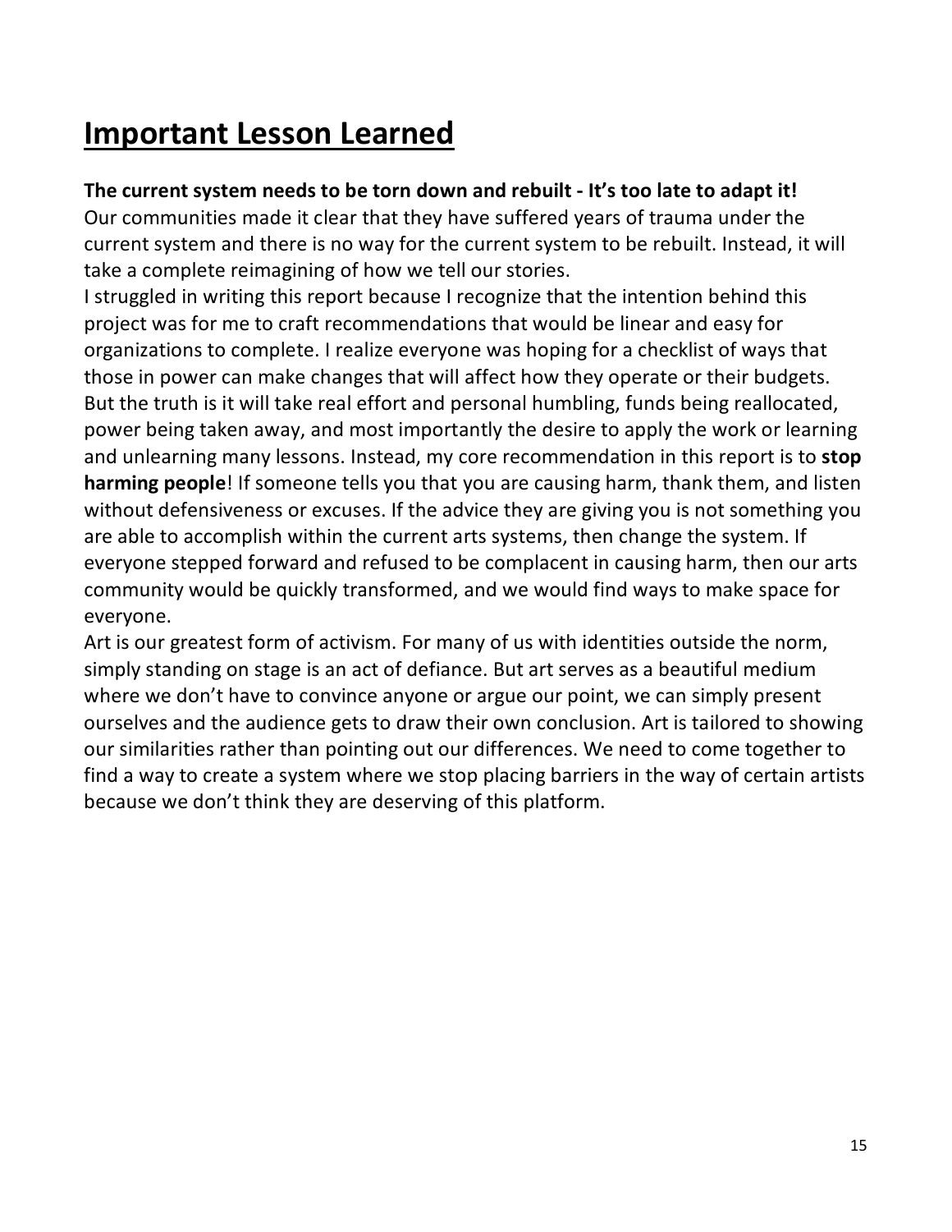# Important Lesson Learned

**The current system needs to be torn down and rebuilt - It's too late to adapt it!**
Our communities made it clear that they have suffered years of trauma under the current system and there is no way for the current system to be rebuilt. Instead, it will take a complete reimagining of how we tell our stories.

I struggled in writing this report because I recognize that the intention behind this project was for me to craft recommendations that would be linear and easy for organizations to complete. I realize everyone was hoping for a checklist of ways that those in power can make changes that will affect how they operate or their budgets. But the truth is it will take real effort and personal humbling, funds being reallocated, power being taken away, and most importantly the desire to apply the work or learning and unlearning many lessons. Instead, my core recommendation in this report is to **stop harming people**! If someone tells you that you are causing harm, thank them, and listen without defensiveness or excuses. If the advice they are giving you is not something you are able to accomplish within the current arts systems, then change the system. If everyone stepped forward and refused to be complacent in causing harm, then our arts community would be quickly transformed, and we would find ways to make space for everyone.

Art is our greatest form of activism. For many of us with identities outside the norm, simply standing on stage is an act of defiance. But art serves as a beautiful medium where we don't have to convince anyone or argue our point, we can simply present ourselves and the audience gets to draw their own conclusion. Art is tailored to showing our similarities rather than pointing out our differences. We need to come together to find a way to create a system where we stop placing barriers in the way of certain artists because we don't think they are deserving of this platform.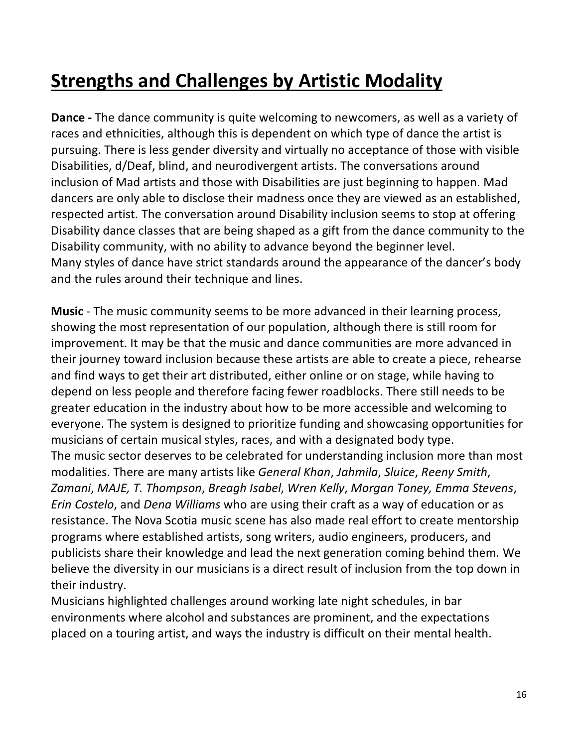# Strengths and Challenges by Artistic Modality

**Dance -** The dance community is quite welcoming to newcomers, as well as a variety of races and ethnicities, although this is dependent on which type of dance the artist is pursuing. There is less gender diversity and virtually no acceptance of those with visible Disabilities, d/Deaf, blind, and neurodivergent artists. The conversations around inclusion of Mad artists and those with Disabilities are just beginning to happen. Mad dancers are only able to disclose their madness once they are viewed as an established, respected artist. The conversation around Disability inclusion seems to stop at offering Disability dance classes that are being shaped as a gift from the dance community to the Disability community, with no ability to advance beyond the beginner level.
Many styles of dance have strict standards around the appearance of the dancer's body and the rules around their technique and lines.

**Music** - The music community seems to be more advanced in their learning process, showing the most representation of our population, although there is still room for improvement. It may be that the music and dance communities are more advanced in their journey toward inclusion because these artists are able to create a piece, rehearse and find ways to get their art distributed, either online or on stage, while having to depend on less people and therefore facing fewer roadblocks. There still needs to be greater education in the industry about how to be more accessible and welcoming to everyone. The system is designed to prioritize funding and showcasing opportunities for musicians of certain musical styles, races, and with a designated body type.
The music sector deserves to be celebrated for understanding inclusion more than most modalities. There are many artists like *General Khan*, *Jahmila*, *Sluice*, *Reeny Smith*, *Zamani*, *MAJE, T. Thompson*, *Breagh Isabel*, *Wren Kelly*, *Morgan Toney, Emma Stevens*, *Erin Costelo*, and *Dena Williams* who are using their craft as a way of education or as resistance. The Nova Scotia music scene has also made real effort to create mentorship programs where established artists, song writers, audio engineers, producers, and publicists share their knowledge and lead the next generation coming behind them. We believe the diversity in our musicians is a direct result of inclusion from the top down in their industry.
Musicians highlighted challenges around working late night schedules, in bar environments where alcohol and substances are prominent, and the expectations placed on a touring artist, and ways the industry is difficult on their mental health.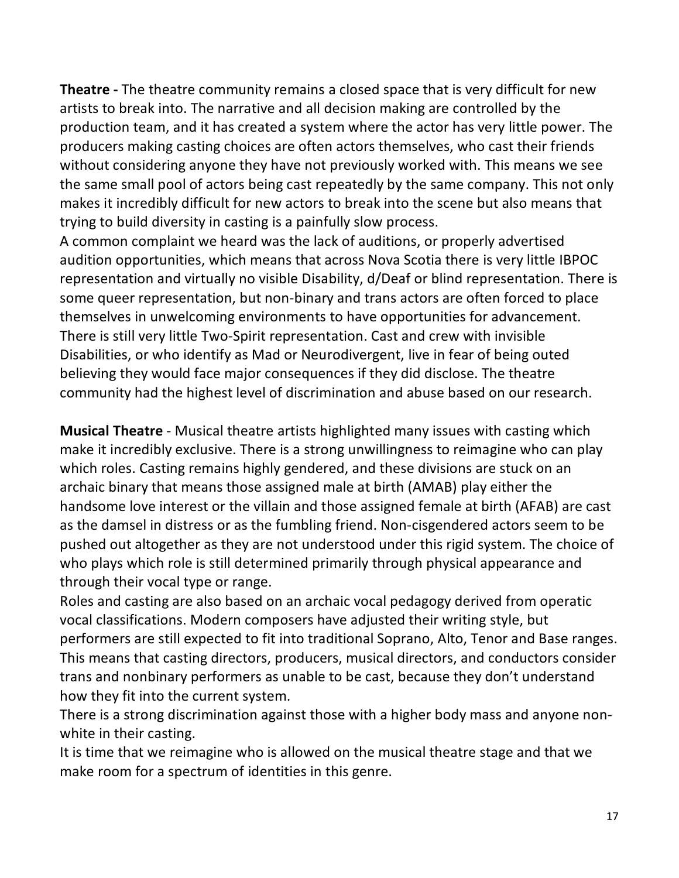**Theatre -** The theatre community remains a closed space that is very difficult for new artists to break into. The narrative and all decision making are controlled by the production team, and it has created a system where the actor has very little power. The producers making casting choices are often actors themselves, who cast their friends without considering anyone they have not previously worked with. This means we see the same small pool of actors being cast repeatedly by the same company. This not only makes it incredibly difficult for new actors to break into the scene but also means that trying to build diversity in casting is a painfully slow process.

A common complaint we heard was the lack of auditions, or properly advertised audition opportunities, which means that across Nova Scotia there is very little IBPOC representation and virtually no visible Disability, d/Deaf or blind representation. There is some queer representation, but non-binary and trans actors are often forced to place themselves in unwelcoming environments to have opportunities for advancement. There is still very little Two-Spirit representation. Cast and crew with invisible Disabilities, or who identify as Mad or Neurodivergent, live in fear of being outed believing they would face major consequences if they did disclose. The theatre community had the highest level of discrimination and abuse based on our research.

**Musical Theatre** - Musical theatre artists highlighted many issues with casting which make it incredibly exclusive. There is a strong unwillingness to reimagine who can play which roles. Casting remains highly gendered, and these divisions are stuck on an archaic binary that means those assigned male at birth (AMAB) play either the handsome love interest or the villain and those assigned female at birth (AFAB) are cast as the damsel in distress or as the fumbling friend. Non-cisgendered actors seem to be pushed out altogether as they are not understood under this rigid system. The choice of who plays which role is still determined primarily through physical appearance and through their vocal type or range.

Roles and casting are also based on an archaic vocal pedagogy derived from operatic vocal classifications. Modern composers have adjusted their writing style, but performers are still expected to fit into traditional Soprano, Alto, Tenor and Base ranges. This means that casting directors, producers, musical directors, and conductors consider trans and nonbinary performers as unable to be cast, because they don't understand how they fit into the current system.

There is a strong discrimination against those with a higher body mass and anyone non-white in their casting.

It is time that we reimagine who is allowed on the musical theatre stage and that we make room for a spectrum of identities in this genre.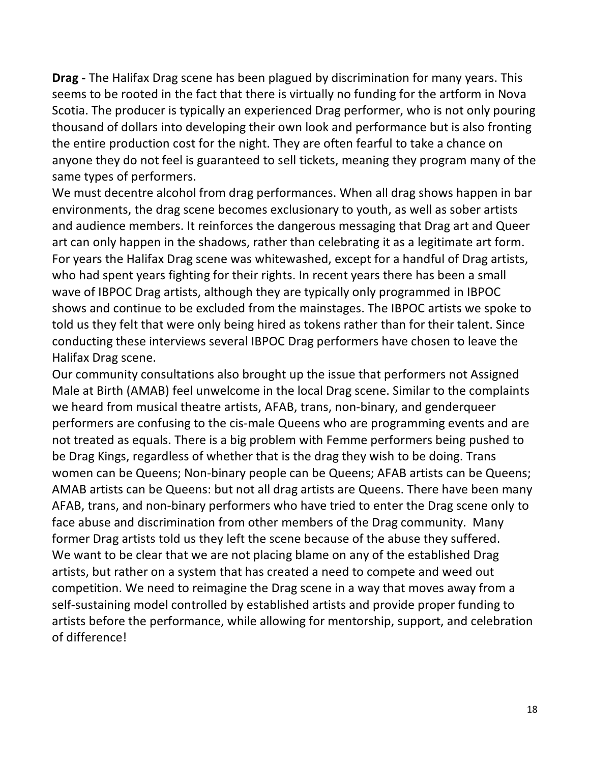**Drag -** The Halifax Drag scene has been plagued by discrimination for many years. This seems to be rooted in the fact that there is virtually no funding for the artform in Nova Scotia. The producer is typically an experienced Drag performer, who is not only pouring thousand of dollars into developing their own look and performance but is also fronting the entire production cost for the night. They are often fearful to take a chance on anyone they do not feel is guaranteed to sell tickets, meaning they program many of the same types of performers.

We must decentre alcohol from drag performances. When all drag shows happen in bar environments, the drag scene becomes exclusionary to youth, as well as sober artists and audience members. It reinforces the dangerous messaging that Drag art and Queer art can only happen in the shadows, rather than celebrating it as a legitimate art form.

For years the Halifax Drag scene was whitewashed, except for a handful of Drag artists, who had spent years fighting for their rights. In recent years there has been a small wave of IBPOC Drag artists, although they are typically only programmed in IBPOC shows and continue to be excluded from the mainstages. The IBPOC artists we spoke to told us they felt that were only being hired as tokens rather than for their talent. Since conducting these interviews several IBPOC Drag performers have chosen to leave the Halifax Drag scene.

Our community consultations also brought up the issue that performers not Assigned Male at Birth (AMAB) feel unwelcome in the local Drag scene. Similar to the complaints we heard from musical theatre artists, AFAB, trans, non-binary, and genderqueer performers are confusing to the cis-male Queens who are programming events and are not treated as equals. There is a big problem with Femme performers being pushed to be Drag Kings, regardless of whether that is the drag they wish to be doing. Trans women can be Queens; Non-binary people can be Queens; AFAB artists can be Queens; AMAB artists can be Queens: but not all drag artists are Queens. There have been many AFAB, trans, and non-binary performers who have tried to enter the Drag scene only to face abuse and discrimination from other members of the Drag community. Many former Drag artists told us they left the scene because of the abuse they suffered.

We want to be clear that we are not placing blame on any of the established Drag artists, but rather on a system that has created a need to compete and weed out competition. We need to reimagine the Drag scene in a way that moves away from a self-sustaining model controlled by established artists and provide proper funding to artists before the performance, while allowing for mentorship, support, and celebration of difference!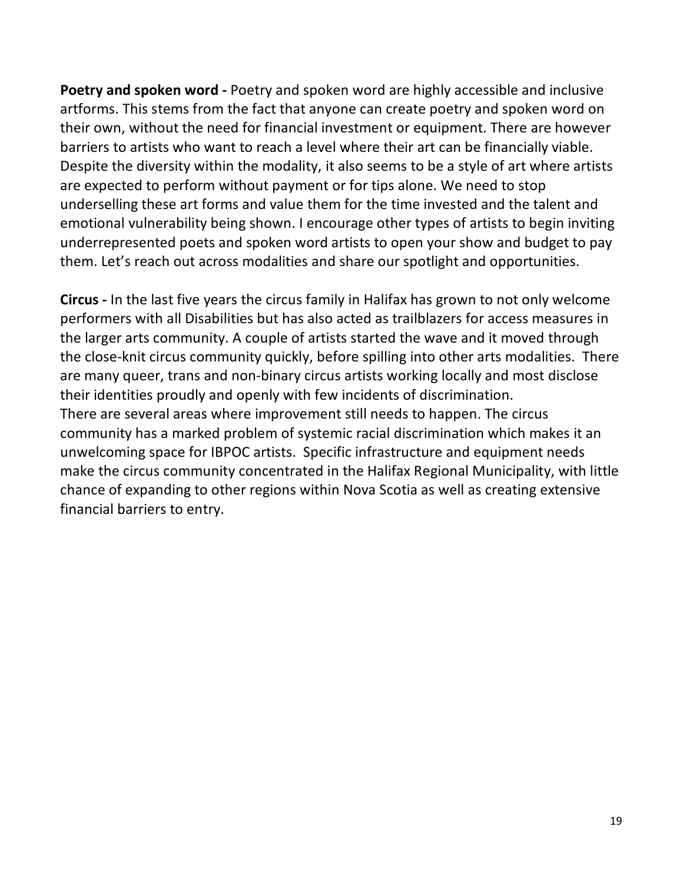**Poetry and spoken word -** Poetry and spoken word are highly accessible and inclusive artforms. This stems from the fact that anyone can create poetry and spoken word on their own, without the need for financial investment or equipment. There are however barriers to artists who want to reach a level where their art can be financially viable. Despite the diversity within the modality, it also seems to be a style of art where artists are expected to perform without payment or for tips alone. We need to stop underselling these art forms and value them for the time invested and the talent and emotional vulnerability being shown. I encourage other types of artists to begin inviting underrepresented poets and spoken word artists to open your show and budget to pay them. Let's reach out across modalities and share our spotlight and opportunities.

**Circus -** In the last five years the circus family in Halifax has grown to not only welcome performers with all Disabilities but has also acted as trailblazers for access measures in the larger arts community. A couple of artists started the wave and it moved through the close-knit circus community quickly, before spilling into other arts modalities. There are many queer, trans and non-binary circus artists working locally and most disclose their identities proudly and openly with few incidents of discrimination.
There are several areas where improvement still needs to happen. The circus community has a marked problem of systemic racial discrimination which makes it an unwelcoming space for IBPOC artists. Specific infrastructure and equipment needs make the circus community concentrated in the Halifax Regional Municipality, with little chance of expanding to other regions within Nova Scotia as well as creating extensive financial barriers to entry.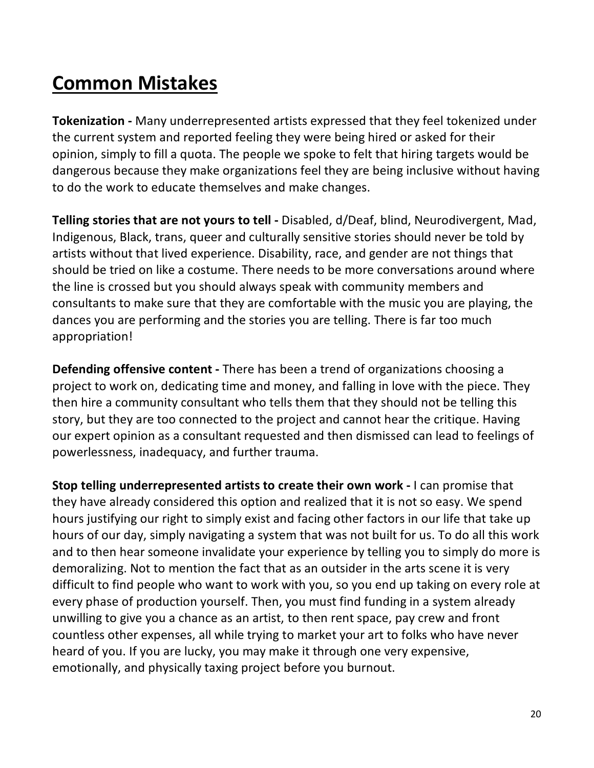## Common Mistakes

**Tokenization -** Many underrepresented artists expressed that they feel tokenized under the current system and reported feeling they were being hired or asked for their opinion, simply to fill a quota. The people we spoke to felt that hiring targets would be dangerous because they make organizations feel they are being inclusive without having to do the work to educate themselves and make changes.

**Telling stories that are not yours to tell -** Disabled, d/Deaf, blind, Neurodivergent, Mad, Indigenous, Black, trans, queer and culturally sensitive stories should never be told by artists without that lived experience. Disability, race, and gender are not things that should be tried on like a costume. There needs to be more conversations around where the line is crossed but you should always speak with community members and consultants to make sure that they are comfortable with the music you are playing, the dances you are performing and the stories you are telling. There is far too much appropriation!

**Defending offensive content -** There has been a trend of organizations choosing a project to work on, dedicating time and money, and falling in love with the piece. They then hire a community consultant who tells them that they should not be telling this story, but they are too connected to the project and cannot hear the critique. Having our expert opinion as a consultant requested and then dismissed can lead to feelings of powerlessness, inadequacy, and further trauma.

**Stop telling underrepresented artists to create their own work -** I can promise that they have already considered this option and realized that it is not so easy. We spend hours justifying our right to simply exist and facing other factors in our life that take up hours of our day, simply navigating a system that was not built for us. To do all this work and to then hear someone invalidate your experience by telling you to simply do more is demoralizing. Not to mention the fact that as an outsider in the arts scene it is very difficult to find people who want to work with you, so you end up taking on every role at every phase of production yourself. Then, you must find funding in a system already unwilling to give you a chance as an artist, to then rent space, pay crew and front countless other expenses, all while trying to market your art to folks who have never heard of you. If you are lucky, you may make it through one very expensive, emotionally, and physically taxing project before you burnout.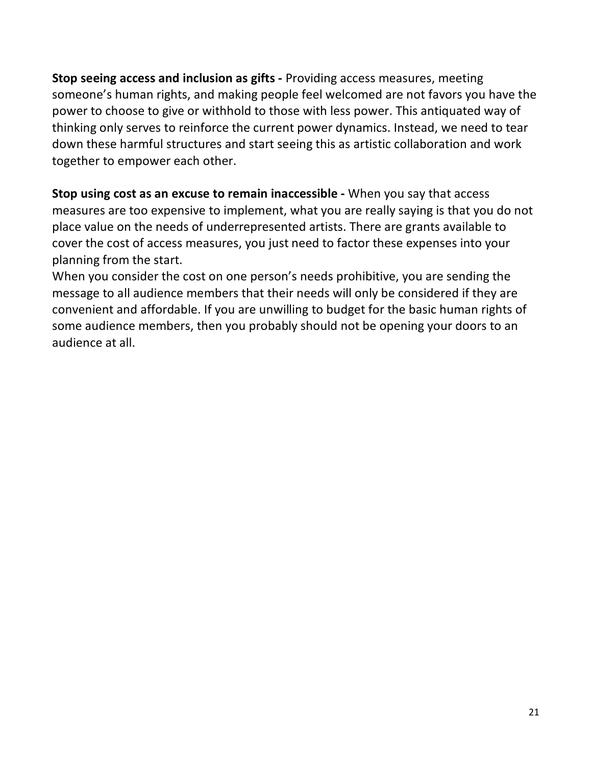**Stop seeing access and inclusion as gifts -** Providing access measures, meeting someone's human rights, and making people feel welcomed are not favors you have the power to choose to give or withhold to those with less power. This antiquated way of thinking only serves to reinforce the current power dynamics. Instead, we need to tear down these harmful structures and start seeing this as artistic collaboration and work together to empower each other.

**Stop using cost as an excuse to remain inaccessible -** When you say that access measures are too expensive to implement, what you are really saying is that you do not place value on the needs of underrepresented artists. There are grants available to cover the cost of access measures, you just need to factor these expenses into your planning from the start.
When you consider the cost on one person's needs prohibitive, you are sending the message to all audience members that their needs will only be considered if they are convenient and affordable. If you are unwilling to budget for the basic human rights of some audience members, then you probably should not be opening your doors to an audience at all.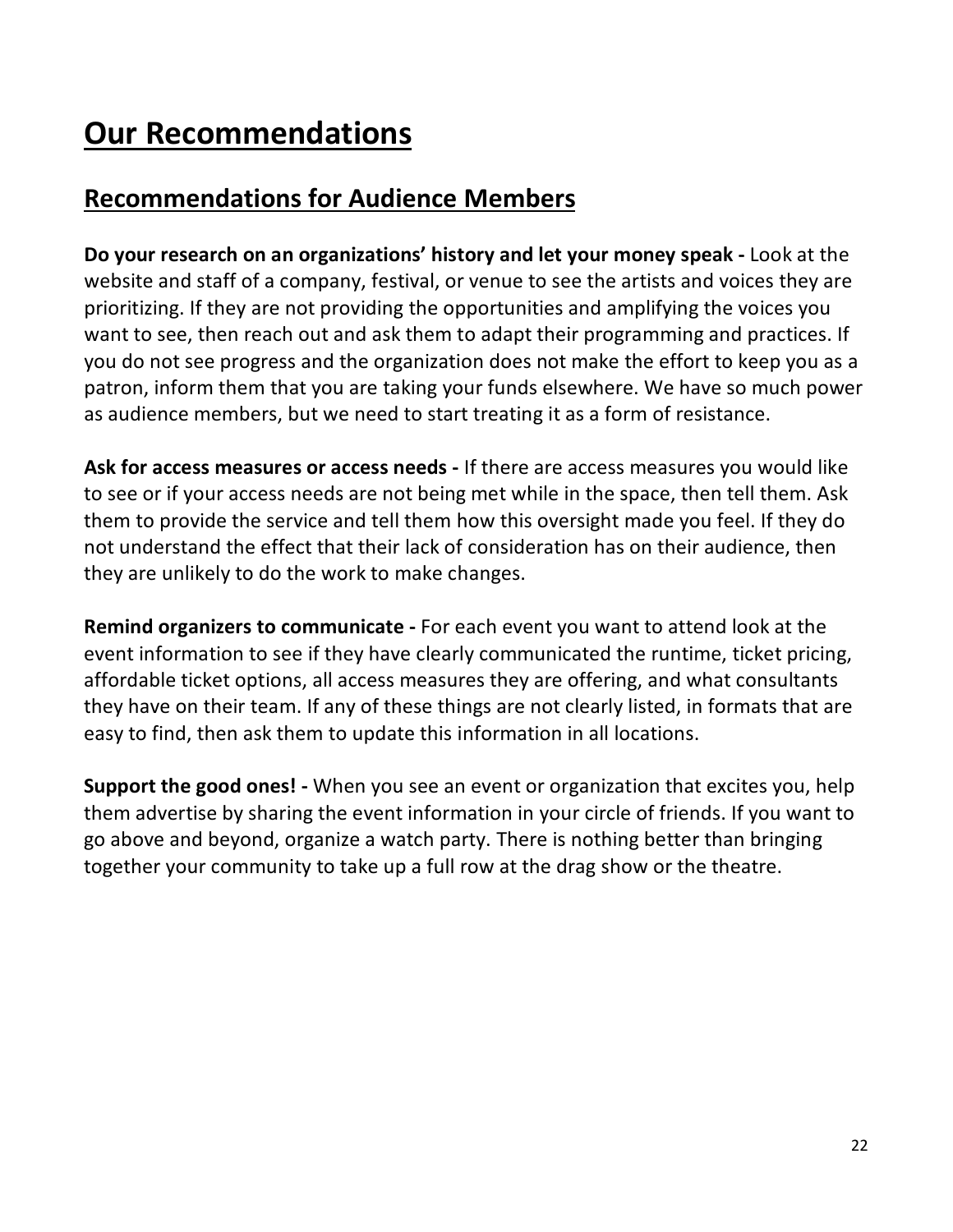# Our Recommendations

## Recommendations for Audience Members

**Do your research on an organizations' history and let your money speak -** Look at the website and staff of a company, festival, or venue to see the artists and voices they are prioritizing. If they are not providing the opportunities and amplifying the voices you want to see, then reach out and ask them to adapt their programming and practices. If you do not see progress and the organization does not make the effort to keep you as a patron, inform them that you are taking your funds elsewhere. We have so much power as audience members, but we need to start treating it as a form of resistance.

**Ask for access measures or access needs -** If there are access measures you would like to see or if your access needs are not being met while in the space, then tell them. Ask them to provide the service and tell them how this oversight made you feel. If they do not understand the effect that their lack of consideration has on their audience, then they are unlikely to do the work to make changes.

**Remind organizers to communicate -** For each event you want to attend look at the event information to see if they have clearly communicated the runtime, ticket pricing, affordable ticket options, all access measures they are offering, and what consultants they have on their team. If any of these things are not clearly listed, in formats that are easy to find, then ask them to update this information in all locations.

**Support the good ones! -** When you see an event or organization that excites you, help them advertise by sharing the event information in your circle of friends. If you want to go above and beyond, organize a watch party. There is nothing better than bringing together your community to take up a full row at the drag show or the theatre.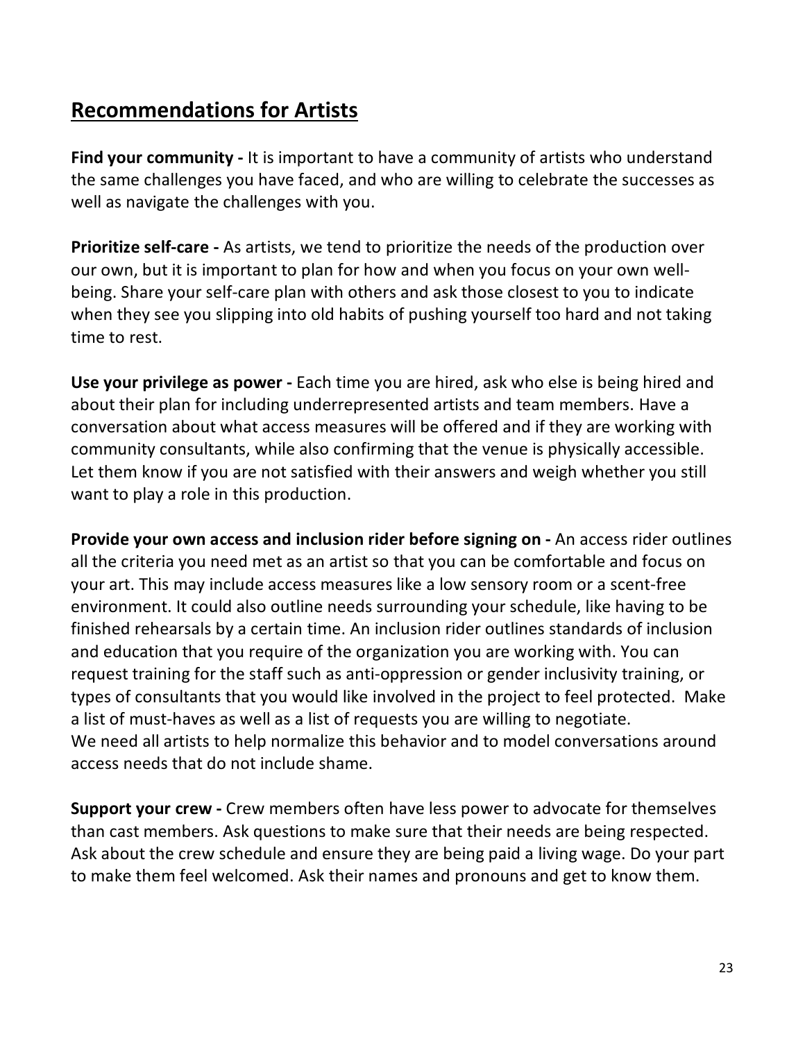## Recommendations for Artists

**Find your community -** It is important to have a community of artists who understand the same challenges you have faced, and who are willing to celebrate the successes as well as navigate the challenges with you.

**Prioritize self-care -** As artists, we tend to prioritize the needs of the production over our own, but it is important to plan for how and when you focus on your own well-being. Share your self-care plan with others and ask those closest to you to indicate when they see you slipping into old habits of pushing yourself too hard and not taking time to rest.

**Use your privilege as power -** Each time you are hired, ask who else is being hired and about their plan for including underrepresented artists and team members. Have a conversation about what access measures will be offered and if they are working with community consultants, while also confirming that the venue is physically accessible. Let them know if you are not satisfied with their answers and weigh whether you still want to play a role in this production.

**Provide your own access and inclusion rider before signing on -** An access rider outlines all the criteria you need met as an artist so that you can be comfortable and focus on your art. This may include access measures like a low sensory room or a scent-free environment. It could also outline needs surrounding your schedule, like having to be finished rehearsals by a certain time. An inclusion rider outlines standards of inclusion and education that you require of the organization you are working with. You can request training for the staff such as anti-oppression or gender inclusivity training, or types of consultants that you would like involved in the project to feel protected. Make a list of must-haves as well as a list of requests you are willing to negotiate.
We need all artists to help normalize this behavior and to model conversations around access needs that do not include shame.

**Support your crew -** Crew members often have less power to advocate for themselves than cast members. Ask questions to make sure that their needs are being respected. Ask about the crew schedule and ensure they are being paid a living wage. Do your part to make them feel welcomed. Ask their names and pronouns and get to know them.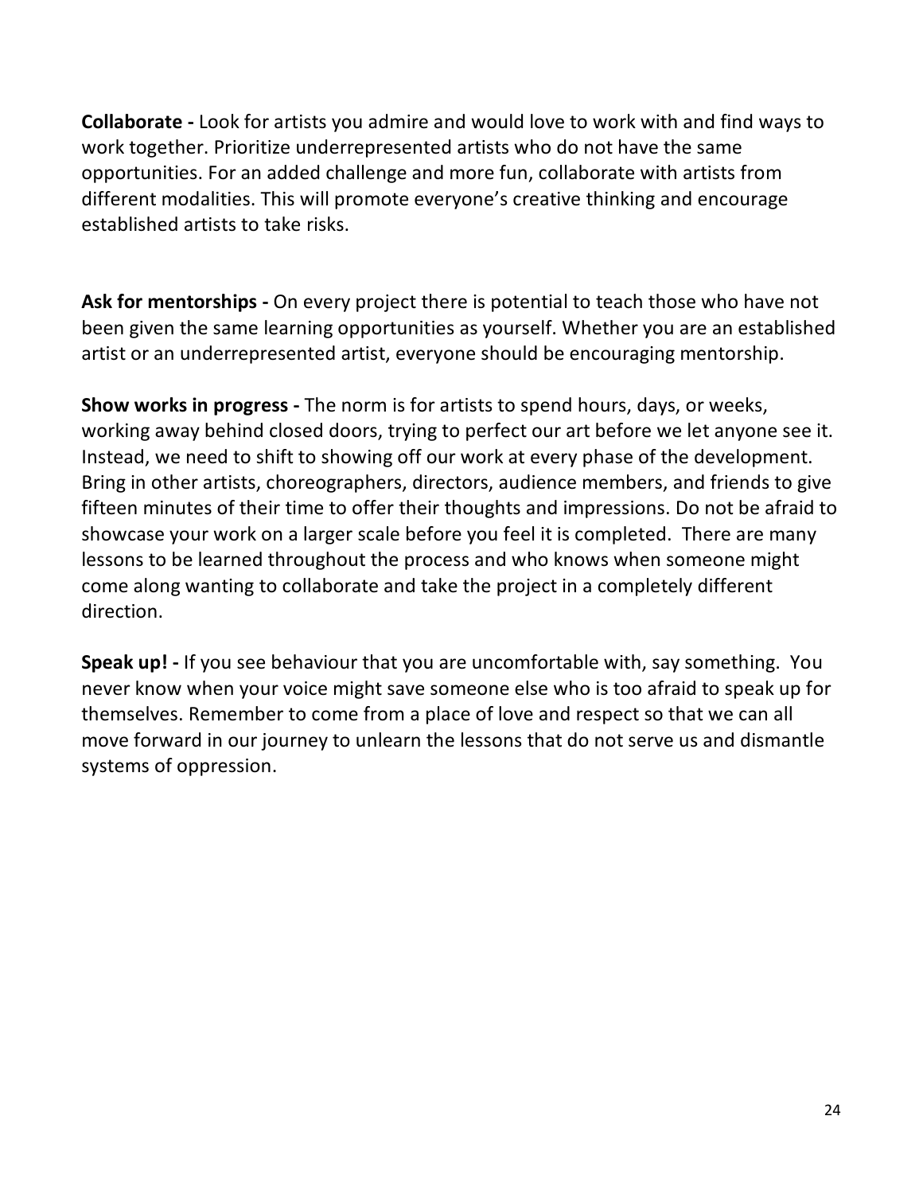**Collaborate -** Look for artists you admire and would love to work with and find ways to work together. Prioritize underrepresented artists who do not have the same opportunities. For an added challenge and more fun, collaborate with artists from different modalities. This will promote everyone's creative thinking and encourage established artists to take risks.

**Ask for mentorships -** On every project there is potential to teach those who have not been given the same learning opportunities as yourself. Whether you are an established artist or an underrepresented artist, everyone should be encouraging mentorship.

**Show works in progress -** The norm is for artists to spend hours, days, or weeks, working away behind closed doors, trying to perfect our art before we let anyone see it. Instead, we need to shift to showing off our work at every phase of the development. Bring in other artists, choreographers, directors, audience members, and friends to give fifteen minutes of their time to offer their thoughts and impressions. Do not be afraid to showcase your work on a larger scale before you feel it is completed. There are many lessons to be learned throughout the process and who knows when someone might come along wanting to collaborate and take the project in a completely different direction.

**Speak up! -** If you see behaviour that you are uncomfortable with, say something. You never know when your voice might save someone else who is too afraid to speak up for themselves. Remember to come from a place of love and respect so that we can all move forward in our journey to unlearn the lessons that do not serve us and dismantle systems of oppression.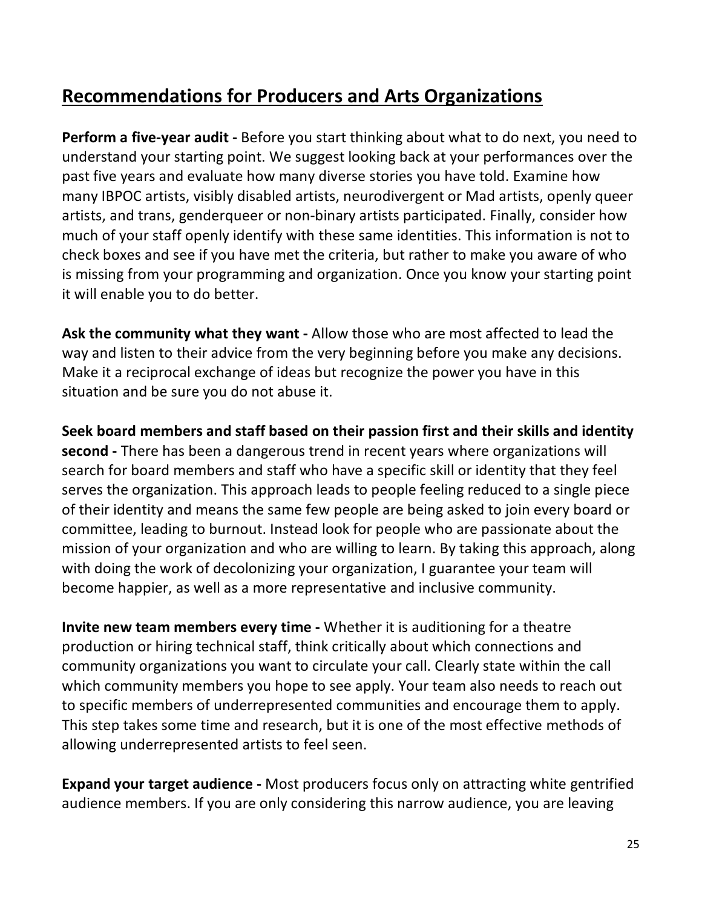## Recommendations for Producers and Arts Organizations

**Perform a five-year audit -** Before you start thinking about what to do next, you need to understand your starting point. We suggest looking back at your performances over the past five years and evaluate how many diverse stories you have told. Examine how many IBPOC artists, visibly disabled artists, neurodivergent or Mad artists, openly queer artists, and trans, genderqueer or non-binary artists participated. Finally, consider how much of your staff openly identify with these same identities. This information is not to check boxes and see if you have met the criteria, but rather to make you aware of who is missing from your programming and organization. Once you know your starting point it will enable you to do better.

**Ask the community what they want -** Allow those who are most affected to lead the way and listen to their advice from the very beginning before you make any decisions. Make it a reciprocal exchange of ideas but recognize the power you have in this situation and be sure you do not abuse it.

**Seek board members and staff based on their passion first and their skills and identity second -** There has been a dangerous trend in recent years where organizations will search for board members and staff who have a specific skill or identity that they feel serves the organization. This approach leads to people feeling reduced to a single piece of their identity and means the same few people are being asked to join every board or committee, leading to burnout. Instead look for people who are passionate about the mission of your organization and who are willing to learn. By taking this approach, along with doing the work of decolonizing your organization, I guarantee your team will become happier, as well as a more representative and inclusive community.

**Invite new team members every time -** Whether it is auditioning for a theatre production or hiring technical staff, think critically about which connections and community organizations you want to circulate your call. Clearly state within the call which community members you hope to see apply. Your team also needs to reach out to specific members of underrepresented communities and encourage them to apply. This step takes some time and research, but it is one of the most effective methods of allowing underrepresented artists to feel seen.

**Expand your target audience -** Most producers focus only on attracting white gentrified audience members. If you are only considering this narrow audience, you are leaving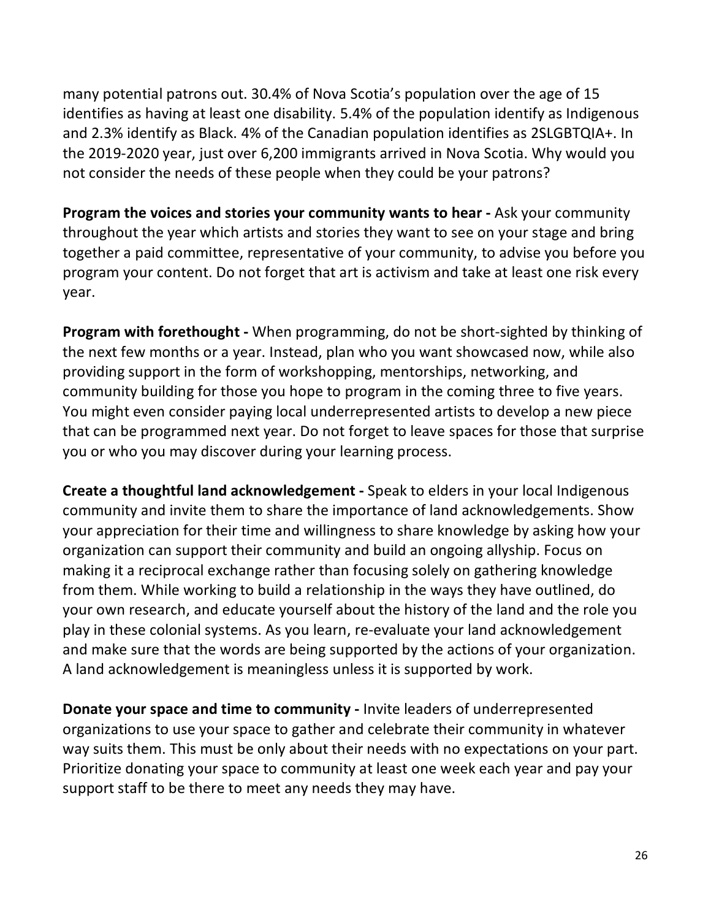many potential patrons out. 30.4% of Nova Scotia's population over the age of 15 identifies as having at least one disability. 5.4% of the population identify as Indigenous and 2.3% identify as Black. 4% of the Canadian population identifies as 2SLGBTQIA+. In the 2019-2020 year, just over 6,200 immigrants arrived in Nova Scotia. Why would you not consider the needs of these people when they could be your patrons?

**Program the voices and stories your community wants to hear -** Ask your community throughout the year which artists and stories they want to see on your stage and bring together a paid committee, representative of your community, to advise you before you program your content. Do not forget that art is activism and take at least one risk every year.

**Program with forethought -** When programming, do not be short-sighted by thinking of the next few months or a year. Instead, plan who you want showcased now, while also providing support in the form of workshopping, mentorships, networking, and community building for those you hope to program in the coming three to five years. You might even consider paying local underrepresented artists to develop a new piece that can be programmed next year. Do not forget to leave spaces for those that surprise you or who you may discover during your learning process.

**Create a thoughtful land acknowledgement -** Speak to elders in your local Indigenous community and invite them to share the importance of land acknowledgements. Show your appreciation for their time and willingness to share knowledge by asking how your organization can support their community and build an ongoing allyship. Focus on making it a reciprocal exchange rather than focusing solely on gathering knowledge from them. While working to build a relationship in the ways they have outlined, do your own research, and educate yourself about the history of the land and the role you play in these colonial systems. As you learn, re-evaluate your land acknowledgement and make sure that the words are being supported by the actions of your organization. A land acknowledgement is meaningless unless it is supported by work.

**Donate your space and time to community -** Invite leaders of underrepresented organizations to use your space to gather and celebrate their community in whatever way suits them. This must be only about their needs with no expectations on your part. Prioritize donating your space to community at least one week each year and pay your support staff to be there to meet any needs they may have.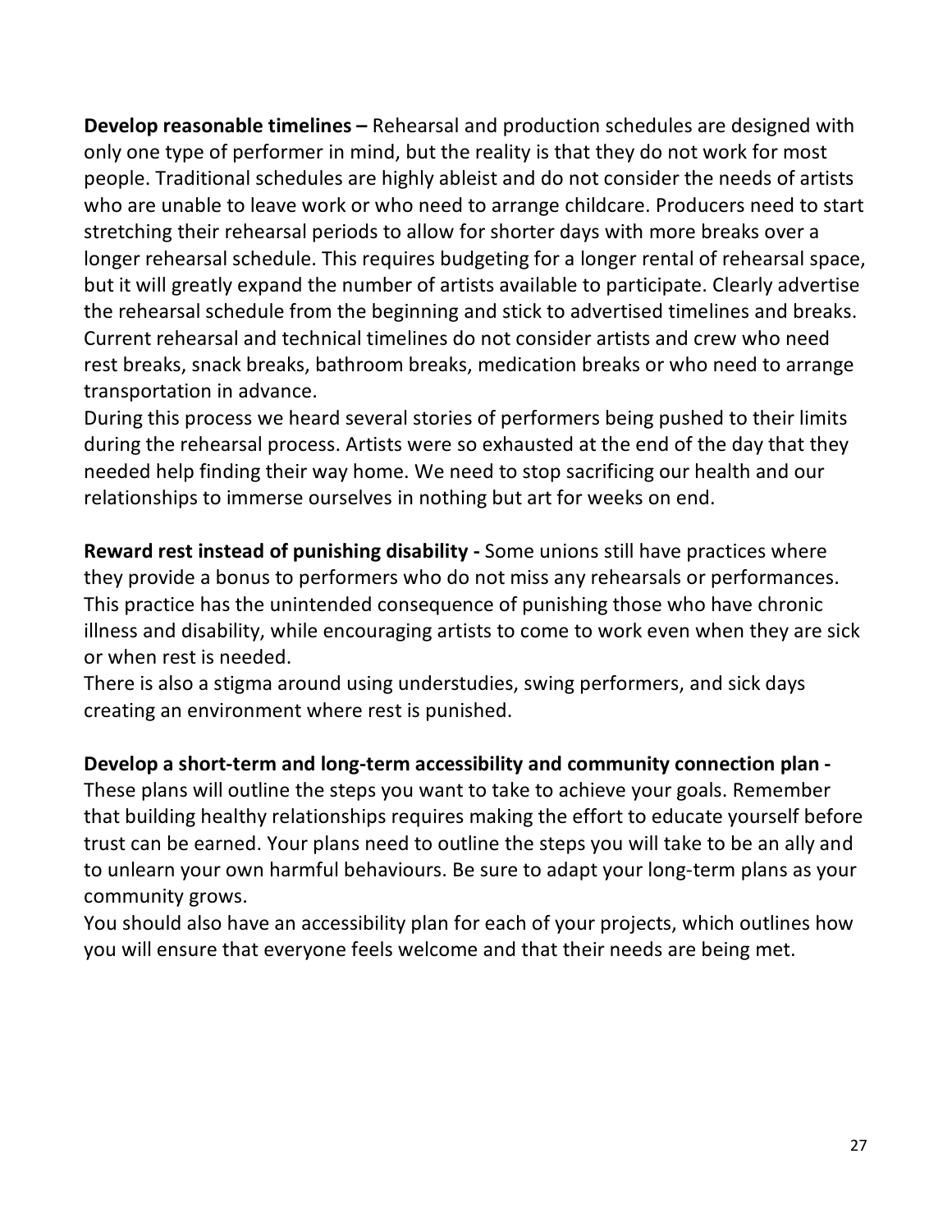**Develop reasonable timelines –** Rehearsal and production schedules are designed with only one type of performer in mind, but the reality is that they do not work for most people. Traditional schedules are highly ableist and do not consider the needs of artists who are unable to leave work or who need to arrange childcare. Producers need to start stretching their rehearsal periods to allow for shorter days with more breaks over a longer rehearsal schedule. This requires budgeting for a longer rental of rehearsal space, but it will greatly expand the number of artists available to participate. Clearly advertise the rehearsal schedule from the beginning and stick to advertised timelines and breaks. Current rehearsal and technical timelines do not consider artists and crew who need rest breaks, snack breaks, bathroom breaks, medication breaks or who need to arrange transportation in advance.

During this process we heard several stories of performers being pushed to their limits during the rehearsal process. Artists were so exhausted at the end of the day that they needed help finding their way home. We need to stop sacrificing our health and our relationships to immerse ourselves in nothing but art for weeks on end.

**Reward rest instead of punishing disability -** Some unions still have practices where they provide a bonus to performers who do not miss any rehearsals or performances. This practice has the unintended consequence of punishing those who have chronic illness and disability, while encouraging artists to come to work even when they are sick or when rest is needed.

There is also a stigma around using understudies, swing performers, and sick days creating an environment where rest is punished.

**Develop a short-term and long-term accessibility and community connection plan -** These plans will outline the steps you want to take to achieve your goals. Remember that building healthy relationships requires making the effort to educate yourself before trust can be earned. Your plans need to outline the steps you will take to be an ally and to unlearn your own harmful behaviours. Be sure to adapt your long-term plans as your community grows.

You should also have an accessibility plan for each of your projects, which outlines how you will ensure that everyone feels welcome and that their needs are being met.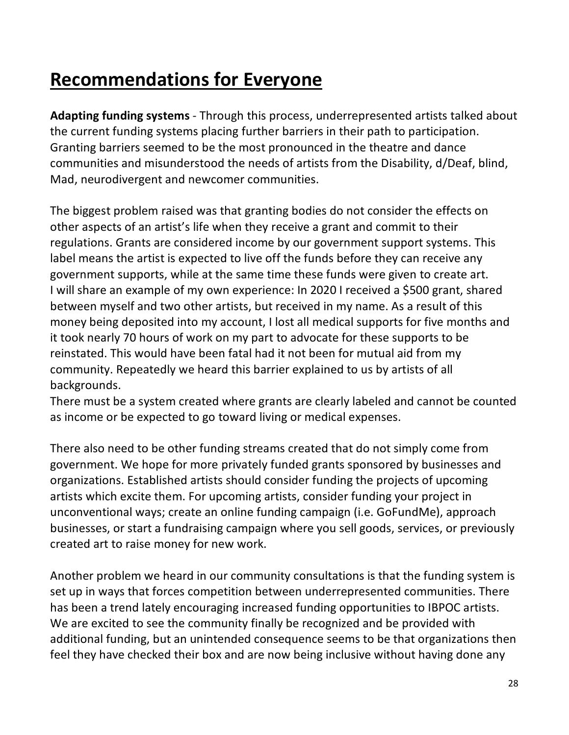# Recommendations for Everyone

**Adapting funding systems** - Through this process, underrepresented artists talked about the current funding systems placing further barriers in their path to participation. Granting barriers seemed to be the most pronounced in the theatre and dance communities and misunderstood the needs of artists from the Disability, d/Deaf, blind, Mad, neurodivergent and newcomer communities.

The biggest problem raised was that granting bodies do not consider the effects on other aspects of an artist's life when they receive a grant and commit to their regulations. Grants are considered income by our government support systems. This label means the artist is expected to live off the funds before they can receive any government supports, while at the same time these funds were given to create art. I will share an example of my own experience: In 2020 I received a $500 grant, shared between myself and two other artists, but received in my name. As a result of this money being deposited into my account, I lost all medical supports for five months and it took nearly 70 hours of work on my part to advocate for these supports to be reinstated. This would have been fatal had it not been for mutual aid from my community. Repeatedly we heard this barrier explained to us by artists of all backgrounds.
There must be a system created where grants are clearly labeled and cannot be counted as income or be expected to go toward living or medical expenses.

There also need to be other funding streams created that do not simply come from government. We hope for more privately funded grants sponsored by businesses and organizations. Established artists should consider funding the projects of upcoming artists which excite them. For upcoming artists, consider funding your project in unconventional ways; create an online funding campaign (i.e. GoFundMe), approach businesses, or start a fundraising campaign where you sell goods, services, or previously created art to raise money for new work.

Another problem we heard in our community consultations is that the funding system is set up in ways that forces competition between underrepresented communities. There has been a trend lately encouraging increased funding opportunities to IBPOC artists. We are excited to see the community finally be recognized and be provided with additional funding, but an unintended consequence seems to be that organizations then feel they have checked their box and are now being inclusive without having done any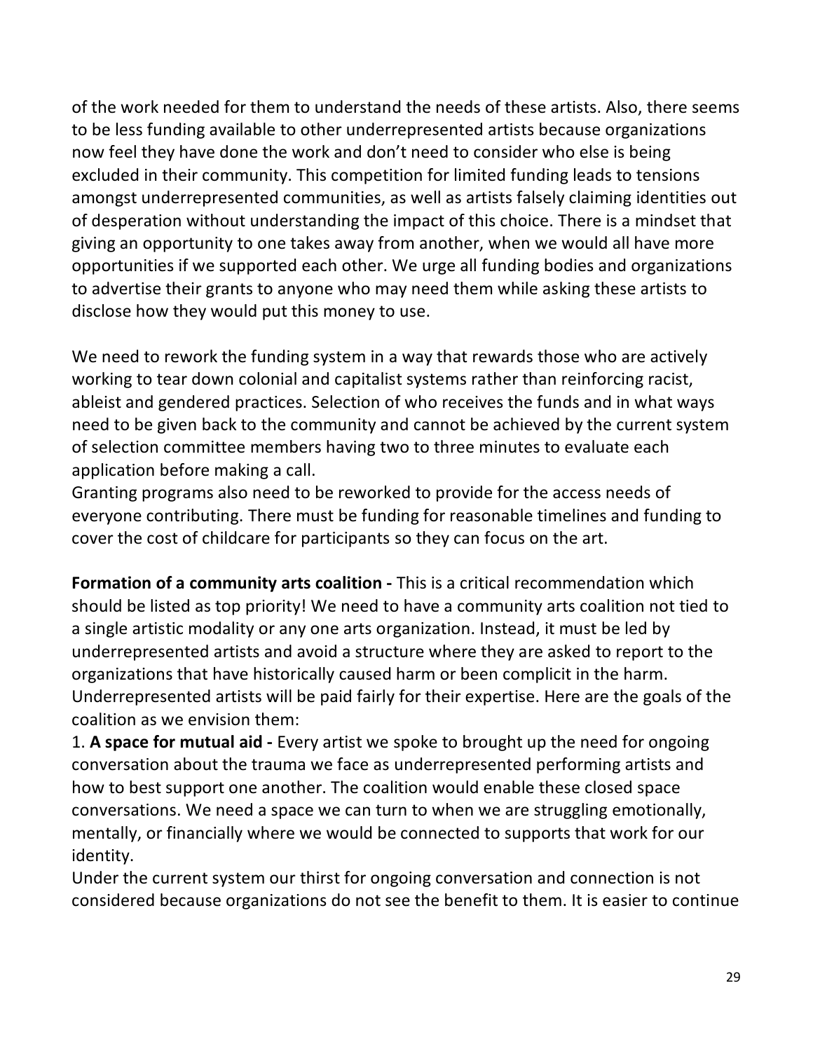of the work needed for them to understand the needs of these artists. Also, there seems to be less funding available to other underrepresented artists because organizations now feel they have done the work and don't need to consider who else is being excluded in their community. This competition for limited funding leads to tensions amongst underrepresented communities, as well as artists falsely claiming identities out of desperation without understanding the impact of this choice. There is a mindset that giving an opportunity to one takes away from another, when we would all have more opportunities if we supported each other. We urge all funding bodies and organizations to advertise their grants to anyone who may need them while asking these artists to disclose how they would put this money to use.

We need to rework the funding system in a way that rewards those who are actively working to tear down colonial and capitalist systems rather than reinforcing racist, ableist and gendered practices. Selection of who receives the funds and in what ways need to be given back to the community and cannot be achieved by the current system of selection committee members having two to three minutes to evaluate each application before making a call.
Granting programs also need to be reworked to provide for the access needs of everyone contributing. There must be funding for reasonable timelines and funding to cover the cost of childcare for participants so they can focus on the art.

**Formation of a community arts coalition -** This is a critical recommendation which should be listed as top priority! We need to have a community arts coalition not tied to a single artistic modality or any one arts organization. Instead, it must be led by underrepresented artists and avoid a structure where they are asked to report to the organizations that have historically caused harm or been complicit in the harm. Underrepresented artists will be paid fairly for their expertise. Here are the goals of the coalition as we envision them:

1. **A space for mutual aid -** Every artist we spoke to brought up the need for ongoing conversation about the trauma we face as underrepresented performing artists and how to best support one another. The coalition would enable these closed space conversations. We need a space we can turn to when we are struggling emotionally, mentally, or financially where we would be connected to supports that work for our identity.

Under the current system our thirst for ongoing conversation and connection is not considered because organizations do not see the benefit to them. It is easier to continue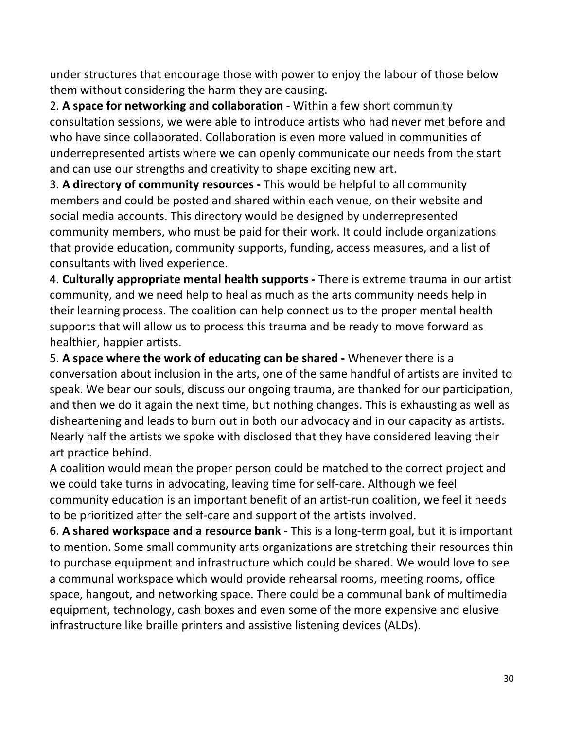under structures that encourage those with power to enjoy the labour of those below them without considering the harm they are causing.

2. **A space for networking and collaboration -** Within a few short community consultation sessions, we were able to introduce artists who had never met before and who have since collaborated. Collaboration is even more valued in communities of underrepresented artists where we can openly communicate our needs from the start and can use our strengths and creativity to shape exciting new art.

3. **A directory of community resources -** This would be helpful to all community members and could be posted and shared within each venue, on their website and social media accounts. This directory would be designed by underrepresented community members, who must be paid for their work. It could include organizations that provide education, community supports, funding, access measures, and a list of consultants with lived experience.

4. **Culturally appropriate mental health supports -** There is extreme trauma in our artist community, and we need help to heal as much as the arts community needs help in their learning process. The coalition can help connect us to the proper mental health supports that will allow us to process this trauma and be ready to move forward as healthier, happier artists.

5. **A space where the work of educating can be shared -** Whenever there is a conversation about inclusion in the arts, one of the same handful of artists are invited to speak. We bear our souls, discuss our ongoing trauma, are thanked for our participation, and then we do it again the next time, but nothing changes. This is exhausting as well as disheartening and leads to burn out in both our advocacy and in our capacity as artists. Nearly half the artists we spoke with disclosed that they have considered leaving their art practice behind.

   A coalition would mean the proper person could be matched to the correct project and we could take turns in advocating, leaving time for self-care. Although we feel community education is an important benefit of an artist-run coalition, we feel it needs to be prioritized after the self-care and support of the artists involved.

6. **A shared workspace and a resource bank -** This is a long-term goal, but it is important to mention. Some small community arts organizations are stretching their resources thin to purchase equipment and infrastructure which could be shared. We would love to see a communal workspace which would provide rehearsal rooms, meeting rooms, office space, hangout, and networking space. There could be a communal bank of multimedia equipment, technology, cash boxes and even some of the more expensive and elusive infrastructure like braille printers and assistive listening devices (ALDs).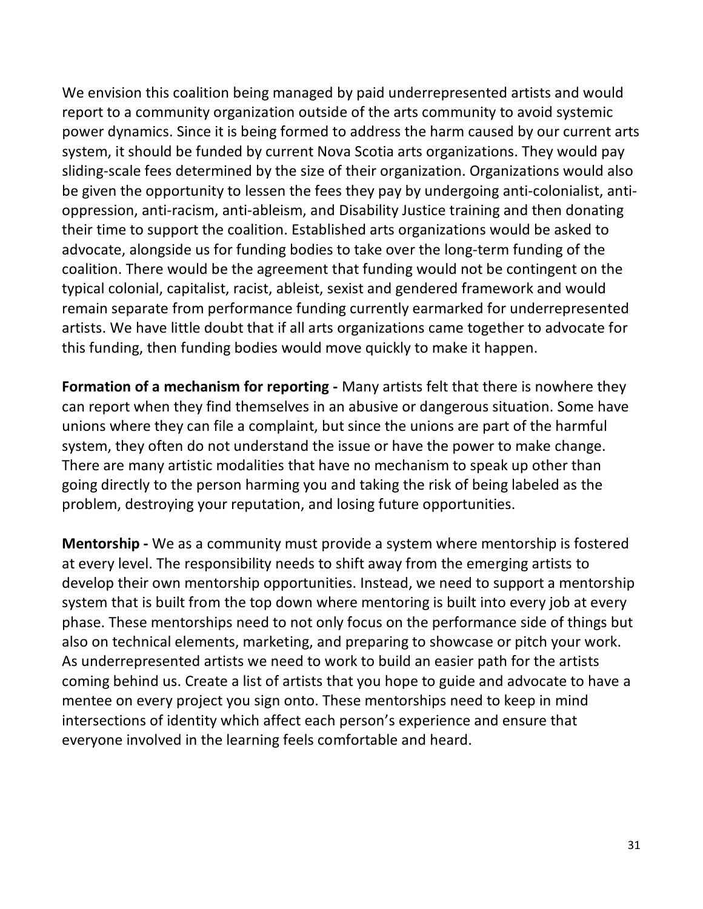We envision this coalition being managed by paid underrepresented artists and would report to a community organization outside of the arts community to avoid systemic power dynamics. Since it is being formed to address the harm caused by our current arts system, it should be funded by current Nova Scotia arts organizations. They would pay sliding-scale fees determined by the size of their organization. Organizations would also be given the opportunity to lessen the fees they pay by undergoing anti-colonialist, anti-oppression, anti-racism, anti-ableism, and Disability Justice training and then donating their time to support the coalition. Established arts organizations would be asked to advocate, alongside us for funding bodies to take over the long-term funding of the coalition. There would be the agreement that funding would not be contingent on the typical colonial, capitalist, racist, ableist, sexist and gendered framework and would remain separate from performance funding currently earmarked for underrepresented artists. We have little doubt that if all arts organizations came together to advocate for this funding, then funding bodies would move quickly to make it happen.

**Formation of a mechanism for reporting -** Many artists felt that there is nowhere they can report when they find themselves in an abusive or dangerous situation. Some have unions where they can file a complaint, but since the unions are part of the harmful system, they often do not understand the issue or have the power to make change. There are many artistic modalities that have no mechanism to speak up other than going directly to the person harming you and taking the risk of being labeled as the problem, destroying your reputation, and losing future opportunities.

**Mentorship -** We as a community must provide a system where mentorship is fostered at every level. The responsibility needs to shift away from the emerging artists to develop their own mentorship opportunities. Instead, we need to support a mentorship system that is built from the top down where mentoring is built into every job at every phase. These mentorships need to not only focus on the performance side of things but also on technical elements, marketing, and preparing to showcase or pitch your work. As underrepresented artists we need to work to build an easier path for the artists coming behind us. Create a list of artists that you hope to guide and advocate to have a mentee on every project you sign onto. These mentorships need to keep in mind intersections of identity which affect each person's experience and ensure that everyone involved in the learning feels comfortable and heard.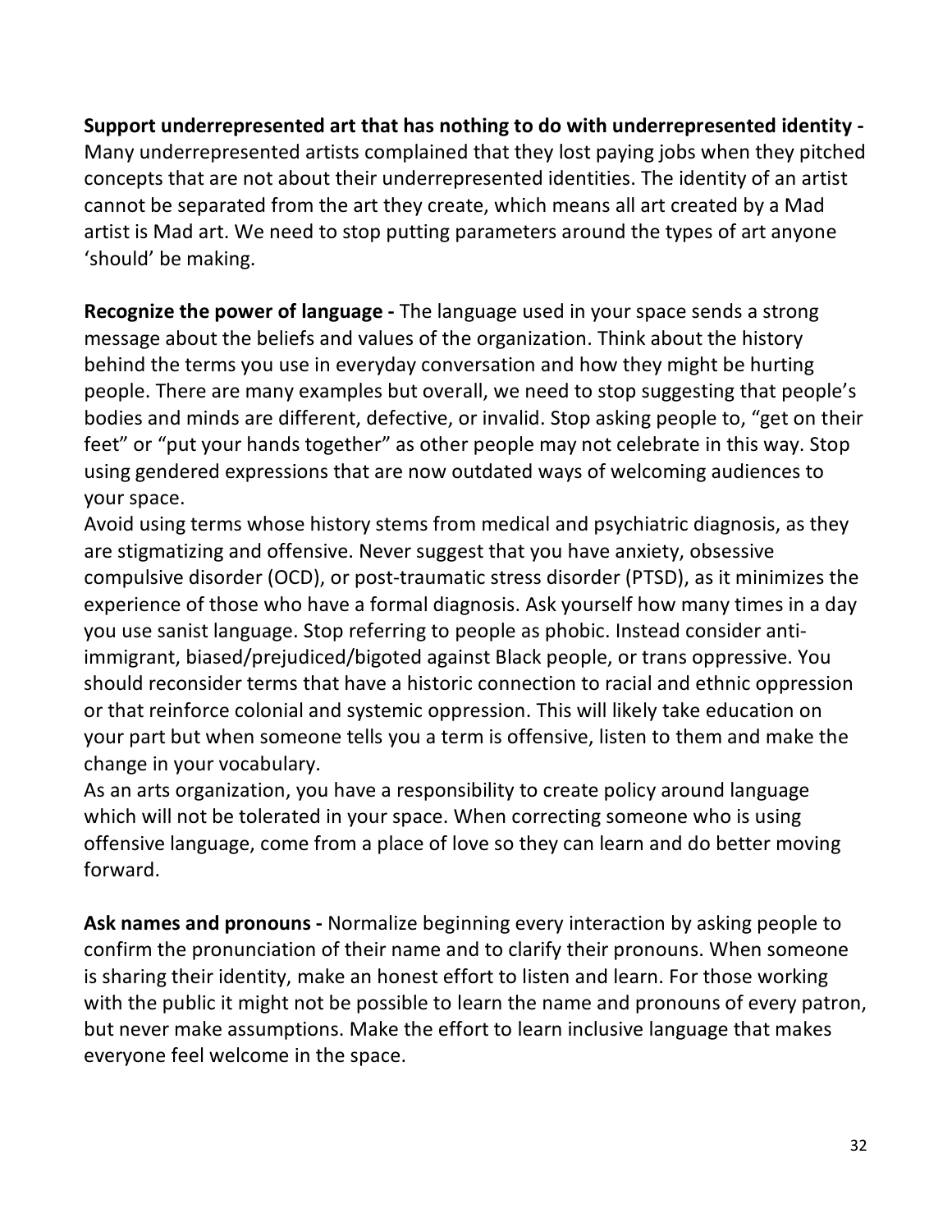**Support underrepresented art that has nothing to do with underrepresented identity -** Many underrepresented artists complained that they lost paying jobs when they pitched concepts that are not about their underrepresented identities. The identity of an artist cannot be separated from the art they create, which means all art created by a Mad artist is Mad art. We need to stop putting parameters around the types of art anyone 'should' be making.

**Recognize the power of language -** The language used in your space sends a strong message about the beliefs and values of the organization. Think about the history behind the terms you use in everyday conversation and how they might be hurting people. There are many examples but overall, we need to stop suggesting that people's bodies and minds are different, defective, or invalid. Stop asking people to, "get on their feet" or "put your hands together" as other people may not celebrate in this way. Stop using gendered expressions that are now outdated ways of welcoming audiences to your space.

Avoid using terms whose history stems from medical and psychiatric diagnosis, as they are stigmatizing and offensive. Never suggest that you have anxiety, obsessive compulsive disorder (OCD), or post-traumatic stress disorder (PTSD), as it minimizes the experience of those who have a formal diagnosis. Ask yourself how many times in a day you use sanist language. Stop referring to people as phobic. Instead consider anti-immigrant, biased/prejudiced/bigoted against Black people, or trans oppressive. You should reconsider terms that have a historic connection to racial and ethnic oppression or that reinforce colonial and systemic oppression. This will likely take education on your part but when someone tells you a term is offensive, listen to them and make the change in your vocabulary.

As an arts organization, you have a responsibility to create policy around language which will not be tolerated in your space. When correcting someone who is using offensive language, come from a place of love so they can learn and do better moving forward.

**Ask names and pronouns -** Normalize beginning every interaction by asking people to confirm the pronunciation of their name and to clarify their pronouns. When someone is sharing their identity, make an honest effort to listen and learn. For those working with the public it might not be possible to learn the name and pronouns of every patron, but never make assumptions. Make the effort to learn inclusive language that makes everyone feel welcome in the space.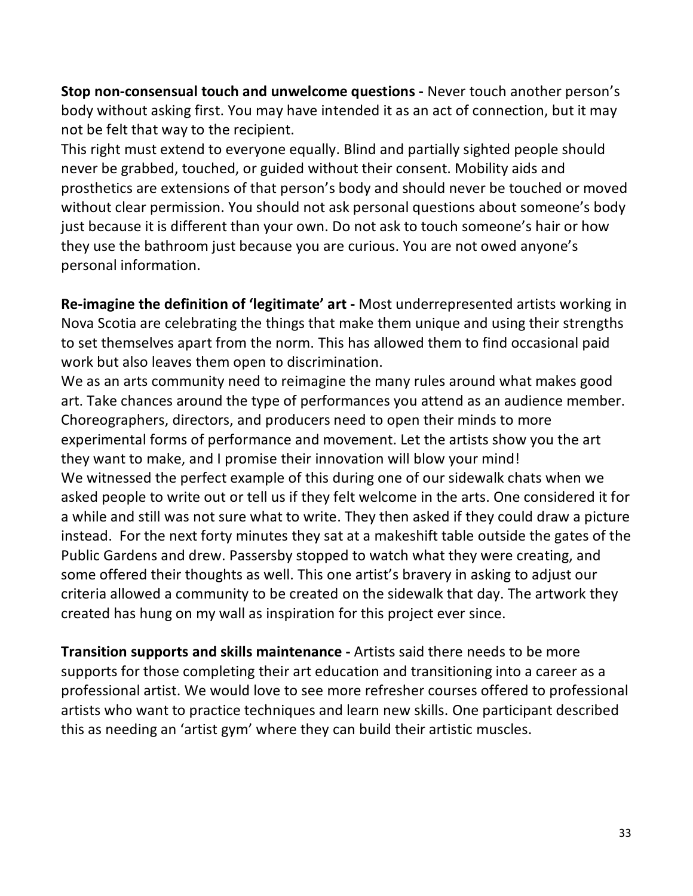**Stop non-consensual touch and unwelcome questions -** Never touch another person's body without asking first. You may have intended it as an act of connection, but it may not be felt that way to the recipient.

This right must extend to everyone equally. Blind and partially sighted people should never be grabbed, touched, or guided without their consent. Mobility aids and prosthetics are extensions of that person's body and should never be touched or moved without clear permission. You should not ask personal questions about someone's body just because it is different than your own. Do not ask to touch someone's hair or how they use the bathroom just because you are curious. You are not owed anyone's personal information.

**Re-imagine the definition of 'legitimate' art -** Most underrepresented artists working in Nova Scotia are celebrating the things that make them unique and using their strengths to set themselves apart from the norm. This has allowed them to find occasional paid work but also leaves them open to discrimination.

We as an arts community need to reimagine the many rules around what makes good art. Take chances around the type of performances you attend as an audience member. Choreographers, directors, and producers need to open their minds to more experimental forms of performance and movement. Let the artists show you the art they want to make, and I promise their innovation will blow your mind!

We witnessed the perfect example of this during one of our sidewalk chats when we asked people to write out or tell us if they felt welcome in the arts. One considered it for a while and still was not sure what to write. They then asked if they could draw a picture instead. For the next forty minutes they sat at a makeshift table outside the gates of the Public Gardens and drew. Passersby stopped to watch what they were creating, and some offered their thoughts as well. This one artist's bravery in asking to adjust our criteria allowed a community to be created on the sidewalk that day. The artwork they created has hung on my wall as inspiration for this project ever since.

**Transition supports and skills maintenance -** Artists said there needs to be more supports for those completing their art education and transitioning into a career as a professional artist. We would love to see more refresher courses offered to professional artists who want to practice techniques and learn new skills. One participant described this as needing an 'artist gym' where they can build their artistic muscles.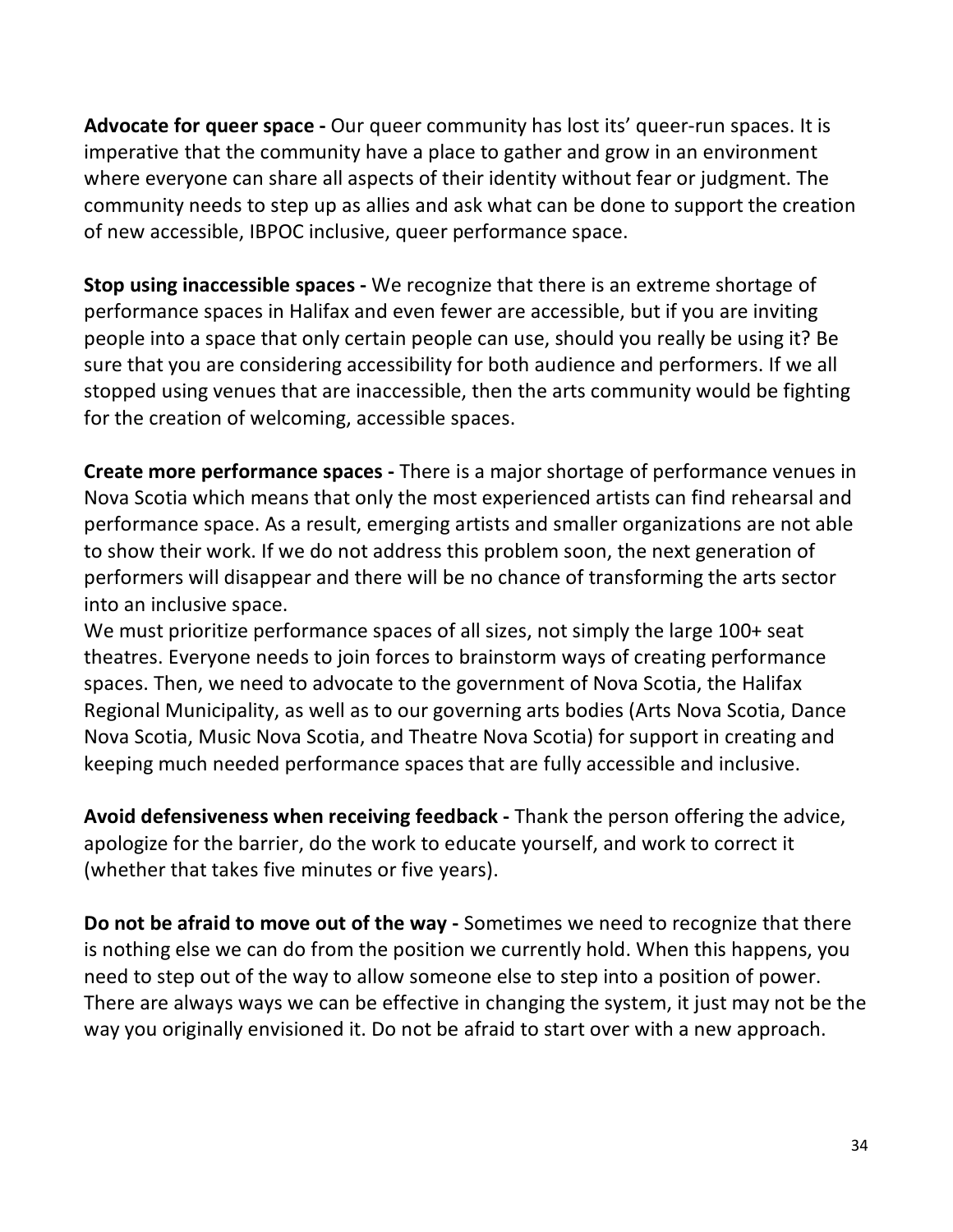**Advocate for queer space -** Our queer community has lost its' queer-run spaces. It is imperative that the community have a place to gather and grow in an environment where everyone can share all aspects of their identity without fear or judgment. The community needs to step up as allies and ask what can be done to support the creation of new accessible, IBPOC inclusive, queer performance space.

**Stop using inaccessible spaces -** We recognize that there is an extreme shortage of performance spaces in Halifax and even fewer are accessible, but if you are inviting people into a space that only certain people can use, should you really be using it? Be sure that you are considering accessibility for both audience and performers. If we all stopped using venues that are inaccessible, then the arts community would be fighting for the creation of welcoming, accessible spaces.

**Create more performance spaces -** There is a major shortage of performance venues in Nova Scotia which means that only the most experienced artists can find rehearsal and performance space. As a result, emerging artists and smaller organizations are not able to show their work. If we do not address this problem soon, the next generation of performers will disappear and there will be no chance of transforming the arts sector into an inclusive space.
We must prioritize performance spaces of all sizes, not simply the large 100+ seat theatres. Everyone needs to join forces to brainstorm ways of creating performance spaces. Then, we need to advocate to the government of Nova Scotia, the Halifax Regional Municipality, as well as to our governing arts bodies (Arts Nova Scotia, Dance Nova Scotia, Music Nova Scotia, and Theatre Nova Scotia) for support in creating and keeping much needed performance spaces that are fully accessible and inclusive.

**Avoid defensiveness when receiving feedback -** Thank the person offering the advice, apologize for the barrier, do the work to educate yourself, and work to correct it (whether that takes five minutes or five years).

**Do not be afraid to move out of the way -** Sometimes we need to recognize that there is nothing else we can do from the position we currently hold. When this happens, you need to step out of the way to allow someone else to step into a position of power. There are always ways we can be effective in changing the system, it just may not be the way you originally envisioned it. Do not be afraid to start over with a new approach.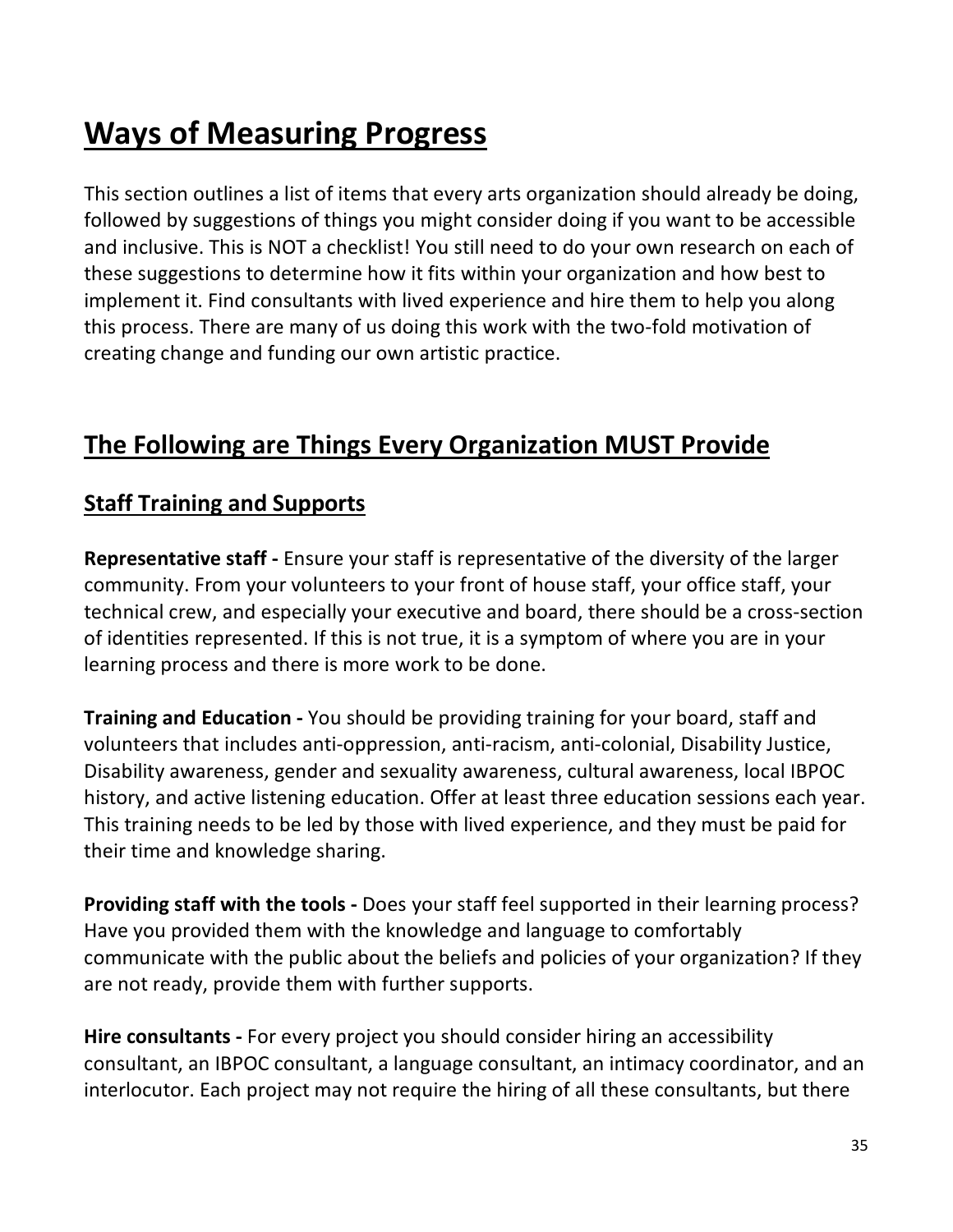# Ways of Measuring Progress

This section outlines a list of items that every arts organization should already be doing, followed by suggestions of things you might consider doing if you want to be accessible and inclusive. This is NOT a checklist! You still need to do your own research on each of these suggestions to determine how it fits within your organization and how best to implement it. Find consultants with lived experience and hire them to help you along this process. There are many of us doing this work with the two-fold motivation of creating change and funding our own artistic practice.

## The Following are Things Every Organization MUST Provide

### Staff Training and Supports

**Representative staff -** Ensure your staff is representative of the diversity of the larger community. From your volunteers to your front of house staff, your office staff, your technical crew, and especially your executive and board, there should be a cross-section of identities represented. If this is not true, it is a symptom of where you are in your learning process and there is more work to be done.

**Training and Education -** You should be providing training for your board, staff and volunteers that includes anti-oppression, anti-racism, anti-colonial, Disability Justice, Disability awareness, gender and sexuality awareness, cultural awareness, local IBPOC history, and active listening education. Offer at least three education sessions each year. This training needs to be led by those with lived experience, and they must be paid for their time and knowledge sharing.

**Providing staff with the tools -** Does your staff feel supported in their learning process? Have you provided them with the knowledge and language to comfortably communicate with the public about the beliefs and policies of your organization? If they are not ready, provide them with further supports.

**Hire consultants -** For every project you should consider hiring an accessibility consultant, an IBPOC consultant, a language consultant, an intimacy coordinator, and an interlocutor. Each project may not require the hiring of all these consultants, but there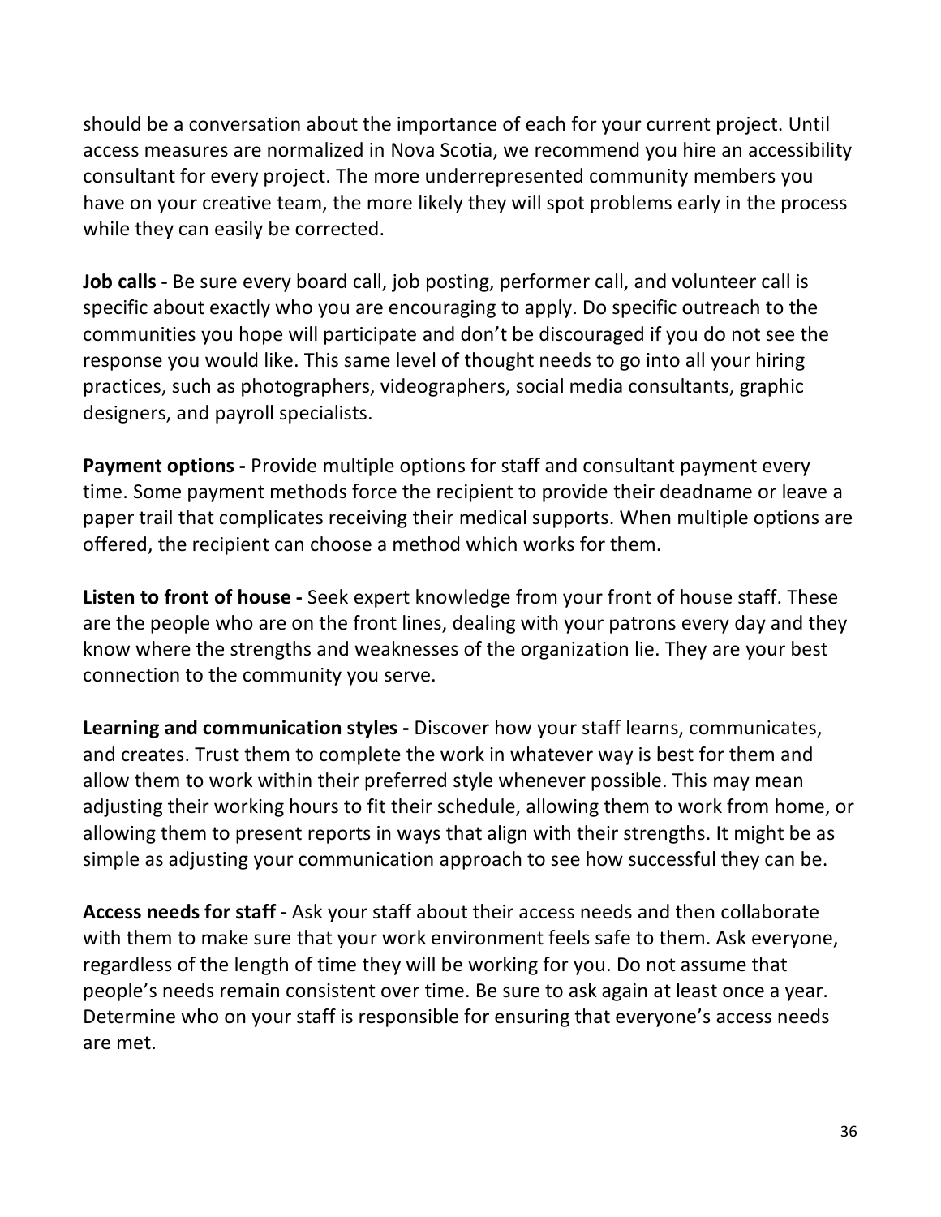should be a conversation about the importance of each for your current project. Until access measures are normalized in Nova Scotia, we recommend you hire an accessibility consultant for every project. The more underrepresented community members you have on your creative team, the more likely they will spot problems early in the process while they can easily be corrected.

**Job calls -** Be sure every board call, job posting, performer call, and volunteer call is specific about exactly who you are encouraging to apply. Do specific outreach to the communities you hope will participate and don't be discouraged if you do not see the response you would like. This same level of thought needs to go into all your hiring practices, such as photographers, videographers, social media consultants, graphic designers, and payroll specialists.

**Payment options -** Provide multiple options for staff and consultant payment every time. Some payment methods force the recipient to provide their deadname or leave a paper trail that complicates receiving their medical supports. When multiple options are offered, the recipient can choose a method which works for them.

**Listen to front of house -** Seek expert knowledge from your front of house staff. These are the people who are on the front lines, dealing with your patrons every day and they know where the strengths and weaknesses of the organization lie. They are your best connection to the community you serve.

**Learning and communication styles -** Discover how your staff learns, communicates, and creates. Trust them to complete the work in whatever way is best for them and allow them to work within their preferred style whenever possible. This may mean adjusting their working hours to fit their schedule, allowing them to work from home, or allowing them to present reports in ways that align with their strengths. It might be as simple as adjusting your communication approach to see how successful they can be.

**Access needs for staff -** Ask your staff about their access needs and then collaborate with them to make sure that your work environment feels safe to them. Ask everyone, regardless of the length of time they will be working for you. Do not assume that people's needs remain consistent over time. Be sure to ask again at least once a year. Determine who on your staff is responsible for ensuring that everyone's access needs are met.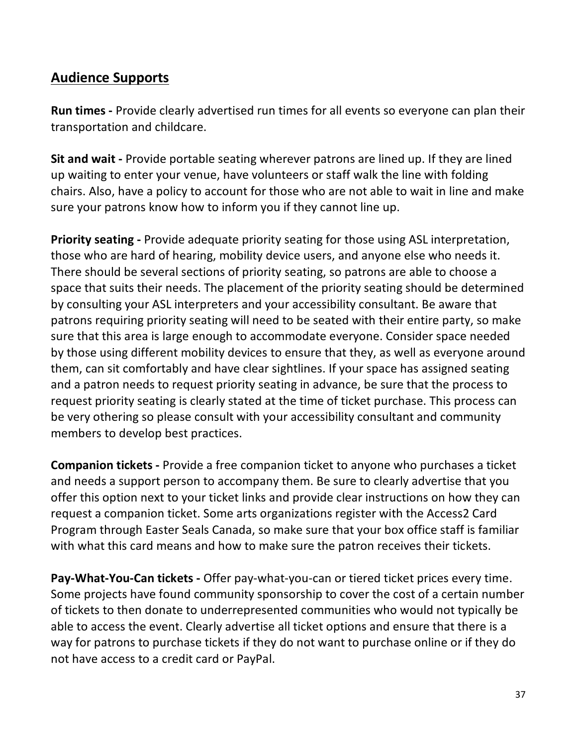## Audience Supports

**Run times -** Provide clearly advertised run times for all events so everyone can plan their transportation and childcare.

**Sit and wait -** Provide portable seating wherever patrons are lined up. If they are lined up waiting to enter your venue, have volunteers or staff walk the line with folding chairs. Also, have a policy to account for those who are not able to wait in line and make sure your patrons know how to inform you if they cannot line up.

**Priority seating -** Provide adequate priority seating for those using ASL interpretation, those who are hard of hearing, mobility device users, and anyone else who needs it. There should be several sections of priority seating, so patrons are able to choose a space that suits their needs. The placement of the priority seating should be determined by consulting your ASL interpreters and your accessibility consultant. Be aware that patrons requiring priority seating will need to be seated with their entire party, so make sure that this area is large enough to accommodate everyone. Consider space needed by those using different mobility devices to ensure that they, as well as everyone around them, can sit comfortably and have clear sightlines. If your space has assigned seating and a patron needs to request priority seating in advance, be sure that the process to request priority seating is clearly stated at the time of ticket purchase. This process can be very othering so please consult with your accessibility consultant and community members to develop best practices.

**Companion tickets -** Provide a free companion ticket to anyone who purchases a ticket and needs a support person to accompany them. Be sure to clearly advertise that you offer this option next to your ticket links and provide clear instructions on how they can request a companion ticket. Some arts organizations register with the Access2 Card Program through Easter Seals Canada, so make sure that your box office staff is familiar with what this card means and how to make sure the patron receives their tickets.

**Pay-What-You-Can tickets -** Offer pay-what-you-can or tiered ticket prices every time. Some projects have found community sponsorship to cover the cost of a certain number of tickets to then donate to underrepresented communities who would not typically be able to access the event. Clearly advertise all ticket options and ensure that there is a way for patrons to purchase tickets if they do not want to purchase online or if they do not have access to a credit card or PayPal.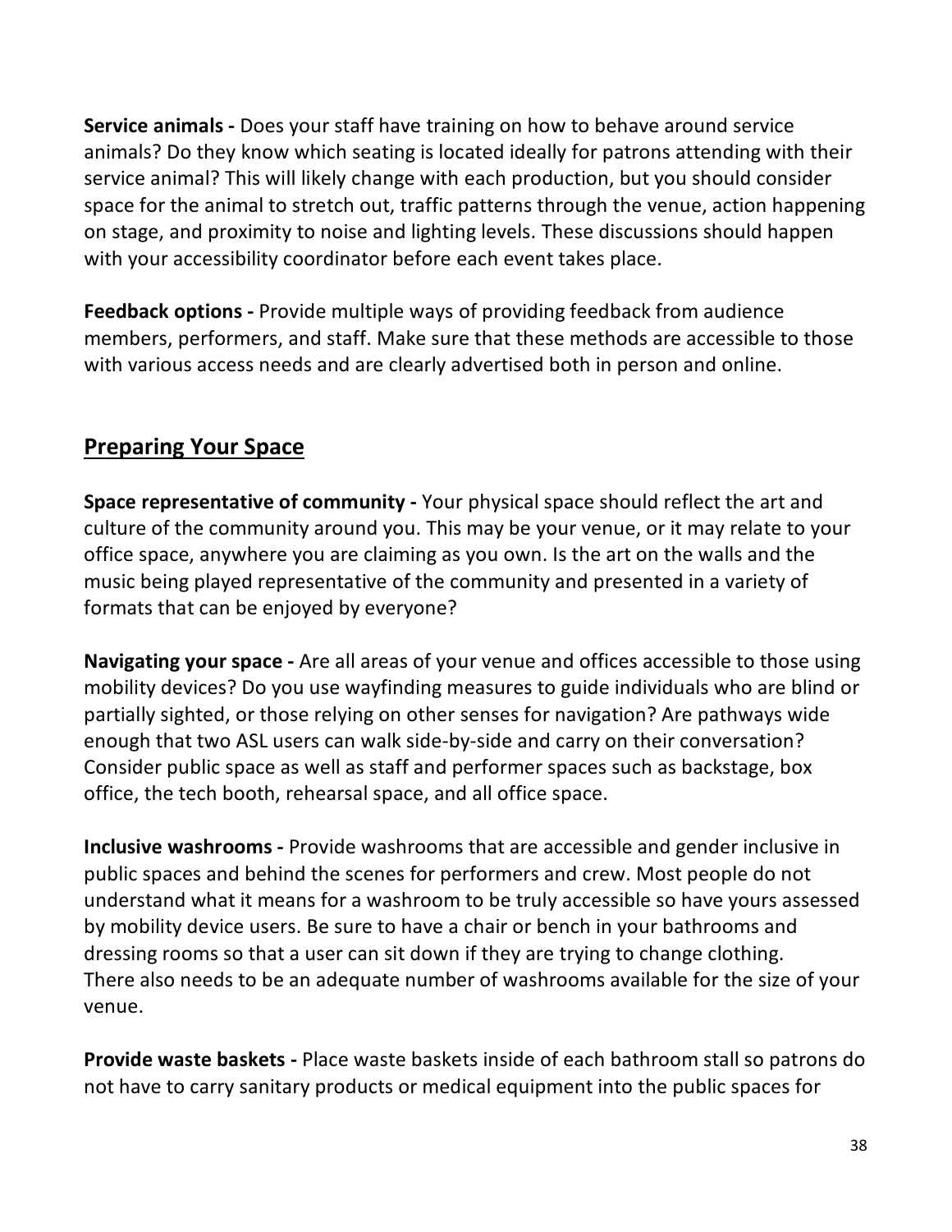**Service animals -** Does your staff have training on how to behave around service animals? Do they know which seating is located ideally for patrons attending with their service animal? This will likely change with each production, but you should consider space for the animal to stretch out, traffic patterns through the venue, action happening on stage, and proximity to noise and lighting levels. These discussions should happen with your accessibility coordinator before each event takes place.

**Feedback options -** Provide multiple ways of providing feedback from audience members, performers, and staff. Make sure that these methods are accessible to those with various access needs and are clearly advertised both in person and online.

## Preparing Your Space

**Space representative of community -** Your physical space should reflect the art and culture of the community around you. This may be your venue, or it may relate to your office space, anywhere you are claiming as you own. Is the art on the walls and the music being played representative of the community and presented in a variety of formats that can be enjoyed by everyone?

**Navigating your space -** Are all areas of your venue and offices accessible to those using mobility devices? Do you use wayfinding measures to guide individuals who are blind or partially sighted, or those relying on other senses for navigation? Are pathways wide enough that two ASL users can walk side-by-side and carry on their conversation? Consider public space as well as staff and performer spaces such as backstage, box office, the tech booth, rehearsal space, and all office space.

**Inclusive washrooms -** Provide washrooms that are accessible and gender inclusive in public spaces and behind the scenes for performers and crew. Most people do not understand what it means for a washroom to be truly accessible so have yours assessed by mobility device users. Be sure to have a chair or bench in your bathrooms and dressing rooms so that a user can sit down if they are trying to change clothing. There also needs to be an adequate number of washrooms available for the size of your venue.

**Provide waste baskets -** Place waste baskets inside of each bathroom stall so patrons do not have to carry sanitary products or medical equipment into the public spaces for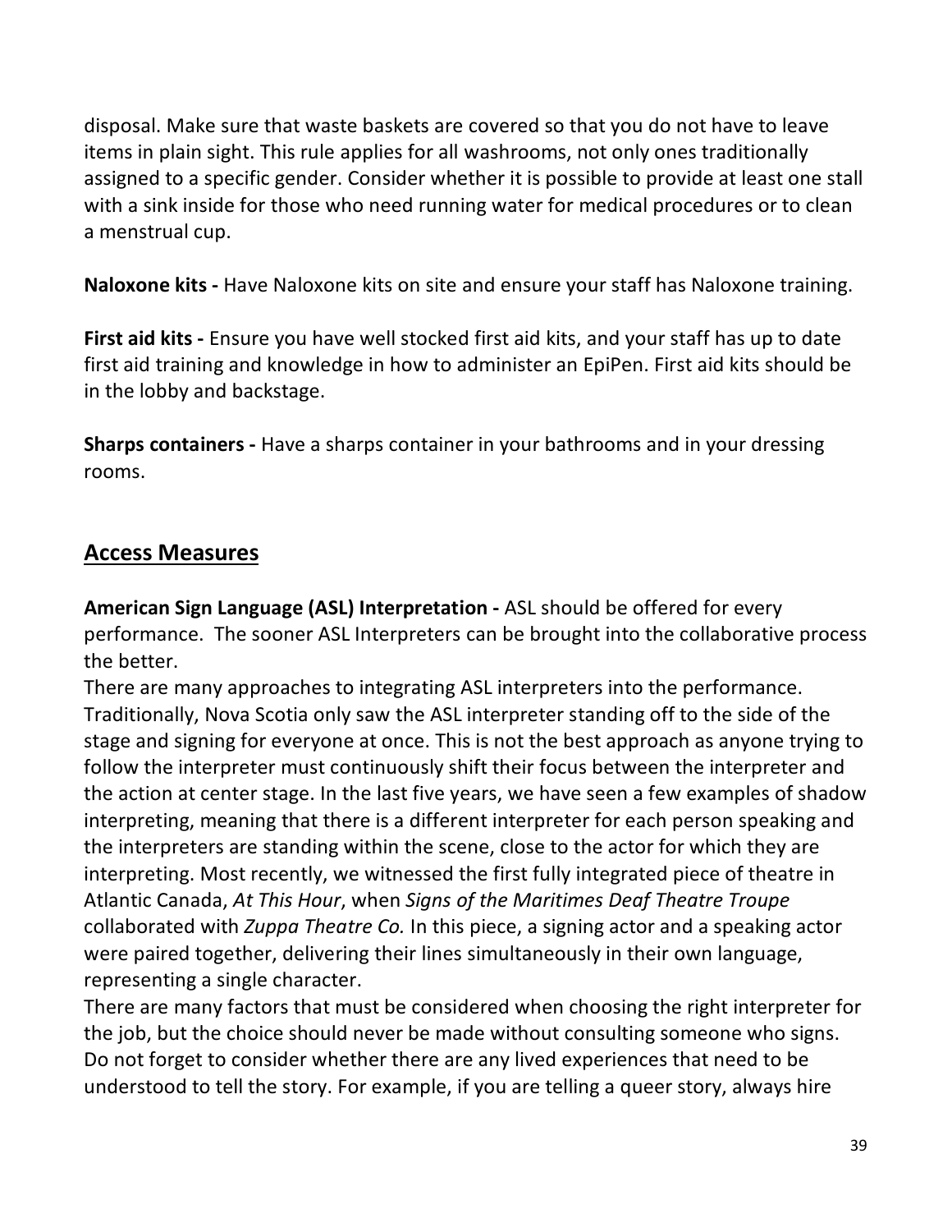disposal. Make sure that waste baskets are covered so that you do not have to leave items in plain sight. This rule applies for all washrooms, not only ones traditionally assigned to a specific gender. Consider whether it is possible to provide at least one stall with a sink inside for those who need running water for medical procedures or to clean a menstrual cup.

**Naloxone kits -** Have Naloxone kits on site and ensure your staff has Naloxone training.

**First aid kits -** Ensure you have well stocked first aid kits, and your staff has up to date first aid training and knowledge in how to administer an EpiPen. First aid kits should be in the lobby and backstage.

**Sharps containers -** Have a sharps container in your bathrooms and in your dressing rooms.

## Access Measures

**American Sign Language (ASL) Interpretation -** ASL should be offered for every performance. The sooner ASL Interpreters can be brought into the collaborative process the better.

There are many approaches to integrating ASL interpreters into the performance. Traditionally, Nova Scotia only saw the ASL interpreter standing off to the side of the stage and signing for everyone at once. This is not the best approach as anyone trying to follow the interpreter must continuously shift their focus between the interpreter and the action at center stage. In the last five years, we have seen a few examples of shadow interpreting, meaning that there is a different interpreter for each person speaking and the interpreters are standing within the scene, close to the actor for which they are interpreting. Most recently, we witnessed the first fully integrated piece of theatre in Atlantic Canada, *At This Hour*, when *Signs of the Maritimes Deaf Theatre Troupe* collaborated with *Zuppa Theatre Co.* In this piece, a signing actor and a speaking actor were paired together, delivering their lines simultaneously in their own language, representing a single character.

There are many factors that must be considered when choosing the right interpreter for the job, but the choice should never be made without consulting someone who signs. Do not forget to consider whether there are any lived experiences that need to be understood to tell the story. For example, if you are telling a queer story, always hire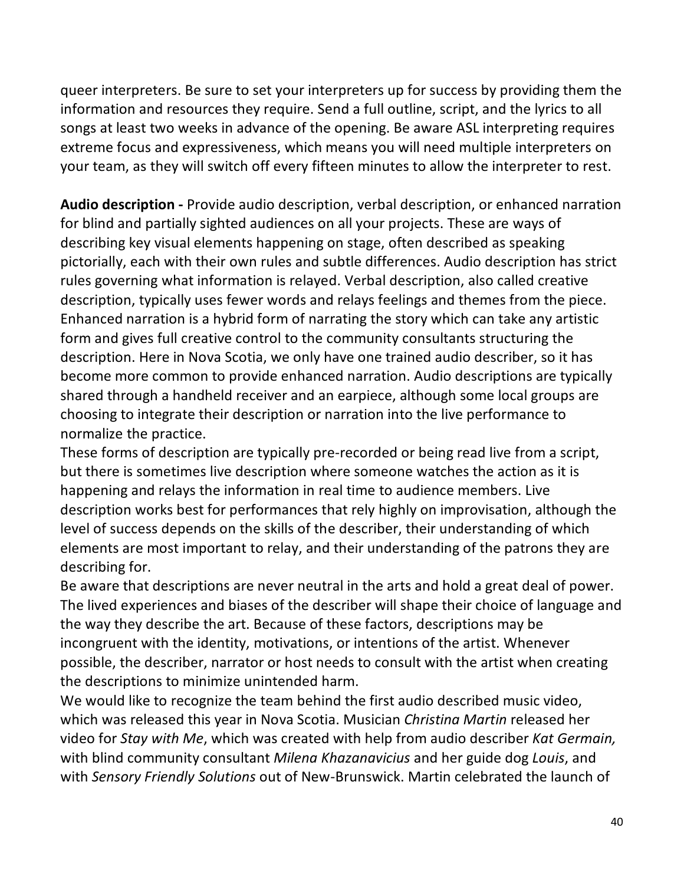queer interpreters. Be sure to set your interpreters up for success by providing them the information and resources they require. Send a full outline, script, and the lyrics to all songs at least two weeks in advance of the opening. Be aware ASL interpreting requires extreme focus and expressiveness, which means you will need multiple interpreters on your team, as they will switch off every fifteen minutes to allow the interpreter to rest.

**Audio description -** Provide audio description, verbal description, or enhanced narration for blind and partially sighted audiences on all your projects. These are ways of describing key visual elements happening on stage, often described as speaking pictorially, each with their own rules and subtle differences. Audio description has strict rules governing what information is relayed. Verbal description, also called creative description, typically uses fewer words and relays feelings and themes from the piece. Enhanced narration is a hybrid form of narrating the story which can take any artistic form and gives full creative control to the community consultants structuring the description. Here in Nova Scotia, we only have one trained audio describer, so it has become more common to provide enhanced narration. Audio descriptions are typically shared through a handheld receiver and an earpiece, although some local groups are choosing to integrate their description or narration into the live performance to normalize the practice.

These forms of description are typically pre-recorded or being read live from a script, but there is sometimes live description where someone watches the action as it is happening and relays the information in real time to audience members. Live description works best for performances that rely highly on improvisation, although the level of success depends on the skills of the describer, their understanding of which elements are most important to relay, and their understanding of the patrons they are describing for.

Be aware that descriptions are never neutral in the arts and hold a great deal of power. The lived experiences and biases of the describer will shape their choice of language and the way they describe the art. Because of these factors, descriptions may be incongruent with the identity, motivations, or intentions of the artist. Whenever possible, the describer, narrator or host needs to consult with the artist when creating the descriptions to minimize unintended harm.

We would like to recognize the team behind the first audio described music video, which was released this year in Nova Scotia. Musician *Christina Martin* released her video for *Stay with Me*, which was created with help from audio describer *Kat Germain,* with blind community consultant *Milena Khazanavicius* and her guide dog *Louis*, and with *Sensory Friendly Solutions* out of New-Brunswick. Martin celebrated the launch of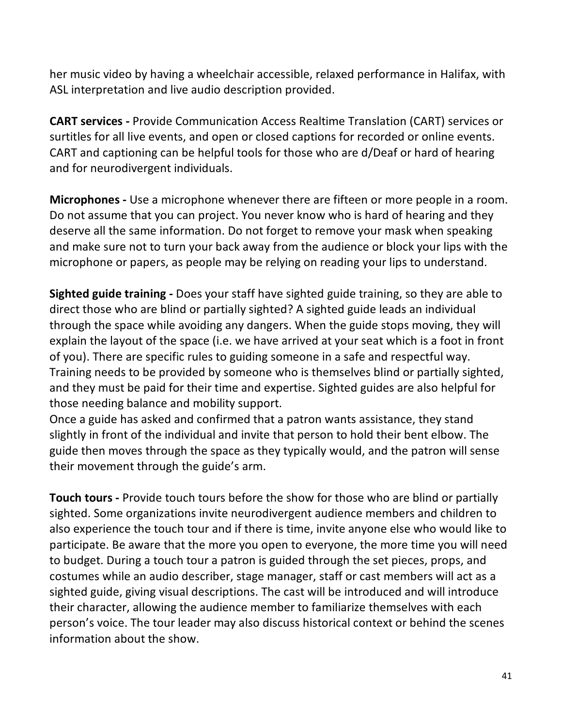her music video by having a wheelchair accessible, relaxed performance in Halifax, with ASL interpretation and live audio description provided.

**CART services -** Provide Communication Access Realtime Translation (CART) services or surtitles for all live events, and open or closed captions for recorded or online events. CART and captioning can be helpful tools for those who are d/Deaf or hard of hearing and for neurodivergent individuals.

**Microphones -** Use a microphone whenever there are fifteen or more people in a room. Do not assume that you can project. You never know who is hard of hearing and they deserve all the same information. Do not forget to remove your mask when speaking and make sure not to turn your back away from the audience or block your lips with the microphone or papers, as people may be relying on reading your lips to understand.

**Sighted guide training -** Does your staff have sighted guide training, so they are able to direct those who are blind or partially sighted? A sighted guide leads an individual through the space while avoiding any dangers. When the guide stops moving, they will explain the layout of the space (i.e. we have arrived at your seat which is a foot in front of you). There are specific rules to guiding someone in a safe and respectful way. Training needs to be provided by someone who is themselves blind or partially sighted, and they must be paid for their time and expertise. Sighted guides are also helpful for those needing balance and mobility support.
Once a guide has asked and confirmed that a patron wants assistance, they stand slightly in front of the individual and invite that person to hold their bent elbow. The guide then moves through the space as they typically would, and the patron will sense their movement through the guide's arm.

**Touch tours -** Provide touch tours before the show for those who are blind or partially sighted. Some organizations invite neurodivergent audience members and children to also experience the touch tour and if there is time, invite anyone else who would like to participate. Be aware that the more you open to everyone, the more time you will need to budget. During a touch tour a patron is guided through the set pieces, props, and costumes while an audio describer, stage manager, staff or cast members will act as a sighted guide, giving visual descriptions. The cast will be introduced and will introduce their character, allowing the audience member to familiarize themselves with each person's voice. The tour leader may also discuss historical context or behind the scenes information about the show.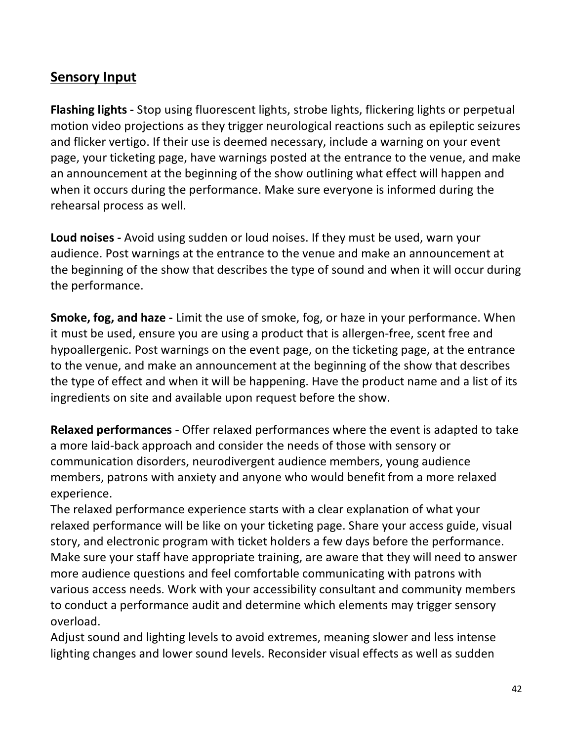## Sensory Input

**Flashing lights -** Stop using fluorescent lights, strobe lights, flickering lights or perpetual motion video projections as they trigger neurological reactions such as epileptic seizures and flicker vertigo. If their use is deemed necessary, include a warning on your event page, your ticketing page, have warnings posted at the entrance to the venue, and make an announcement at the beginning of the show outlining what effect will happen and when it occurs during the performance. Make sure everyone is informed during the rehearsal process as well.

**Loud noises -** Avoid using sudden or loud noises. If they must be used, warn your audience. Post warnings at the entrance to the venue and make an announcement at the beginning of the show that describes the type of sound and when it will occur during the performance.

**Smoke, fog, and haze -** Limit the use of smoke, fog, or haze in your performance. When it must be used, ensure you are using a product that is allergen-free, scent free and hypoallergenic. Post warnings on the event page, on the ticketing page, at the entrance to the venue, and make an announcement at the beginning of the show that describes the type of effect and when it will be happening. Have the product name and a list of its ingredients on site and available upon request before the show.

**Relaxed performances -** Offer relaxed performances where the event is adapted to take a more laid-back approach and consider the needs of those with sensory or communication disorders, neurodivergent audience members, young audience members, patrons with anxiety and anyone who would benefit from a more relaxed experience.

The relaxed performance experience starts with a clear explanation of what your relaxed performance will be like on your ticketing page. Share your access guide, visual story, and electronic program with ticket holders a few days before the performance. Make sure your staff have appropriate training, are aware that they will need to answer more audience questions and feel comfortable communicating with patrons with various access needs. Work with your accessibility consultant and community members to conduct a performance audit and determine which elements may trigger sensory overload.

Adjust sound and lighting levels to avoid extremes, meaning slower and less intense lighting changes and lower sound levels. Reconsider visual effects as well as sudden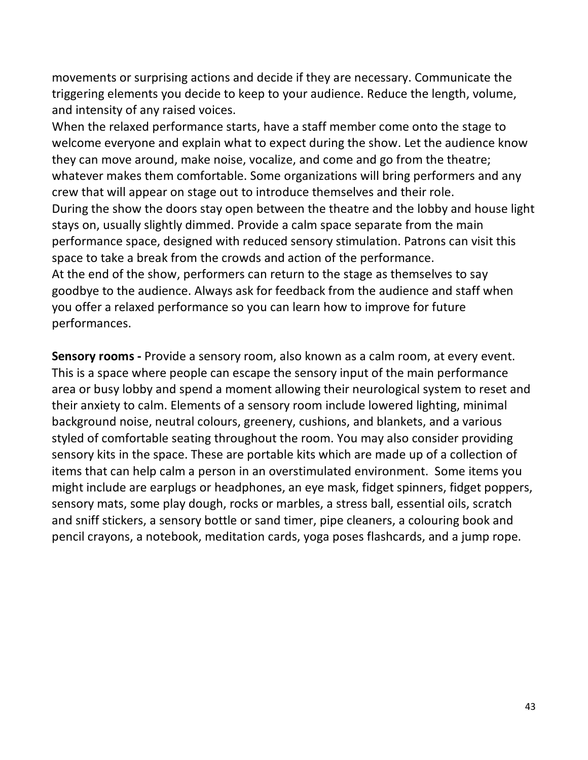movements or surprising actions and decide if they are necessary. Communicate the triggering elements you decide to keep to your audience. Reduce the length, volume, and intensity of any raised voices.

When the relaxed performance starts, have a staff member come onto the stage to welcome everyone and explain what to expect during the show. Let the audience know they can move around, make noise, vocalize, and come and go from the theatre; whatever makes them comfortable. Some organizations will bring performers and any crew that will appear on stage out to introduce themselves and their role.

During the show the doors stay open between the theatre and the lobby and house light stays on, usually slightly dimmed. Provide a calm space separate from the main performance space, designed with reduced sensory stimulation. Patrons can visit this space to take a break from the crowds and action of the performance.

At the end of the show, performers can return to the stage as themselves to say goodbye to the audience. Always ask for feedback from the audience and staff when you offer a relaxed performance so you can learn how to improve for future performances.

**Sensory rooms -** Provide a sensory room, also known as a calm room, at every event. This is a space where people can escape the sensory input of the main performance area or busy lobby and spend a moment allowing their neurological system to reset and their anxiety to calm. Elements of a sensory room include lowered lighting, minimal background noise, neutral colours, greenery, cushions, and blankets, and a various styled of comfortable seating throughout the room. You may also consider providing sensory kits in the space. These are portable kits which are made up of a collection of items that can help calm a person in an overstimulated environment. Some items you might include are earplugs or headphones, an eye mask, fidget spinners, fidget poppers, sensory mats, some play dough, rocks or marbles, a stress ball, essential oils, scratch and sniff stickers, a sensory bottle or sand timer, pipe cleaners, a colouring book and pencil crayons, a notebook, meditation cards, yoga poses flashcards, and a jump rope.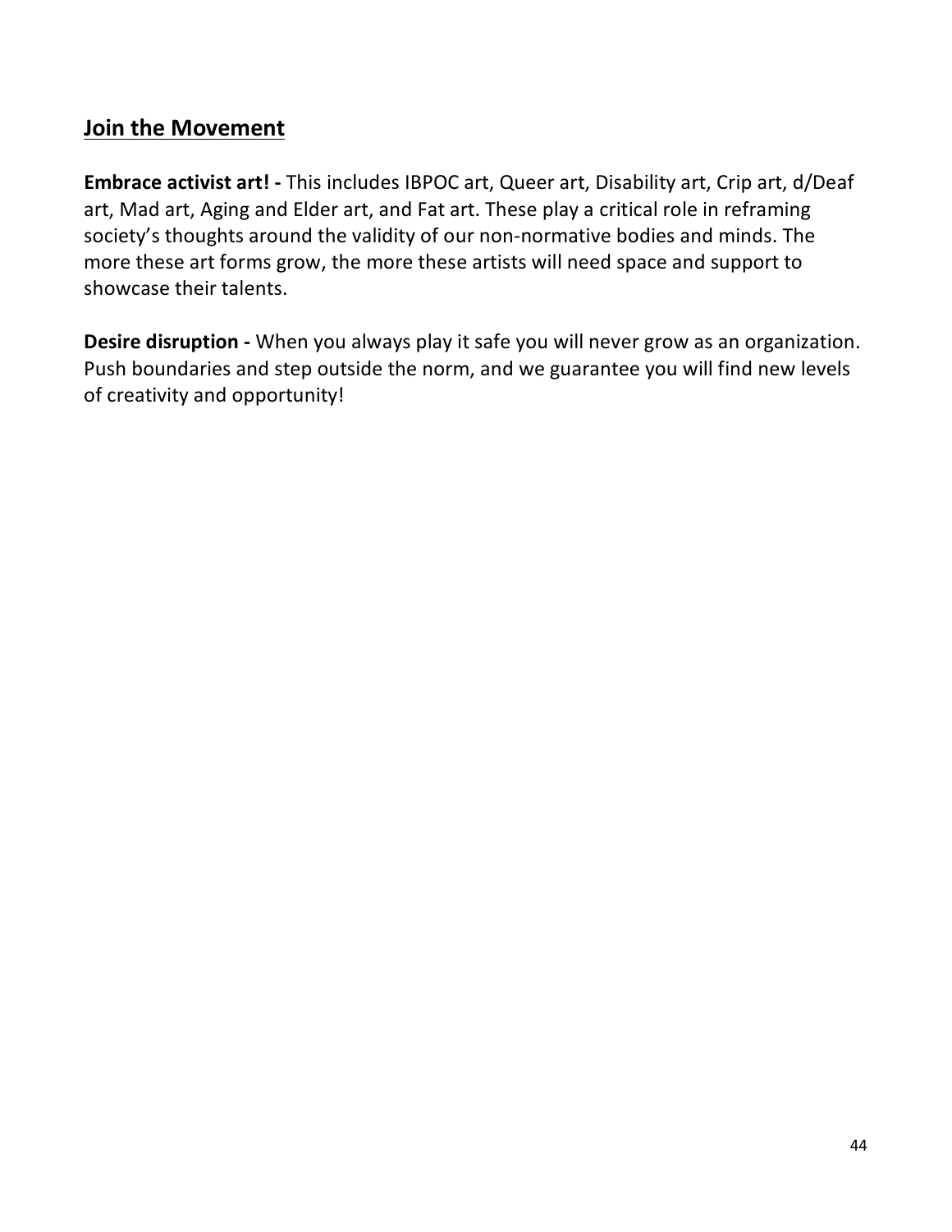## Join the Movement

**Embrace activist art! -** This includes IBPOC art, Queer art, Disability art, Crip art, d/Deaf art, Mad art, Aging and Elder art, and Fat art. These play a critical role in reframing society's thoughts around the validity of our non-normative bodies and minds. The more these art forms grow, the more these artists will need space and support to showcase their talents.

**Desire disruption -** When you always play it safe you will never grow as an organization. Push boundaries and step outside the norm, and we guarantee you will find new levels of creativity and opportunity!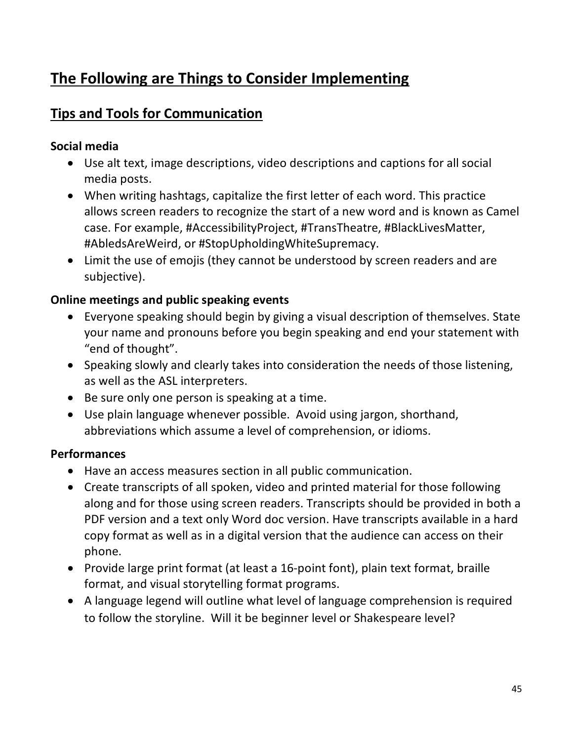## The Following are Things to Consider Implementing

## Tips and Tools for Communication

**Social media**

- Use alt text, image descriptions, video descriptions and captions for all social media posts.
- When writing hashtags, capitalize the first letter of each word. This practice allows screen readers to recognize the start of a new word and is known as Camel case. For example, #AccessibilityProject, #TransTheatre, #BlackLivesMatter, #AbledsAreWeird, or #StopUpholdingWhiteSupremacy.
- Limit the use of emojis (they cannot be understood by screen readers and are subjective).

**Online meetings and public speaking events**

- Everyone speaking should begin by giving a visual description of themselves. State your name and pronouns before you begin speaking and end your statement with "end of thought".
- Speaking slowly and clearly takes into consideration the needs of those listening, as well as the ASL interpreters.
- Be sure only one person is speaking at a time.
- Use plain language whenever possible. Avoid using jargon, shorthand, abbreviations which assume a level of comprehension, or idioms.

**Performances**

- Have an access measures section in all public communication.
- Create transcripts of all spoken, video and printed material for those following along and for those using screen readers. Transcripts should be provided in both a PDF version and a text only Word doc version. Have transcripts available in a hard copy format as well as in a digital version that the audience can access on their phone.
- Provide large print format (at least a 16-point font), plain text format, braille format, and visual storytelling format programs.
- A language legend will outline what level of language comprehension is required to follow the storyline. Will it be beginner level or Shakespeare level?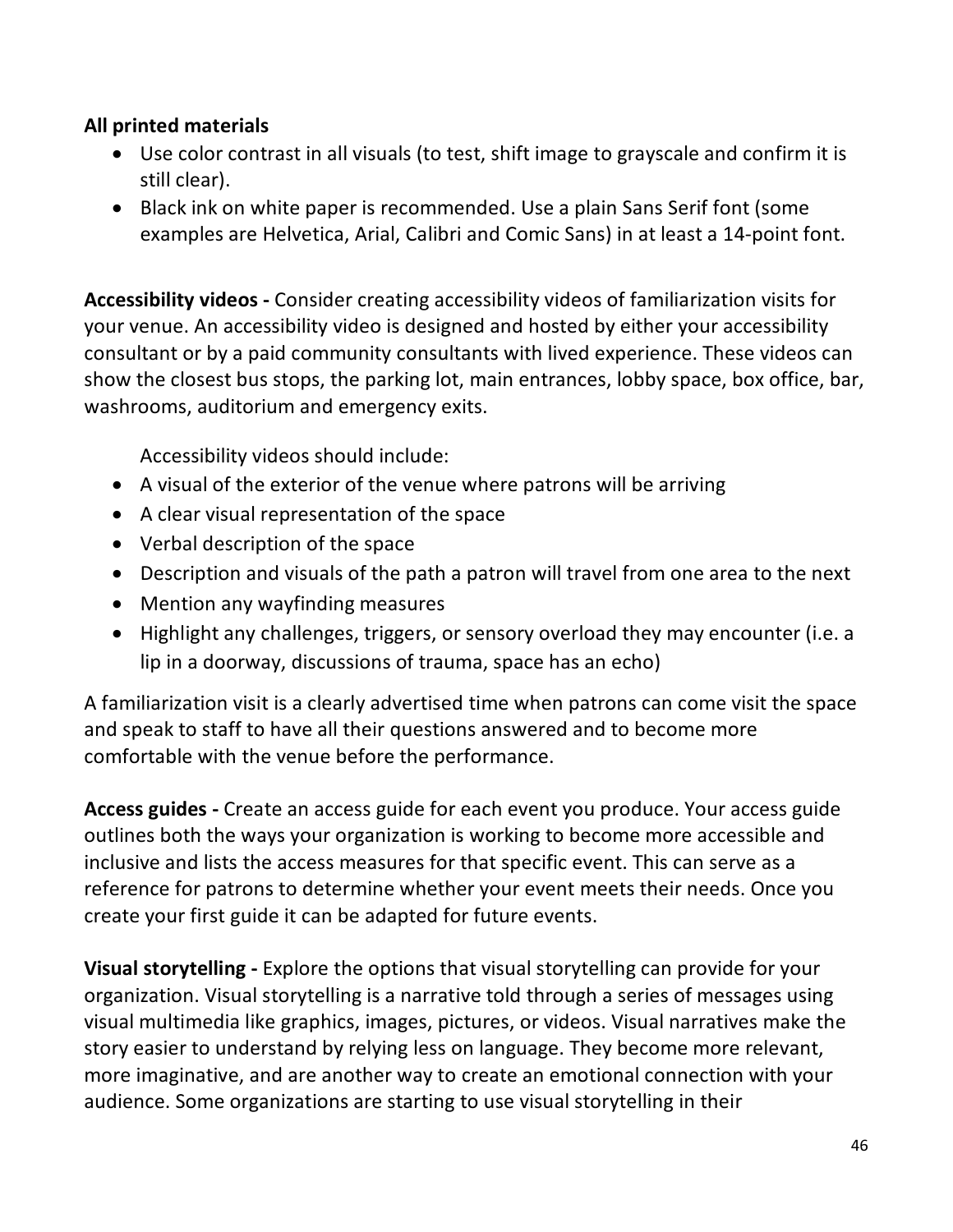**All printed materials**

- Use color contrast in all visuals (to test, shift image to grayscale and confirm it is still clear).
- Black ink on white paper is recommended. Use a plain Sans Serif font (some examples are Helvetica, Arial, Calibri and Comic Sans) in at least a 14-point font.

**Accessibility videos -** Consider creating accessibility videos of familiarization visits for your venue. An accessibility video is designed and hosted by either your accessibility consultant or by a paid community consultants with lived experience. These videos can show the closest bus stops, the parking lot, main entrances, lobby space, box office, bar, washrooms, auditorium and emergency exits.

Accessibility videos should include:

- A visual of the exterior of the venue where patrons will be arriving
- A clear visual representation of the space
- Verbal description of the space
- Description and visuals of the path a patron will travel from one area to the next
- Mention any wayfinding measures
- Highlight any challenges, triggers, or sensory overload they may encounter (i.e. a lip in a doorway, discussions of trauma, space has an echo)

A familiarization visit is a clearly advertised time when patrons can come visit the space and speak to staff to have all their questions answered and to become more comfortable with the venue before the performance.

**Access guides -** Create an access guide for each event you produce. Your access guide outlines both the ways your organization is working to become more accessible and inclusive and lists the access measures for that specific event. This can serve as a reference for patrons to determine whether your event meets their needs. Once you create your first guide it can be adapted for future events.

**Visual storytelling -** Explore the options that visual storytelling can provide for your organization. Visual storytelling is a narrative told through a series of messages using visual multimedia like graphics, images, pictures, or videos. Visual narratives make the story easier to understand by relying less on language. They become more relevant, more imaginative, and are another way to create an emotional connection with your audience. Some organizations are starting to use visual storytelling in their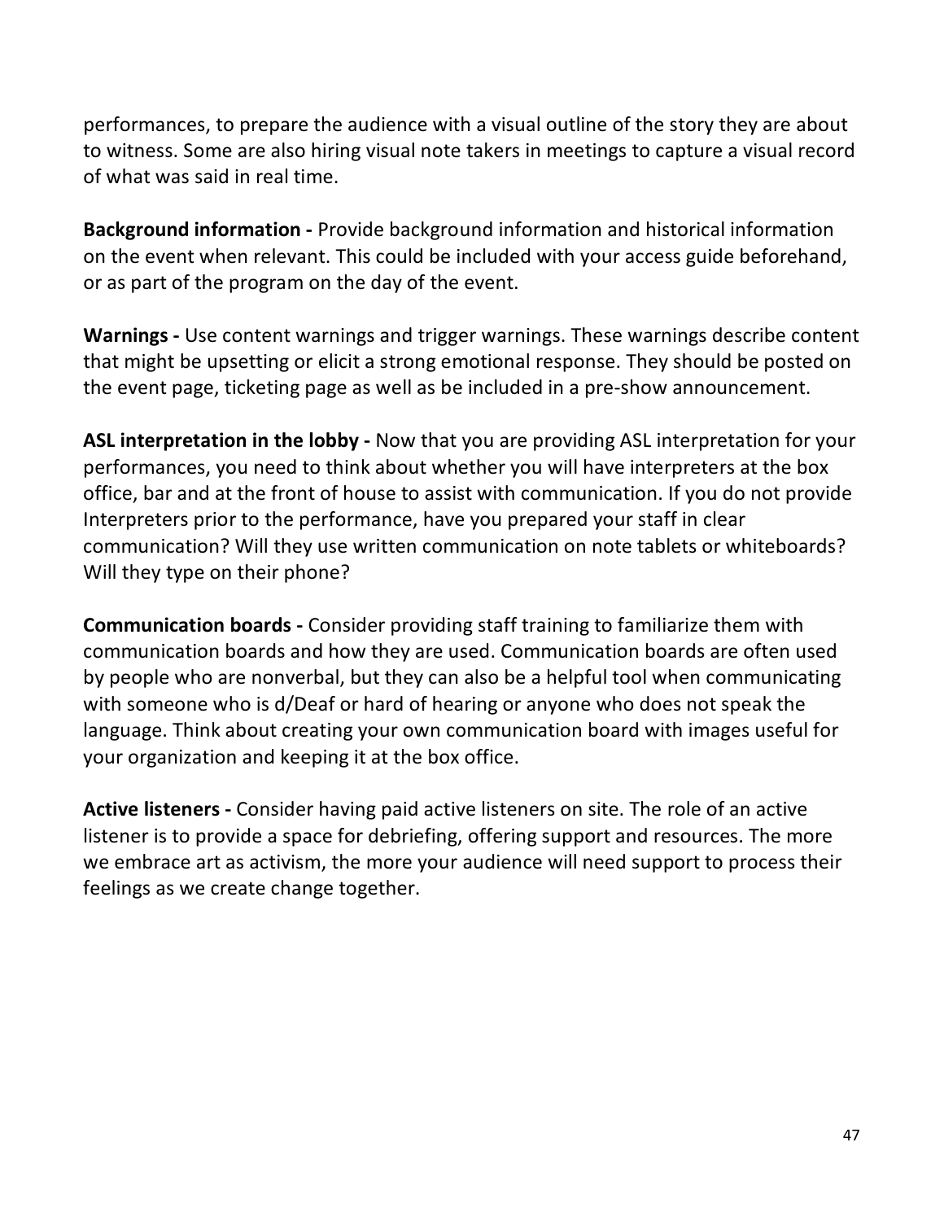performances, to prepare the audience with a visual outline of the story they are about to witness. Some are also hiring visual note takers in meetings to capture a visual record of what was said in real time.

**Background information -** Provide background information and historical information on the event when relevant. This could be included with your access guide beforehand, or as part of the program on the day of the event.

**Warnings -** Use content warnings and trigger warnings. These warnings describe content that might be upsetting or elicit a strong emotional response. They should be posted on the event page, ticketing page as well as be included in a pre-show announcement.

**ASL interpretation in the lobby -** Now that you are providing ASL interpretation for your performances, you need to think about whether you will have interpreters at the box office, bar and at the front of house to assist with communication. If you do not provide Interpreters prior to the performance, have you prepared your staff in clear communication? Will they use written communication on note tablets or whiteboards? Will they type on their phone?

**Communication boards -** Consider providing staff training to familiarize them with communication boards and how they are used. Communication boards are often used by people who are nonverbal, but they can also be a helpful tool when communicating with someone who is d/Deaf or hard of hearing or anyone who does not speak the language. Think about creating your own communication board with images useful for your organization and keeping it at the box office.

**Active listeners -** Consider having paid active listeners on site. The role of an active listener is to provide a space for debriefing, offering support and resources. The more we embrace art as activism, the more your audience will need support to process their feelings as we create change together.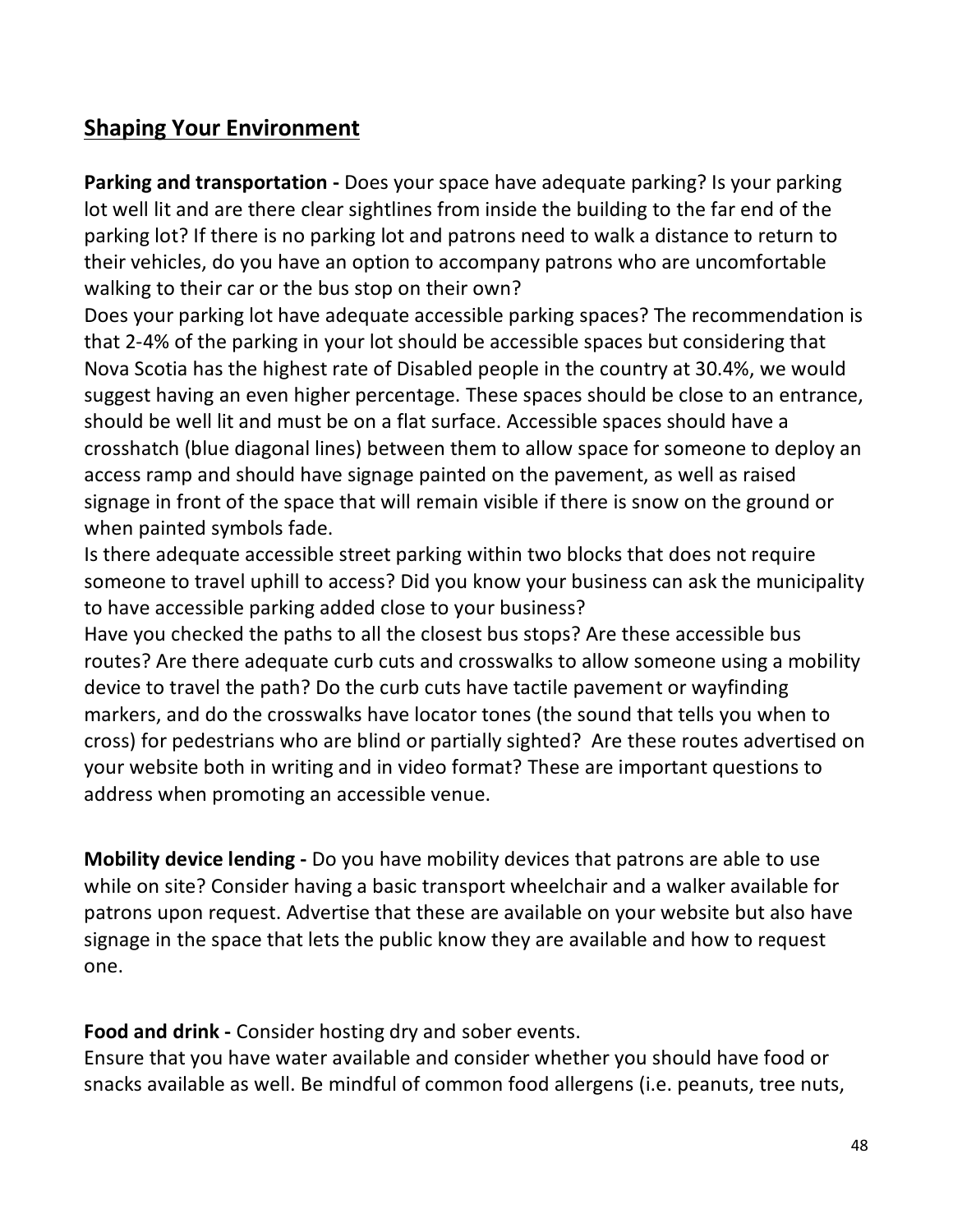## Shaping Your Environment

**Parking and transportation -** Does your space have adequate parking? Is your parking lot well lit and are there clear sightlines from inside the building to the far end of the parking lot? If there is no parking lot and patrons need to walk a distance to return to their vehicles, do you have an option to accompany patrons who are uncomfortable walking to their car or the bus stop on their own?

Does your parking lot have adequate accessible parking spaces? The recommendation is that 2-4% of the parking in your lot should be accessible spaces but considering that Nova Scotia has the highest rate of Disabled people in the country at 30.4%, we would suggest having an even higher percentage. These spaces should be close to an entrance, should be well lit and must be on a flat surface. Accessible spaces should have a crosshatch (blue diagonal lines) between them to allow space for someone to deploy an access ramp and should have signage painted on the pavement, as well as raised signage in front of the space that will remain visible if there is snow on the ground or when painted symbols fade.

Is there adequate accessible street parking within two blocks that does not require someone to travel uphill to access? Did you know your business can ask the municipality to have accessible parking added close to your business?

Have you checked the paths to all the closest bus stops? Are these accessible bus routes? Are there adequate curb cuts and crosswalks to allow someone using a mobility device to travel the path? Do the curb cuts have tactile pavement or wayfinding markers, and do the crosswalks have locator tones (the sound that tells you when to cross) for pedestrians who are blind or partially sighted? Are these routes advertised on your website both in writing and in video format? These are important questions to address when promoting an accessible venue.

**Mobility device lending -** Do you have mobility devices that patrons are able to use while on site? Consider having a basic transport wheelchair and a walker available for patrons upon request. Advertise that these are available on your website but also have signage in the space that lets the public know they are available and how to request one.

**Food and drink -** Consider hosting dry and sober events.

Ensure that you have water available and consider whether you should have food or snacks available as well. Be mindful of common food allergens (i.e. peanuts, tree nuts,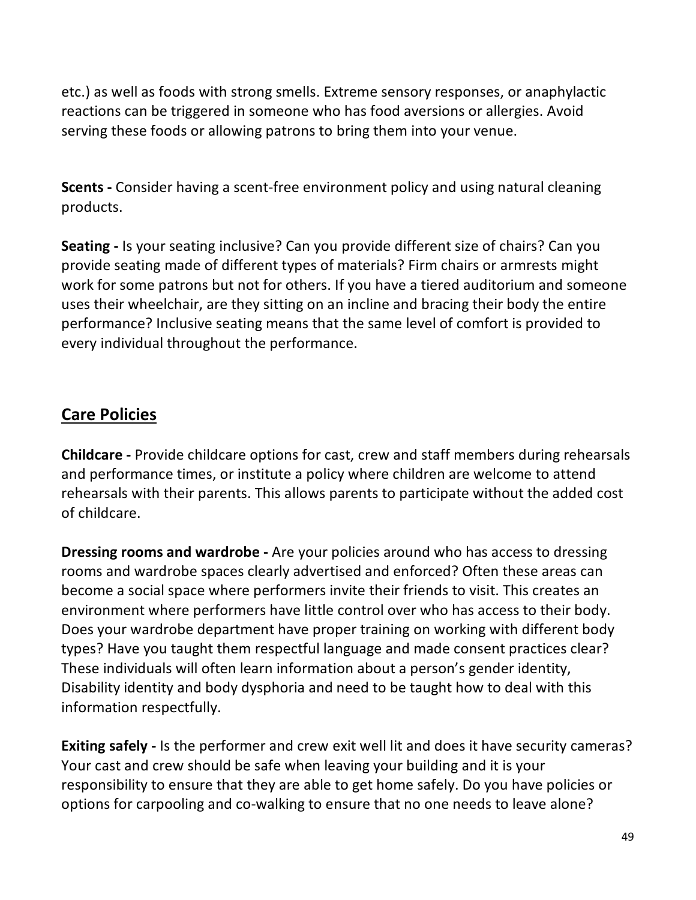etc.) as well as foods with strong smells. Extreme sensory responses, or anaphylactic reactions can be triggered in someone who has food aversions or allergies. Avoid serving these foods or allowing patrons to bring them into your venue.

**Scents -** Consider having a scent-free environment policy and using natural cleaning products.

**Seating -** Is your seating inclusive? Can you provide different size of chairs? Can you provide seating made of different types of materials? Firm chairs or armrests might work for some patrons but not for others. If you have a tiered auditorium and someone uses their wheelchair, are they sitting on an incline and bracing their body the entire performance? Inclusive seating means that the same level of comfort is provided to every individual throughout the performance.

## Care Policies

**Childcare -** Provide childcare options for cast, crew and staff members during rehearsals and performance times, or institute a policy where children are welcome to attend rehearsals with their parents. This allows parents to participate without the added cost of childcare.

**Dressing rooms and wardrobe -** Are your policies around who has access to dressing rooms and wardrobe spaces clearly advertised and enforced? Often these areas can become a social space where performers invite their friends to visit. This creates an environment where performers have little control over who has access to their body. Does your wardrobe department have proper training on working with different body types? Have you taught them respectful language and made consent practices clear? These individuals will often learn information about a person's gender identity, Disability identity and body dysphoria and need to be taught how to deal with this information respectfully.

**Exiting safely -** Is the performer and crew exit well lit and does it have security cameras? Your cast and crew should be safe when leaving your building and it is your responsibility to ensure that they are able to get home safely. Do you have policies or options for carpooling and co-walking to ensure that no one needs to leave alone?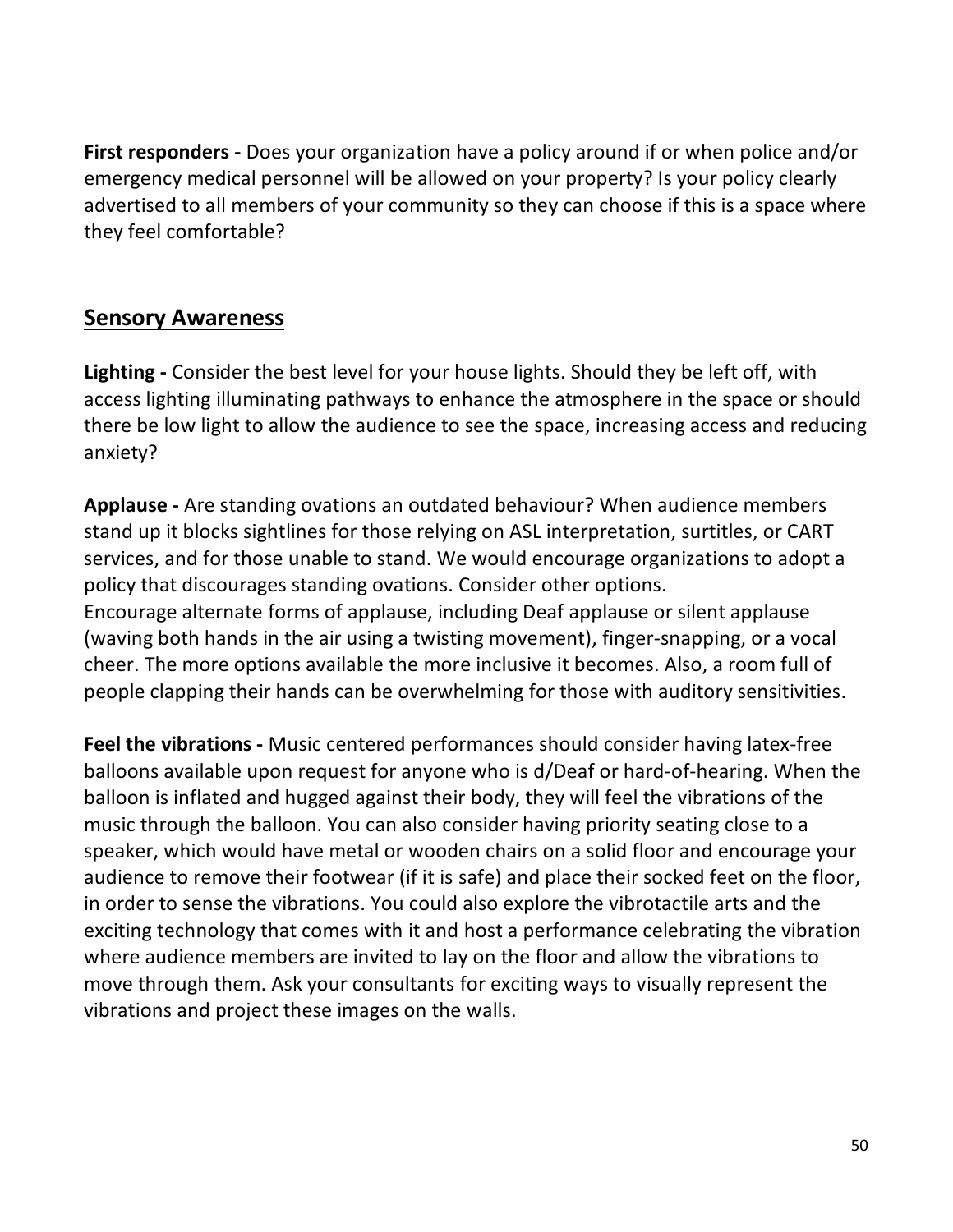**First responders -** Does your organization have a policy around if or when police and/or emergency medical personnel will be allowed on your property? Is your policy clearly advertised to all members of your community so they can choose if this is a space where they feel comfortable?

## Sensory Awareness

**Lighting -** Consider the best level for your house lights. Should they be left off, with access lighting illuminating pathways to enhance the atmosphere in the space or should there be low light to allow the audience to see the space, increasing access and reducing anxiety?

**Applause -** Are standing ovations an outdated behaviour? When audience members stand up it blocks sightlines for those relying on ASL interpretation, surtitles, or CART services, and for those unable to stand. We would encourage organizations to adopt a policy that discourages standing ovations. Consider other options.
Encourage alternate forms of applause, including Deaf applause or silent applause (waving both hands in the air using a twisting movement), finger-snapping, or a vocal cheer. The more options available the more inclusive it becomes. Also, a room full of people clapping their hands can be overwhelming for those with auditory sensitivities.

**Feel the vibrations -** Music centered performances should consider having latex-free balloons available upon request for anyone who is d/Deaf or hard-of-hearing. When the balloon is inflated and hugged against their body, they will feel the vibrations of the music through the balloon. You can also consider having priority seating close to a speaker, which would have metal or wooden chairs on a solid floor and encourage your audience to remove their footwear (if it is safe) and place their socked feet on the floor, in order to sense the vibrations. You could also explore the vibrotactile arts and the exciting technology that comes with it and host a performance celebrating the vibration where audience members are invited to lay on the floor and allow the vibrations to move through them. Ask your consultants for exciting ways to visually represent the vibrations and project these images on the walls.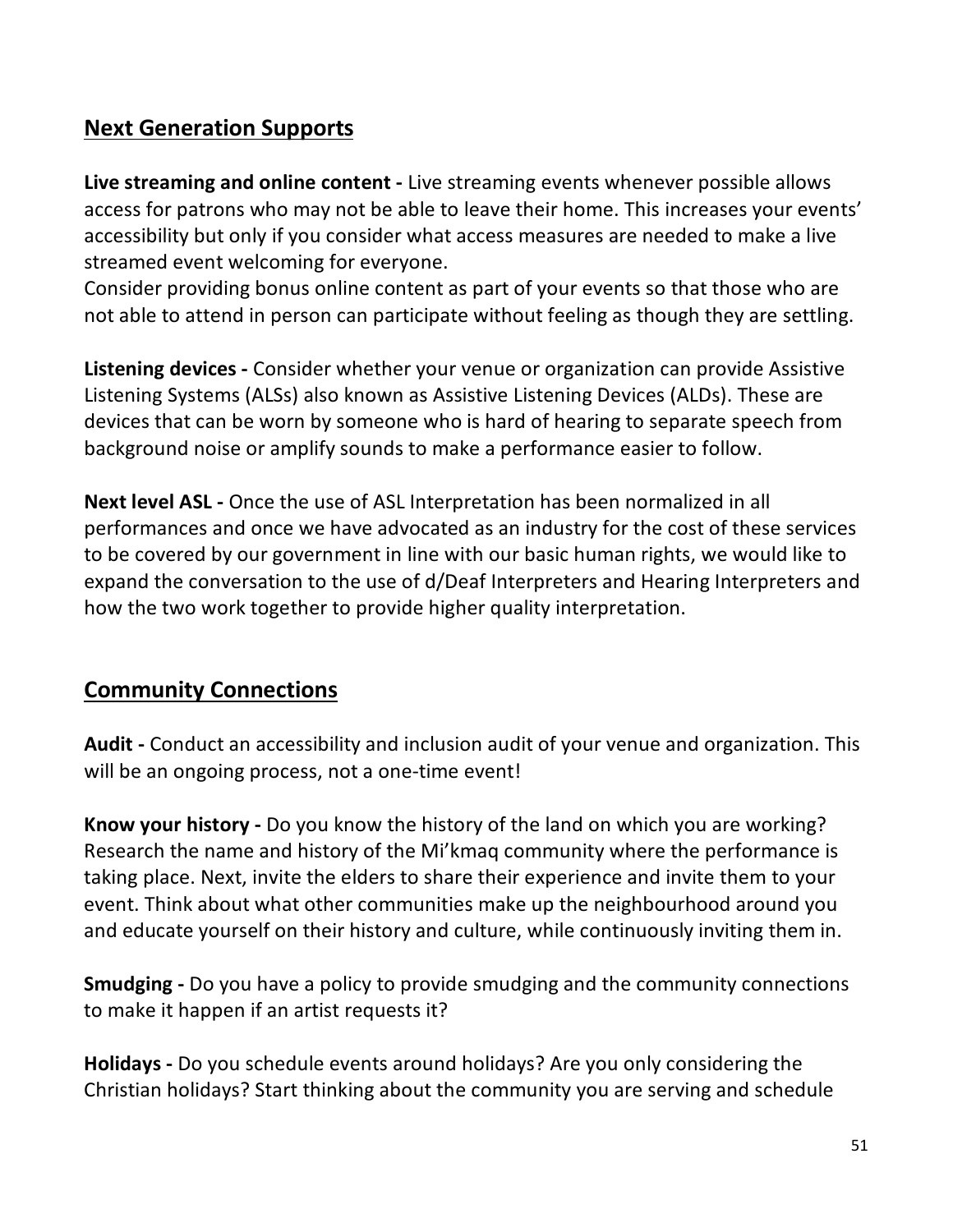## Next Generation Supports

**Live streaming and online content -** Live streaming events whenever possible allows access for patrons who may not be able to leave their home. This increases your events' accessibility but only if you consider what access measures are needed to make a live streamed event welcoming for everyone.
Consider providing bonus online content as part of your events so that those who are not able to attend in person can participate without feeling as though they are settling.

**Listening devices -** Consider whether your venue or organization can provide Assistive Listening Systems (ALSs) also known as Assistive Listening Devices (ALDs). These are devices that can be worn by someone who is hard of hearing to separate speech from background noise or amplify sounds to make a performance easier to follow.

**Next level ASL -** Once the use of ASL Interpretation has been normalized in all performances and once we have advocated as an industry for the cost of these services to be covered by our government in line with our basic human rights, we would like to expand the conversation to the use of d/Deaf Interpreters and Hearing Interpreters and how the two work together to provide higher quality interpretation.

## Community Connections

**Audit -** Conduct an accessibility and inclusion audit of your venue and organization. This will be an ongoing process, not a one-time event!

**Know your history -** Do you know the history of the land on which you are working? Research the name and history of the Mi'kmaq community where the performance is taking place. Next, invite the elders to share their experience and invite them to your event. Think about what other communities make up the neighbourhood around you and educate yourself on their history and culture, while continuously inviting them in.

**Smudging -** Do you have a policy to provide smudging and the community connections to make it happen if an artist requests it?

**Holidays -** Do you schedule events around holidays? Are you only considering the Christian holidays? Start thinking about the community you are serving and schedule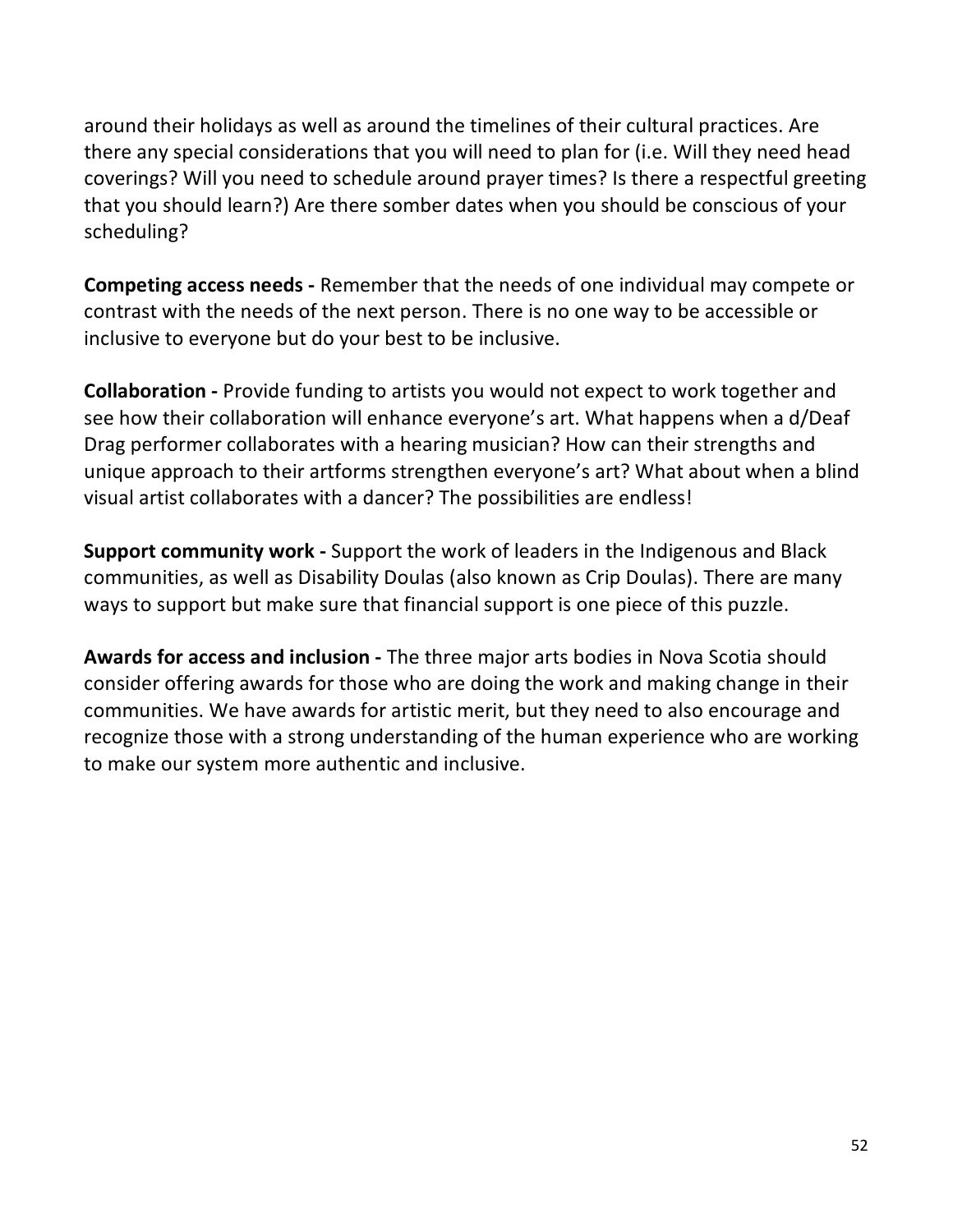around their holidays as well as around the timelines of their cultural practices. Are there any special considerations that you will need to plan for (i.e. Will they need head coverings? Will you need to schedule around prayer times? Is there a respectful greeting that you should learn?) Are there somber dates when you should be conscious of your scheduling?

**Competing access needs -** Remember that the needs of one individual may compete or contrast with the needs of the next person. There is no one way to be accessible or inclusive to everyone but do your best to be inclusive.

**Collaboration -** Provide funding to artists you would not expect to work together and see how their collaboration will enhance everyone's art. What happens when a d/Deaf Drag performer collaborates with a hearing musician? How can their strengths and unique approach to their artforms strengthen everyone's art? What about when a blind visual artist collaborates with a dancer? The possibilities are endless!

**Support community work -** Support the work of leaders in the Indigenous and Black communities, as well as Disability Doulas (also known as Crip Doulas). There are many ways to support but make sure that financial support is one piece of this puzzle.

**Awards for access and inclusion -** The three major arts bodies in Nova Scotia should consider offering awards for those who are doing the work and making change in their communities. We have awards for artistic merit, but they need to also encourage and recognize those with a strong understanding of the human experience who are working to make our system more authentic and inclusive.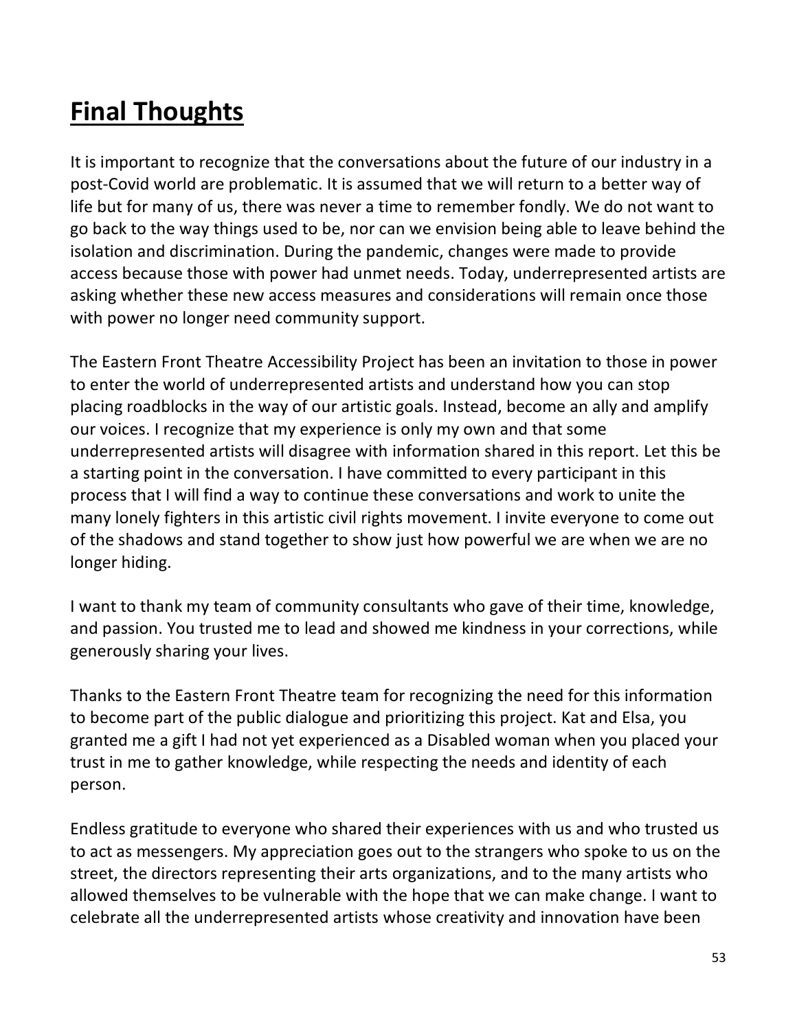# **Final Thoughts**

It is important to recognize that the conversations about the future of our industry in a post-Covid world are problematic. It is assumed that we will return to a better way of life but for many of us, there was never a time to remember fondly. We do not want to go back to the way things used to be, nor can we envision being able to leave behind the isolation and discrimination. During the pandemic, changes were made to provide access because those with power had unmet needs. Today, underrepresented artists are asking whether these new access measures and considerations will remain once those with power no longer need community support.

The Eastern Front Theatre Accessibility Project has been an invitation to those in power to enter the world of underrepresented artists and understand how you can stop placing roadblocks in the way of our artistic goals. Instead, become an ally and amplify our voices. I recognize that my experience is only my own and that some underrepresented artists will disagree with information shared in this report. Let this be a starting point in the conversation. I have committed to every participant in this process that I will find a way to continue these conversations and work to unite the many lonely fighters in this artistic civil rights movement. I invite everyone to come out of the shadows and stand together to show just how powerful we are when we are no longer hiding.

I want to thank my team of community consultants who gave of their time, knowledge, and passion. You trusted me to lead and showed me kindness in your corrections, while generously sharing your lives.

Thanks to the Eastern Front Theatre team for recognizing the need for this information to become part of the public dialogue and prioritizing this project. Kat and Elsa, you granted me a gift I had not yet experienced as a Disabled woman when you placed your trust in me to gather knowledge, while respecting the needs and identity of each person.

Endless gratitude to everyone who shared their experiences with us and who trusted us to act as messengers. My appreciation goes out to the strangers who spoke to us on the street, the directors representing their arts organizations, and to the many artists who allowed themselves to be vulnerable with the hope that we can make change. I want to celebrate all the underrepresented artists whose creativity and innovation have been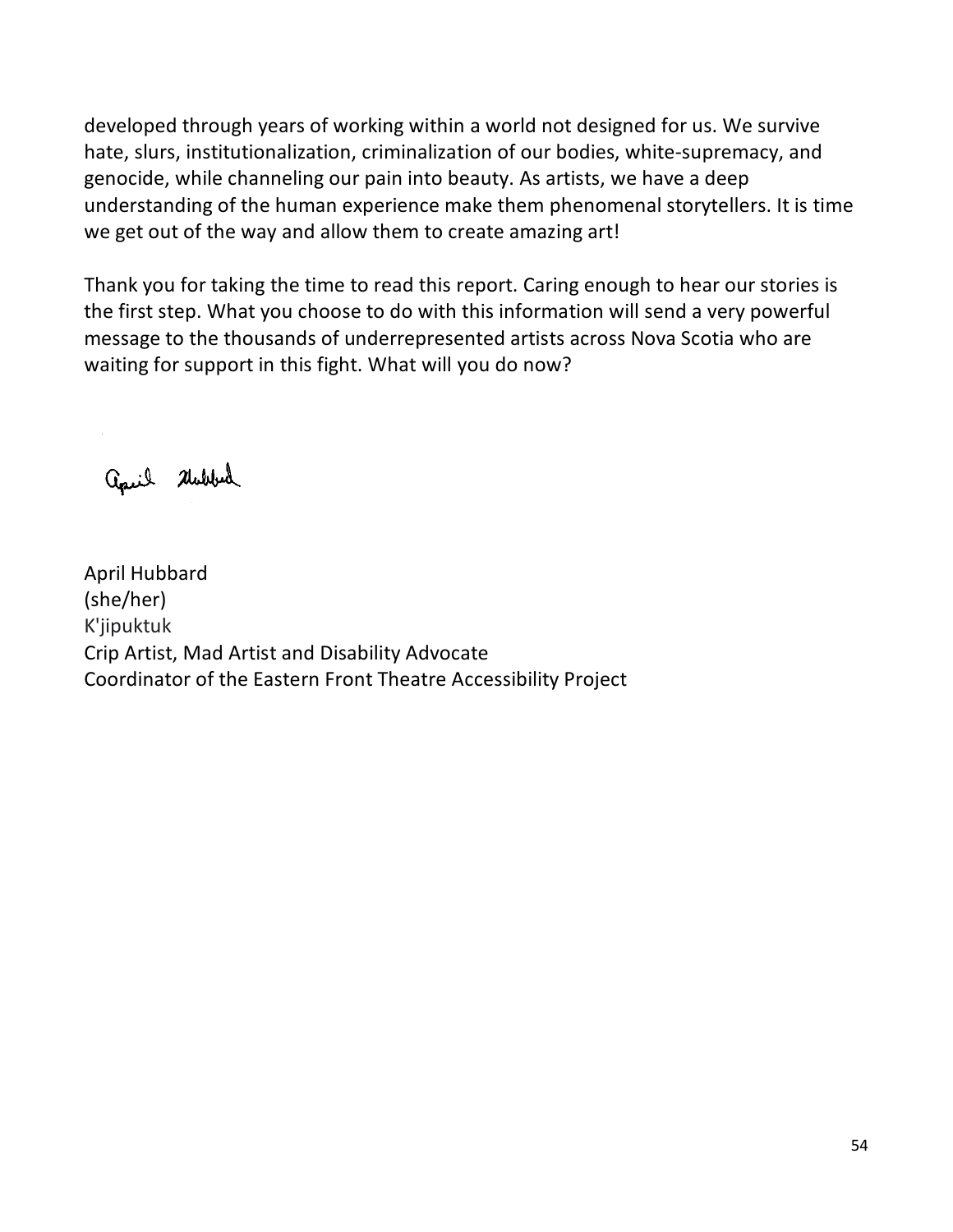developed through years of working within a world not designed for us. We survive hate, slurs, institutionalization, criminalization of our bodies, white-supremacy, and genocide, while channeling our pain into beauty. As artists, we have a deep understanding of the human experience make them phenomenal storytellers. It is time we get out of the way and allow them to create amazing art!

Thank you for taking the time to read this report. Caring enough to hear our stories is the first step. What you choose to do with this information will send a very powerful message to the thousands of underrepresented artists across Nova Scotia who are waiting for support in this fight. What will you do now?

April Hubbard

April Hubbard  
(she/her)  
K'jipuktuk  
Crip Artist, Mad Artist and Disability Advocate  
Coordinator of the Eastern Front Theatre Accessibility Project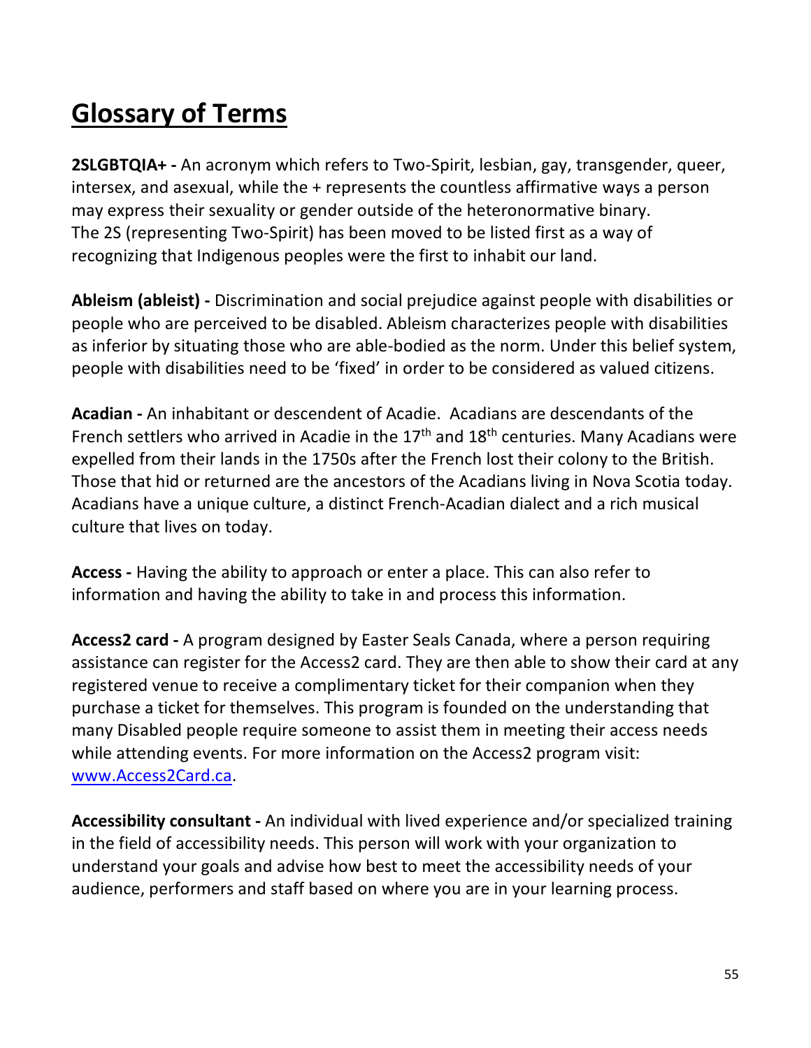# Glossary of Terms

**2SLGBTQIA+ -** An acronym which refers to Two-Spirit, lesbian, gay, transgender, queer, intersex, and asexual, while the + represents the countless affirmative ways a person may express their sexuality or gender outside of the heteronormative binary. The 2S (representing Two-Spirit) has been moved to be listed first as a way of recognizing that Indigenous peoples were the first to inhabit our land.

**Ableism (ableist) -** Discrimination and social prejudice against people with disabilities or people who are perceived to be disabled. Ableism characterizes people with disabilities as inferior by situating those who are able-bodied as the norm. Under this belief system, people with disabilities need to be 'fixed' in order to be considered as valued citizens.

**Acadian -** An inhabitant or descendent of Acadie. Acadians are descendants of the French settlers who arrived in Acadie in the 17th and 18th centuries. Many Acadians were expelled from their lands in the 1750s after the French lost their colony to the British. Those that hid or returned are the ancestors of the Acadians living in Nova Scotia today. Acadians have a unique culture, a distinct French-Acadian dialect and a rich musical culture that lives on today.

**Access -** Having the ability to approach or enter a place. This can also refer to information and having the ability to take in and process this information.

**Access2 card -** A program designed by Easter Seals Canada, where a person requiring assistance can register for the Access2 card. They are then able to show their card at any registered venue to receive a complimentary ticket for their companion when they purchase a ticket for themselves. This program is founded on the understanding that many Disabled people require someone to assist them in meeting their access needs while attending events. For more information on the Access2 program visit: [www.Access2Card.ca](http://www.Access2Card.ca).

**Accessibility consultant -** An individual with lived experience and/or specialized training in the field of accessibility needs. This person will work with your organization to understand your goals and advise how best to meet the accessibility needs of your audience, performers and staff based on where you are in your learning process.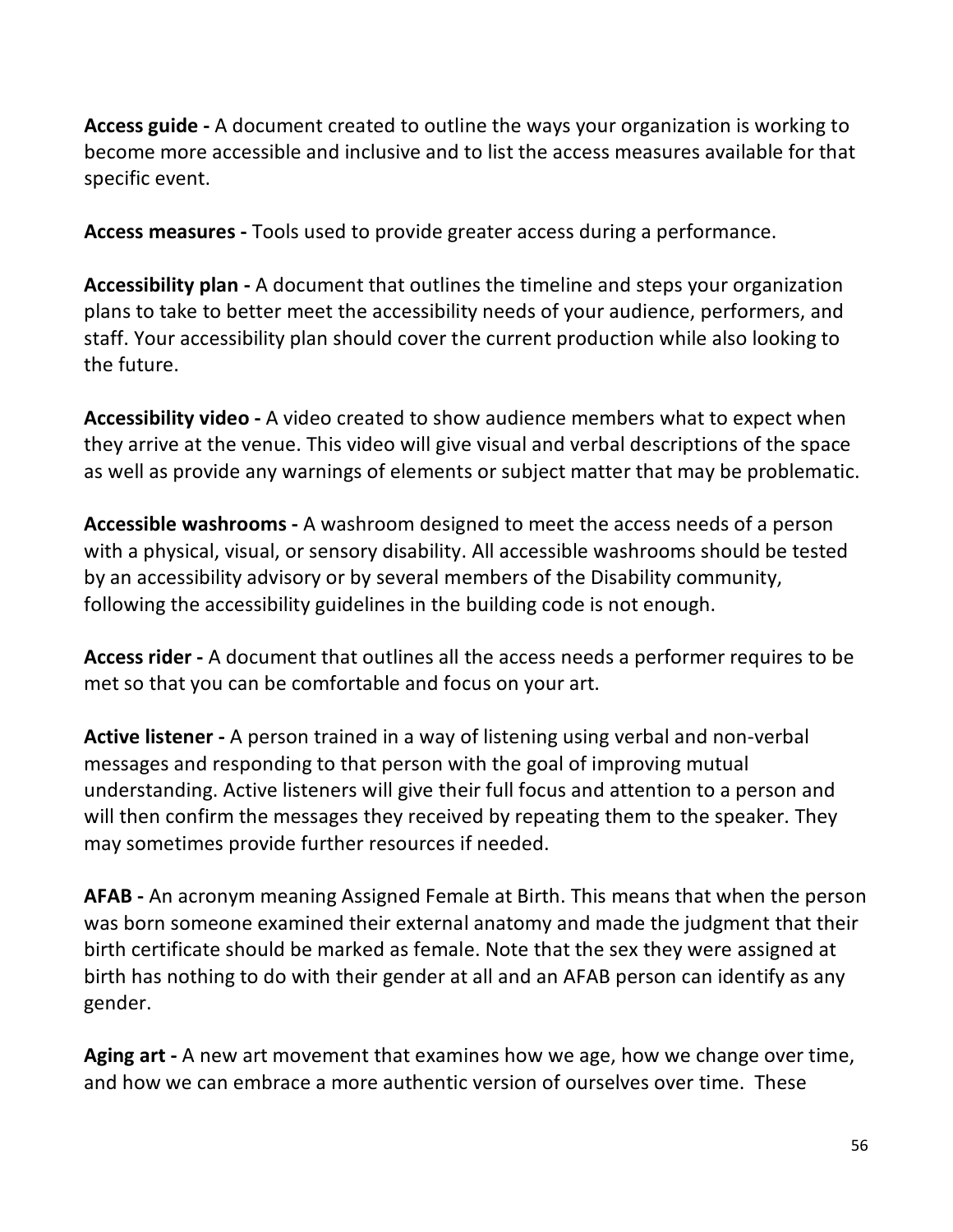**Access guide -** A document created to outline the ways your organization is working to become more accessible and inclusive and to list the access measures available for that specific event.

**Access measures -** Tools used to provide greater access during a performance.

**Accessibility plan -** A document that outlines the timeline and steps your organization plans to take to better meet the accessibility needs of your audience, performers, and staff. Your accessibility plan should cover the current production while also looking to the future.

**Accessibility video -** A video created to show audience members what to expect when they arrive at the venue. This video will give visual and verbal descriptions of the space as well as provide any warnings of elements or subject matter that may be problematic.

**Accessible washrooms -** A washroom designed to meet the access needs of a person with a physical, visual, or sensory disability. All accessible washrooms should be tested by an accessibility advisory or by several members of the Disability community, following the accessibility guidelines in the building code is not enough.

**Access rider -** A document that outlines all the access needs a performer requires to be met so that you can be comfortable and focus on your art.

**Active listener -** A person trained in a way of listening using verbal and non-verbal messages and responding to that person with the goal of improving mutual understanding. Active listeners will give their full focus and attention to a person and will then confirm the messages they received by repeating them to the speaker. They may sometimes provide further resources if needed.

**AFAB -** An acronym meaning Assigned Female at Birth. This means that when the person was born someone examined their external anatomy and made the judgment that their birth certificate should be marked as female. Note that the sex they were assigned at birth has nothing to do with their gender at all and an AFAB person can identify as any gender.

**Aging art -** A new art movement that examines how we age, how we change over time, and how we can embrace a more authentic version of ourselves over time. These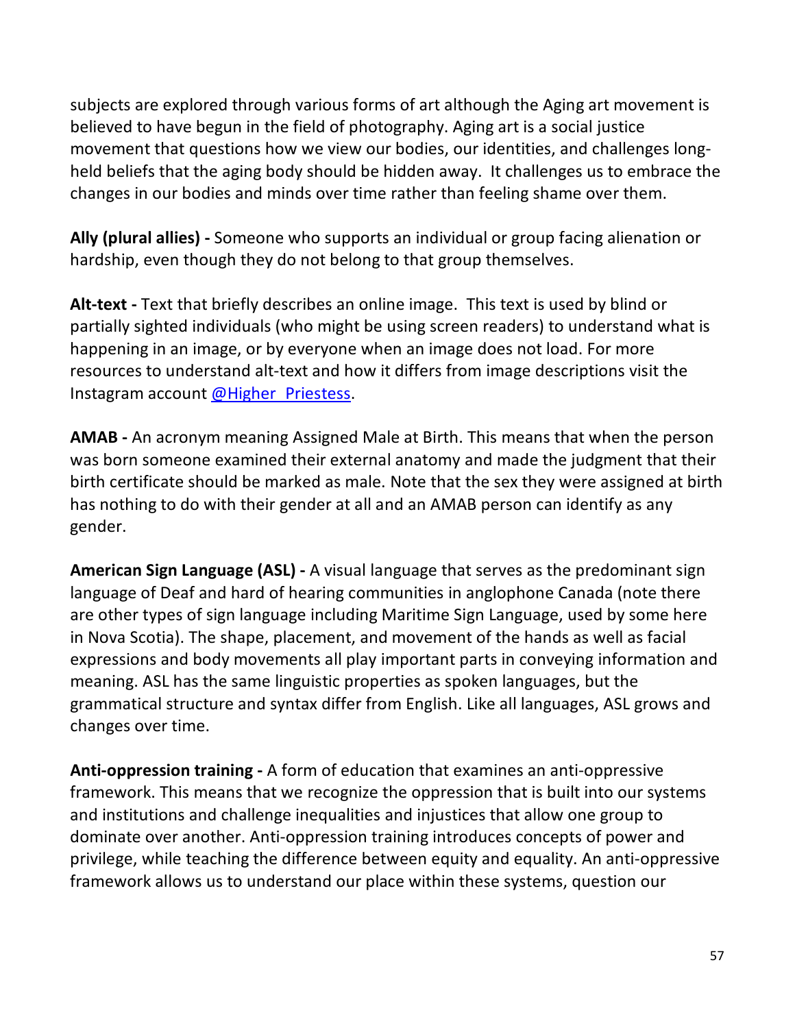subjects are explored through various forms of art although the Aging art movement is believed to have begun in the field of photography. Aging art is a social justice movement that questions how we view our bodies, our identities, and challenges long-held beliefs that the aging body should be hidden away. It challenges us to embrace the changes in our bodies and minds over time rather than feeling shame over them.

**Ally (plural allies) -** Someone who supports an individual or group facing alienation or hardship, even though they do not belong to that group themselves.

**Alt-text -** Text that briefly describes an online image. This text is used by blind or partially sighted individuals (who might be using screen readers) to understand what is happening in an image, or by everyone when an image does not load. For more resources to understand alt-text and how it differs from image descriptions visit the Instagram account @Higher_Priestess.

**AMAB -** An acronym meaning Assigned Male at Birth. This means that when the person was born someone examined their external anatomy and made the judgment that their birth certificate should be marked as male. Note that the sex they were assigned at birth has nothing to do with their gender at all and an AMAB person can identify as any gender.

**American Sign Language (ASL) -** A visual language that serves as the predominant sign language of Deaf and hard of hearing communities in anglophone Canada (note there are other types of sign language including Maritime Sign Language, used by some here in Nova Scotia). The shape, placement, and movement of the hands as well as facial expressions and body movements all play important parts in conveying information and meaning. ASL has the same linguistic properties as spoken languages, but the grammatical structure and syntax differ from English. Like all languages, ASL grows and changes over time.

**Anti-oppression training -** A form of education that examines an anti-oppressive framework. This means that we recognize the oppression that is built into our systems and institutions and challenge inequalities and injustices that allow one group to dominate over another. Anti-oppression training introduces concepts of power and privilege, while teaching the difference between equity and equality. An anti-oppressive framework allows us to understand our place within these systems, question our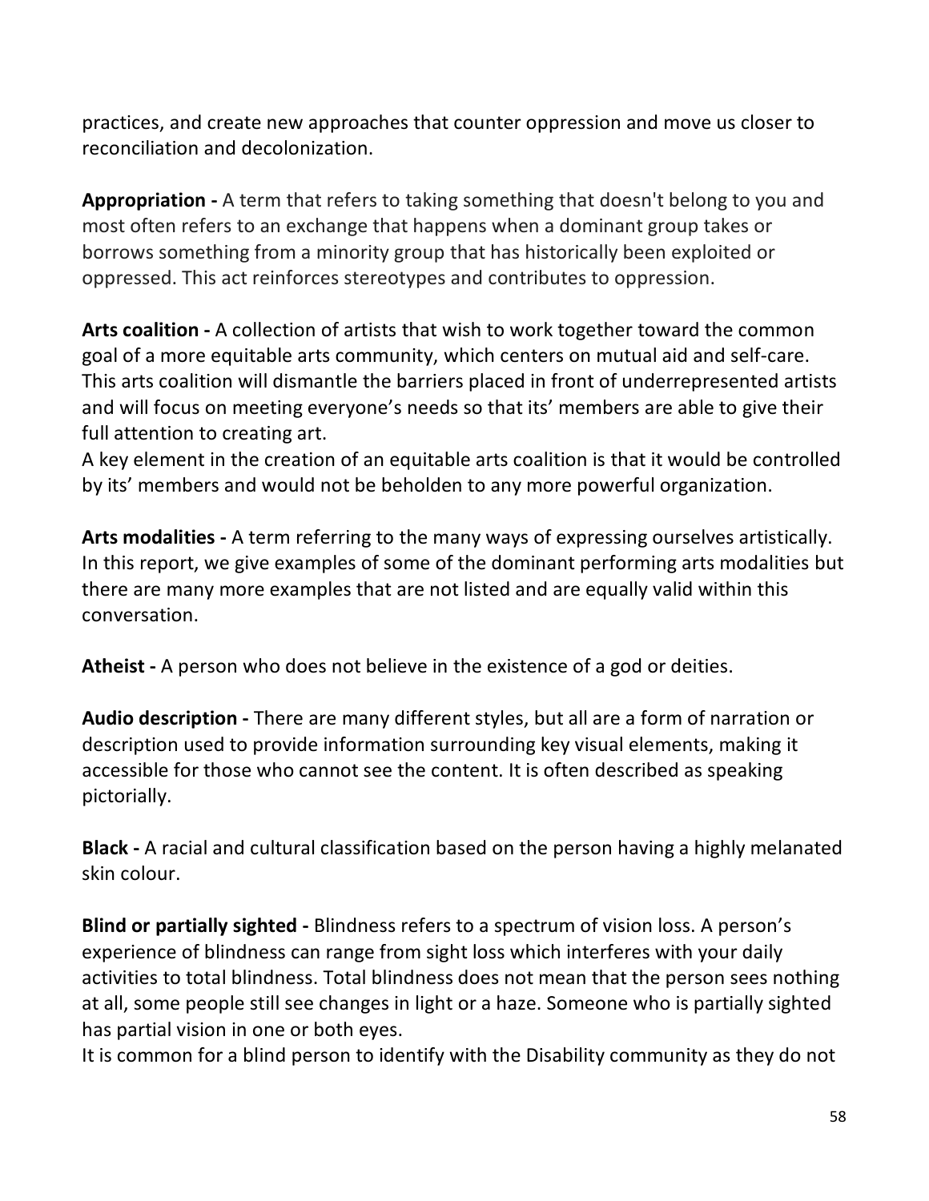practices, and create new approaches that counter oppression and move us closer to reconciliation and decolonization.

**Appropriation -** A term that refers to taking something that doesn't belong to you and most often refers to an exchange that happens when a dominant group takes or borrows something from a minority group that has historically been exploited or oppressed. This act reinforces stereotypes and contributes to oppression.

**Arts coalition -** A collection of artists that wish to work together toward the common goal of a more equitable arts community, which centers on mutual aid and self-care. This arts coalition will dismantle the barriers placed in front of underrepresented artists and will focus on meeting everyone's needs so that its' members are able to give their full attention to creating art.
A key element in the creation of an equitable arts coalition is that it would be controlled by its' members and would not be beholden to any more powerful organization.

**Arts modalities -** A term referring to the many ways of expressing ourselves artistically. In this report, we give examples of some of the dominant performing arts modalities but there are many more examples that are not listed and are equally valid within this conversation.

**Atheist -** A person who does not believe in the existence of a god or deities.

**Audio description -** There are many different styles, but all are a form of narration or description used to provide information surrounding key visual elements, making it accessible for those who cannot see the content. It is often described as speaking pictorially.

**Black -** A racial and cultural classification based on the person having a highly melanated skin colour.

**Blind or partially sighted -** Blindness refers to a spectrum of vision loss. A person's experience of blindness can range from sight loss which interferes with your daily activities to total blindness. Total blindness does not mean that the person sees nothing at all, some people still see changes in light or a haze. Someone who is partially sighted has partial vision in one or both eyes.
It is common for a blind person to identify with the Disability community as they do not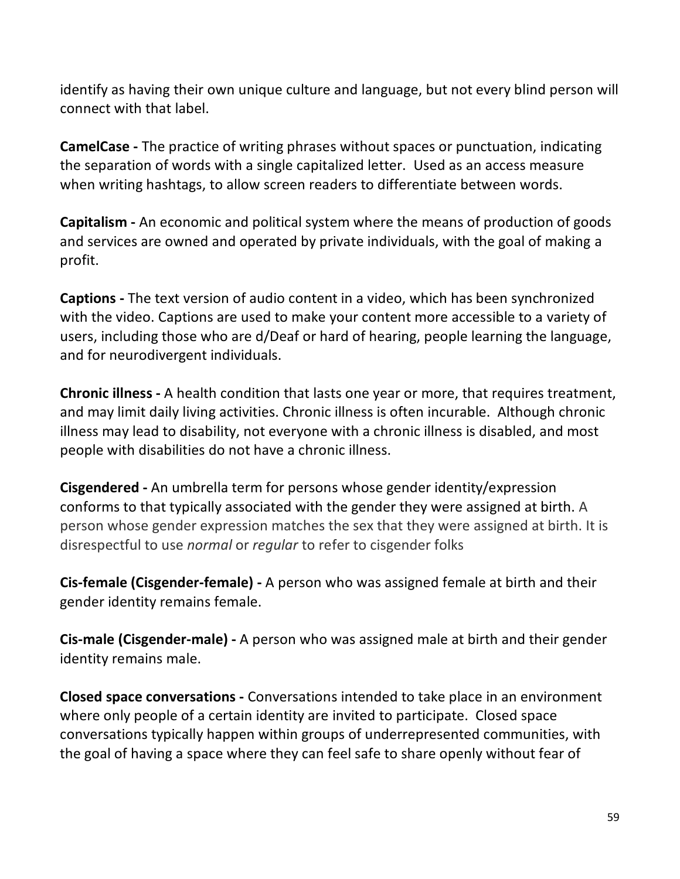identify as having their own unique culture and language, but not every blind person will connect with that label.

**CamelCase -** The practice of writing phrases without spaces or punctuation, indicating the separation of words with a single capitalized letter. Used as an access measure when writing hashtags, to allow screen readers to differentiate between words.

**Capitalism -** An economic and political system where the means of production of goods and services are owned and operated by private individuals, with the goal of making a profit.

**Captions -** The text version of audio content in a video, which has been synchronized with the video. Captions are used to make your content more accessible to a variety of users, including those who are d/Deaf or hard of hearing, people learning the language, and for neurodivergent individuals.

**Chronic illness -** A health condition that lasts one year or more, that requires treatment, and may limit daily living activities. Chronic illness is often incurable. Although chronic illness may lead to disability, not everyone with a chronic illness is disabled, and most people with disabilities do not have a chronic illness.

**Cisgendered -** An umbrella term for persons whose gender identity/expression conforms to that typically associated with the gender they were assigned at birth. A person whose gender expression matches the sex that they were assigned at birth. It is disrespectful to use *normal* or *regular* to refer to cisgender folks

**Cis-female (Cisgender-female) -** A person who was assigned female at birth and their gender identity remains female.

**Cis-male (Cisgender-male) -** A person who was assigned male at birth and their gender identity remains male.

**Closed space conversations -** Conversations intended to take place in an environment where only people of a certain identity are invited to participate. Closed space conversations typically happen within groups of underrepresented communities, with the goal of having a space where they can feel safe to share openly without fear of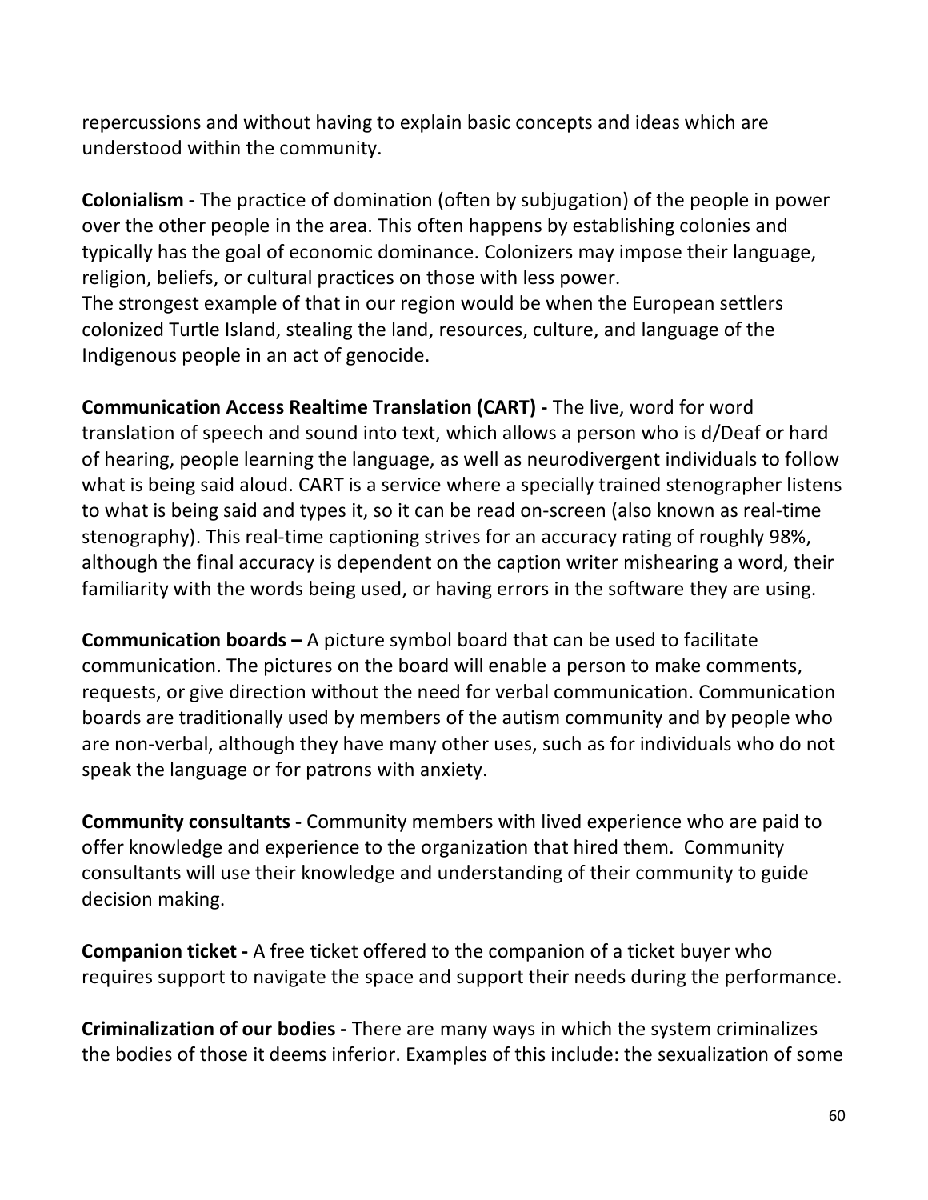repercussions and without having to explain basic concepts and ideas which are understood within the community.

**Colonialism -** The practice of domination (often by subjugation) of the people in power over the other people in the area. This often happens by establishing colonies and typically has the goal of economic dominance. Colonizers may impose their language, religion, beliefs, or cultural practices on those with less power.
The strongest example of that in our region would be when the European settlers colonized Turtle Island, stealing the land, resources, culture, and language of the Indigenous people in an act of genocide.

**Communication Access Realtime Translation (CART) -** The live, word for word translation of speech and sound into text, which allows a person who is d/Deaf or hard of hearing, people learning the language, as well as neurodivergent individuals to follow what is being said aloud. CART is a service where a specially trained stenographer listens to what is being said and types it, so it can be read on-screen (also known as real-time stenography). This real-time captioning strives for an accuracy rating of roughly 98%, although the final accuracy is dependent on the caption writer mishearing a word, their familiarity with the words being used, or having errors in the software they are using.

**Communication boards –** A picture symbol board that can be used to facilitate communication. The pictures on the board will enable a person to make comments, requests, or give direction without the need for verbal communication. Communication boards are traditionally used by members of the autism community and by people who are non-verbal, although they have many other uses, such as for individuals who do not speak the language or for patrons with anxiety.

**Community consultants -** Community members with lived experience who are paid to offer knowledge and experience to the organization that hired them. Community consultants will use their knowledge and understanding of their community to guide decision making.

**Companion ticket -** A free ticket offered to the companion of a ticket buyer who requires support to navigate the space and support their needs during the performance.

**Criminalization of our bodies -** There are many ways in which the system criminalizes the bodies of those it deems inferior. Examples of this include: the sexualization of some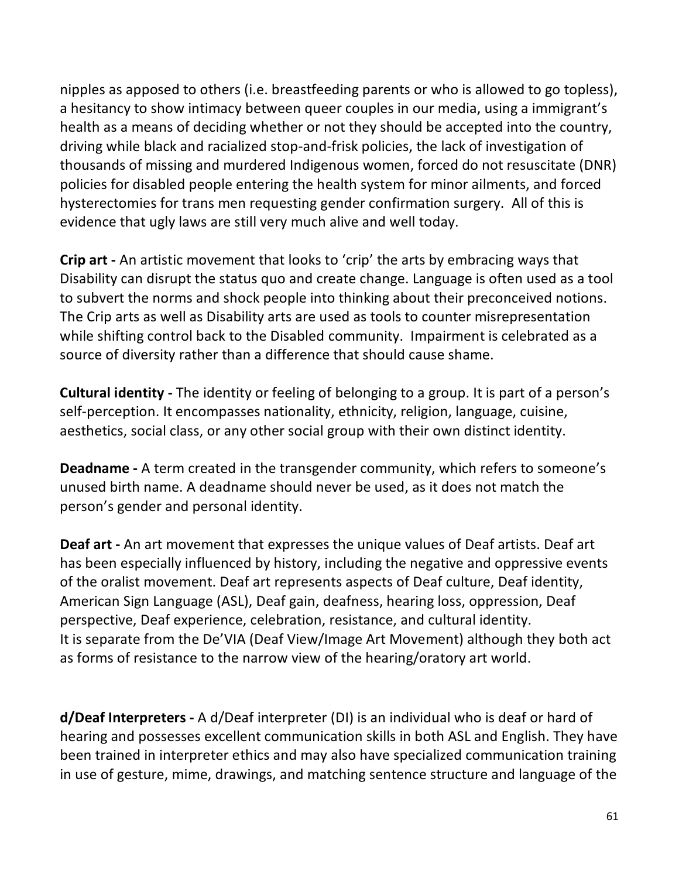nipples as apposed to others (i.e. breastfeeding parents or who is allowed to go topless), a hesitancy to show intimacy between queer couples in our media, using a immigrant's health as a means of deciding whether or not they should be accepted into the country, driving while black and racialized stop-and-frisk policies, the lack of investigation of thousands of missing and murdered Indigenous women, forced do not resuscitate (DNR) policies for disabled people entering the health system for minor ailments, and forced hysterectomies for trans men requesting gender confirmation surgery. All of this is evidence that ugly laws are still very much alive and well today.

**Crip art -** An artistic movement that looks to 'crip' the arts by embracing ways that Disability can disrupt the status quo and create change. Language is often used as a tool to subvert the norms and shock people into thinking about their preconceived notions. The Crip arts as well as Disability arts are used as tools to counter misrepresentation while shifting control back to the Disabled community. Impairment is celebrated as a source of diversity rather than a difference that should cause shame.

**Cultural identity -** The identity or feeling of belonging to a group. It is part of a person's self-perception. It encompasses nationality, ethnicity, religion, language, cuisine, aesthetics, social class, or any other social group with their own distinct identity.

**Deadname -** A term created in the transgender community, which refers to someone's unused birth name. A deadname should never be used, as it does not match the person's gender and personal identity.

**Deaf art -** An art movement that expresses the unique values of Deaf artists. Deaf art has been especially influenced by history, including the negative and oppressive events of the oralist movement. Deaf art represents aspects of Deaf culture, Deaf identity, American Sign Language (ASL), Deaf gain, deafness, hearing loss, oppression, Deaf perspective, Deaf experience, celebration, resistance, and cultural identity.
It is separate from the De'VIA (Deaf View/Image Art Movement) although they both act as forms of resistance to the narrow view of the hearing/oratory art world.

**d/Deaf Interpreters -** A d/Deaf interpreter (DI) is an individual who is deaf or hard of hearing and possesses excellent communication skills in both ASL and English. They have been trained in interpreter ethics and may also have specialized communication training in use of gesture, mime, drawings, and matching sentence structure and language of the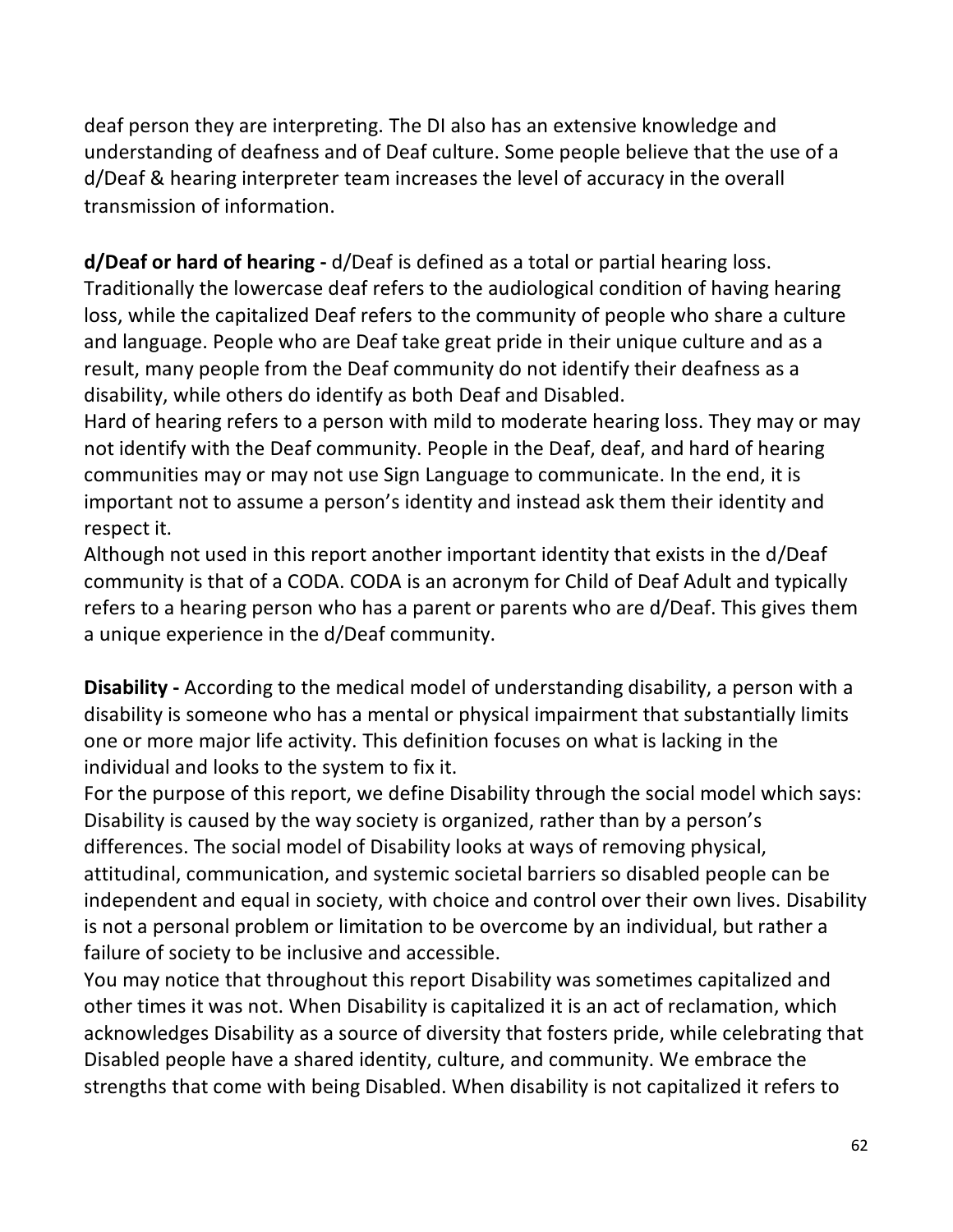deaf person they are interpreting. The DI also has an extensive knowledge and understanding of deafness and of Deaf culture. Some people believe that the use of a d/Deaf & hearing interpreter team increases the level of accuracy in the overall transmission of information.

**d/Deaf or hard of hearing -** d/Deaf is defined as a total or partial hearing loss. Traditionally the lowercase deaf refers to the audiological condition of having hearing loss, while the capitalized Deaf refers to the community of people who share a culture and language. People who are Deaf take great pride in their unique culture and as a result, many people from the Deaf community do not identify their deafness as a disability, while others do identify as both Deaf and Disabled.

Hard of hearing refers to a person with mild to moderate hearing loss. They may or may not identify with the Deaf community. People in the Deaf, deaf, and hard of hearing communities may or may not use Sign Language to communicate. In the end, it is important not to assume a person's identity and instead ask them their identity and respect it.

Although not used in this report another important identity that exists in the d/Deaf community is that of a CODA. CODA is an acronym for Child of Deaf Adult and typically refers to a hearing person who has a parent or parents who are d/Deaf. This gives them a unique experience in the d/Deaf community.

**Disability -** According to the medical model of understanding disability, a person with a disability is someone who has a mental or physical impairment that substantially limits one or more major life activity. This definition focuses on what is lacking in the individual and looks to the system to fix it.

For the purpose of this report, we define Disability through the social model which says: Disability is caused by the way society is organized, rather than by a person's differences. The social model of Disability looks at ways of removing physical, attitudinal, communication, and systemic societal barriers so disabled people can be independent and equal in society, with choice and control over their own lives. Disability is not a personal problem or limitation to be overcome by an individual, but rather a failure of society to be inclusive and accessible.

You may notice that throughout this report Disability was sometimes capitalized and other times it was not. When Disability is capitalized it is an act of reclamation, which acknowledges Disability as a source of diversity that fosters pride, while celebrating that Disabled people have a shared identity, culture, and community. We embrace the strengths that come with being Disabled. When disability is not capitalized it refers to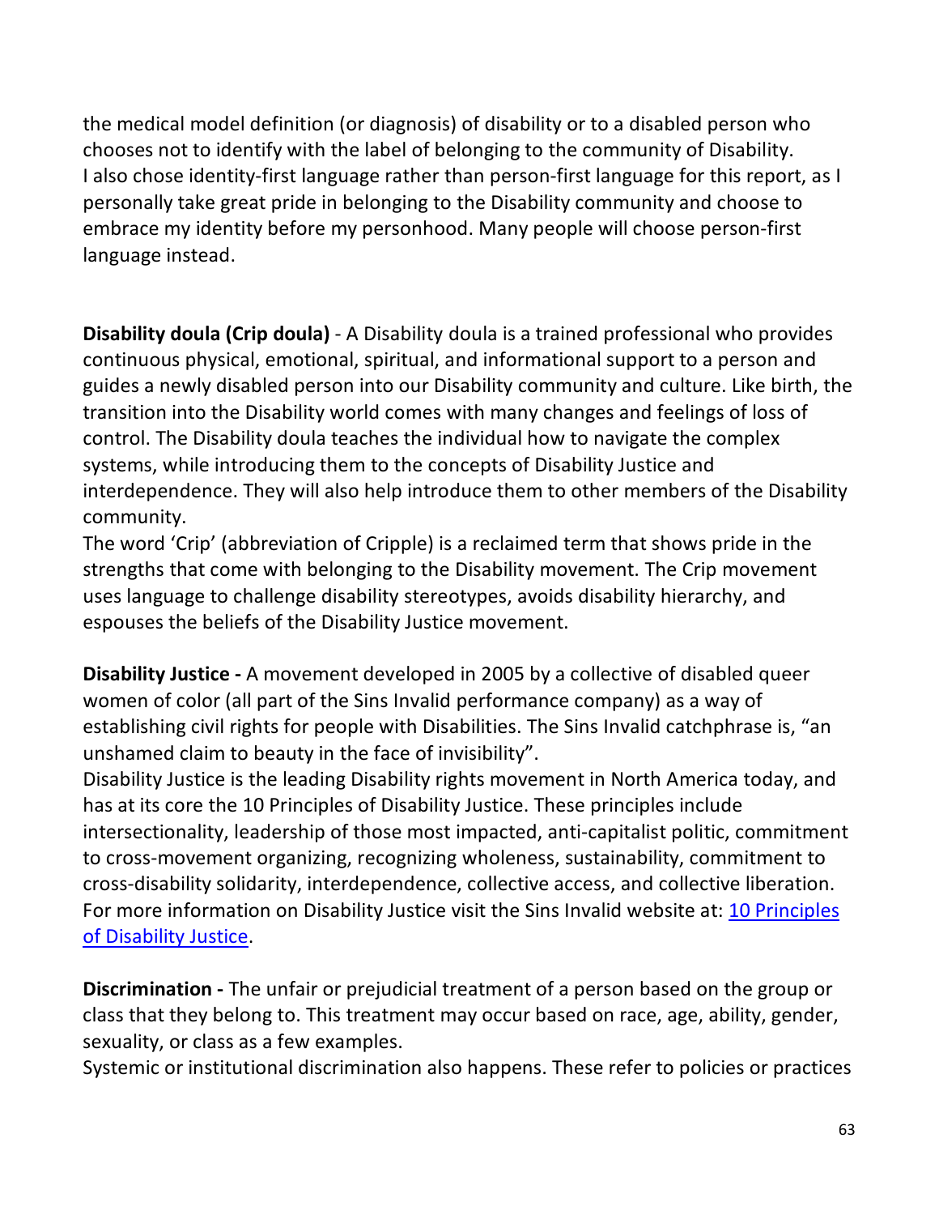the medical model definition (or diagnosis) of disability or to a disabled person who chooses not to identify with the label of belonging to the community of Disability.
I also chose identity-first language rather than person-first language for this report, as I personally take great pride in belonging to the Disability community and choose to embrace my identity before my personhood. Many people will choose person-first language instead.

**Disability doula (Crip doula)** - A Disability doula is a trained professional who provides continuous physical, emotional, spiritual, and informational support to a person and guides a newly disabled person into our Disability community and culture. Like birth, the transition into the Disability world comes with many changes and feelings of loss of control. The Disability doula teaches the individual how to navigate the complex systems, while introducing them to the concepts of Disability Justice and interdependence. They will also help introduce them to other members of the Disability community.
The word 'Crip' (abbreviation of Cripple) is a reclaimed term that shows pride in the strengths that come with belonging to the Disability movement. The Crip movement uses language to challenge disability stereotypes, avoids disability hierarchy, and espouses the beliefs of the Disability Justice movement.

**Disability Justice -** A movement developed in 2005 by a collective of disabled queer women of color (all part of the Sins Invalid performance company) as a way of establishing civil rights for people with Disabilities. The Sins Invalid catchphrase is, "an unshamed claim to beauty in the face of invisibility".
Disability Justice is the leading Disability rights movement in North America today, and has at its core the 10 Principles of Disability Justice. These principles include intersectionality, leadership of those most impacted, anti-capitalist politic, commitment to cross-movement organizing, recognizing wholeness, sustainability, commitment to cross-disability solidarity, interdependence, collective access, and collective liberation. For more information on Disability Justice visit the Sins Invalid website at: [10 Principles of Disability Justice](#).

**Discrimination -** The unfair or prejudicial treatment of a person based on the group or class that they belong to. This treatment may occur based on race, age, ability, gender, sexuality, or class as a few examples.
Systemic or institutional discrimination also happens. These refer to policies or practices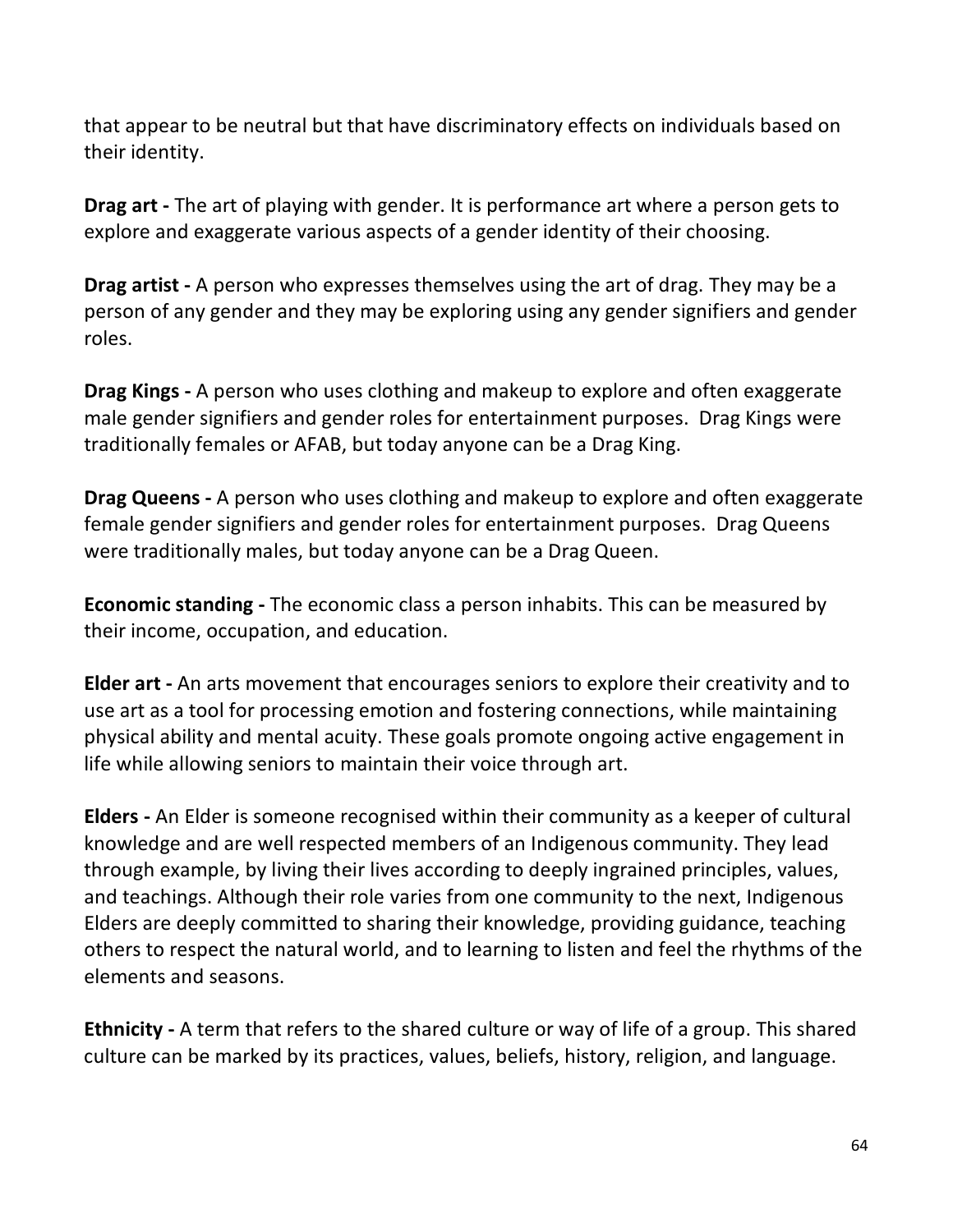that appear to be neutral but that have discriminatory effects on individuals based on their identity.

**Drag art -** The art of playing with gender. It is performance art where a person gets to explore and exaggerate various aspects of a gender identity of their choosing.

**Drag artist -** A person who expresses themselves using the art of drag. They may be a person of any gender and they may be exploring using any gender signifiers and gender roles.

**Drag Kings -** A person who uses clothing and makeup to explore and often exaggerate male gender signifiers and gender roles for entertainment purposes. Drag Kings were traditionally females or AFAB, but today anyone can be a Drag King.

**Drag Queens -** A person who uses clothing and makeup to explore and often exaggerate female gender signifiers and gender roles for entertainment purposes. Drag Queens were traditionally males, but today anyone can be a Drag Queen.

**Economic standing -** The economic class a person inhabits. This can be measured by their income, occupation, and education.

**Elder art -** An arts movement that encourages seniors to explore their creativity and to use art as a tool for processing emotion and fostering connections, while maintaining physical ability and mental acuity. These goals promote ongoing active engagement in life while allowing seniors to maintain their voice through art.

**Elders -** An Elder is someone recognised within their community as a keeper of cultural knowledge and are well respected members of an Indigenous community. They lead through example, by living their lives according to deeply ingrained principles, values, and teachings. Although their role varies from one community to the next, Indigenous Elders are deeply committed to sharing their knowledge, providing guidance, teaching others to respect the natural world, and to learning to listen and feel the rhythms of the elements and seasons.

**Ethnicity -** A term that refers to the shared culture or way of life of a group. This shared culture can be marked by its practices, values, beliefs, history, religion, and language.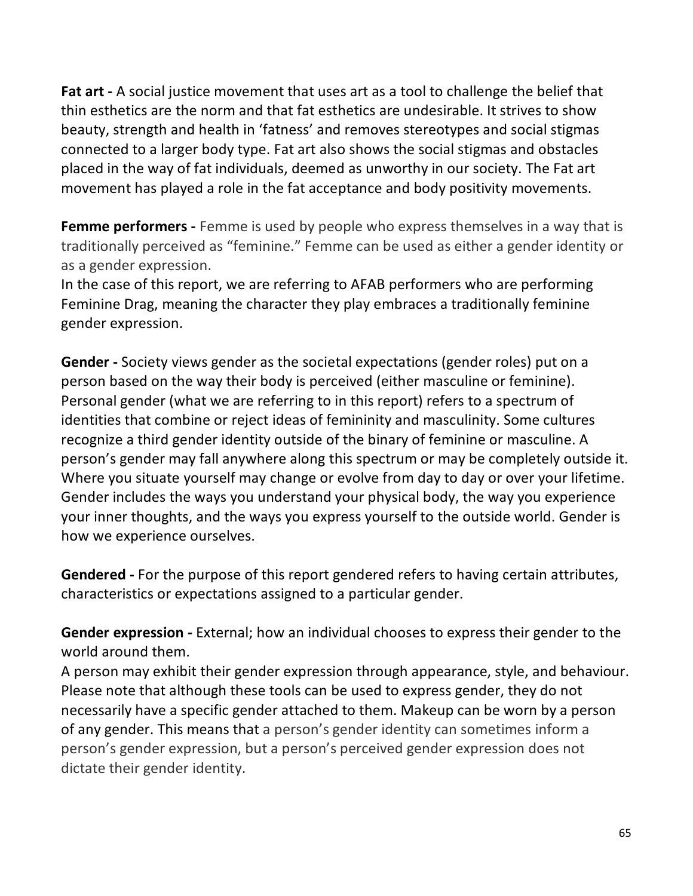**Fat art -** A social justice movement that uses art as a tool to challenge the belief that thin esthetics are the norm and that fat esthetics are undesirable. It strives to show beauty, strength and health in 'fatness' and removes stereotypes and social stigmas connected to a larger body type. Fat art also shows the social stigmas and obstacles placed in the way of fat individuals, deemed as unworthy in our society. The Fat art movement has played a role in the fat acceptance and body positivity movements.

**Femme performers -** Femme is used by people who express themselves in a way that is traditionally perceived as "feminine." Femme can be used as either a gender identity or as a gender expression.
In the case of this report, we are referring to AFAB performers who are performing Feminine Drag, meaning the character they play embraces a traditionally feminine gender expression.

**Gender -** Society views gender as the societal expectations (gender roles) put on a person based on the way their body is perceived (either masculine or feminine). Personal gender (what we are referring to in this report) refers to a spectrum of identities that combine or reject ideas of femininity and masculinity. Some cultures recognize a third gender identity outside of the binary of feminine or masculine. A person's gender may fall anywhere along this spectrum or may be completely outside it. Where you situate yourself may change or evolve from day to day or over your lifetime. Gender includes the ways you understand your physical body, the way you experience your inner thoughts, and the ways you express yourself to the outside world. Gender is how we experience ourselves.

**Gendered -** For the purpose of this report gendered refers to having certain attributes, characteristics or expectations assigned to a particular gender.

**Gender expression -** External; how an individual chooses to express their gender to the world around them.
A person may exhibit their gender expression through appearance, style, and behaviour. Please note that although these tools can be used to express gender, they do not necessarily have a specific gender attached to them. Makeup can be worn by a person of any gender. This means that a person's gender identity can sometimes inform a person's gender expression, but a person's perceived gender expression does not dictate their gender identity.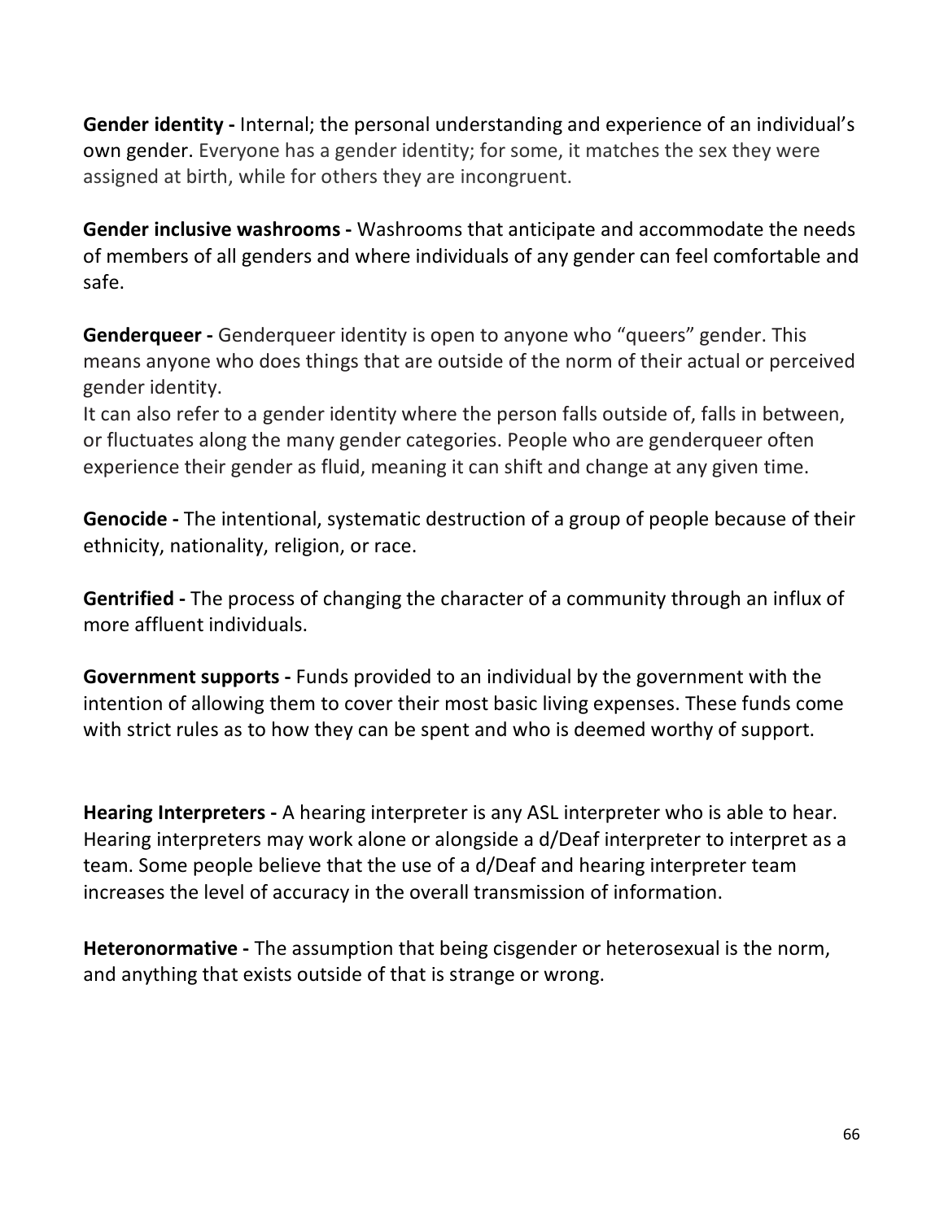**Gender identity -** Internal; the personal understanding and experience of an individual's own gender. Everyone has a gender identity; for some, it matches the sex they were assigned at birth, while for others they are incongruent.

**Gender inclusive washrooms -** Washrooms that anticipate and accommodate the needs of members of all genders and where individuals of any gender can feel comfortable and safe.

**Genderqueer -** Genderqueer identity is open to anyone who "queers" gender. This means anyone who does things that are outside of the norm of their actual or perceived gender identity.
It can also refer to a gender identity where the person falls outside of, falls in between, or fluctuates along the many gender categories. People who are genderqueer often experience their gender as fluid, meaning it can shift and change at any given time.

**Genocide -** The intentional, systematic destruction of a group of people because of their ethnicity, nationality, religion, or race.

**Gentrified -** The process of changing the character of a community through an influx of more affluent individuals.

**Government supports -** Funds provided to an individual by the government with the intention of allowing them to cover their most basic living expenses. These funds come with strict rules as to how they can be spent and who is deemed worthy of support.

**Hearing Interpreters -** A hearing interpreter is any ASL interpreter who is able to hear. Hearing interpreters may work alone or alongside a d/Deaf interpreter to interpret as a team. Some people believe that the use of a d/Deaf and hearing interpreter team increases the level of accuracy in the overall transmission of information.

**Heteronormative -** The assumption that being cisgender or heterosexual is the norm, and anything that exists outside of that is strange or wrong.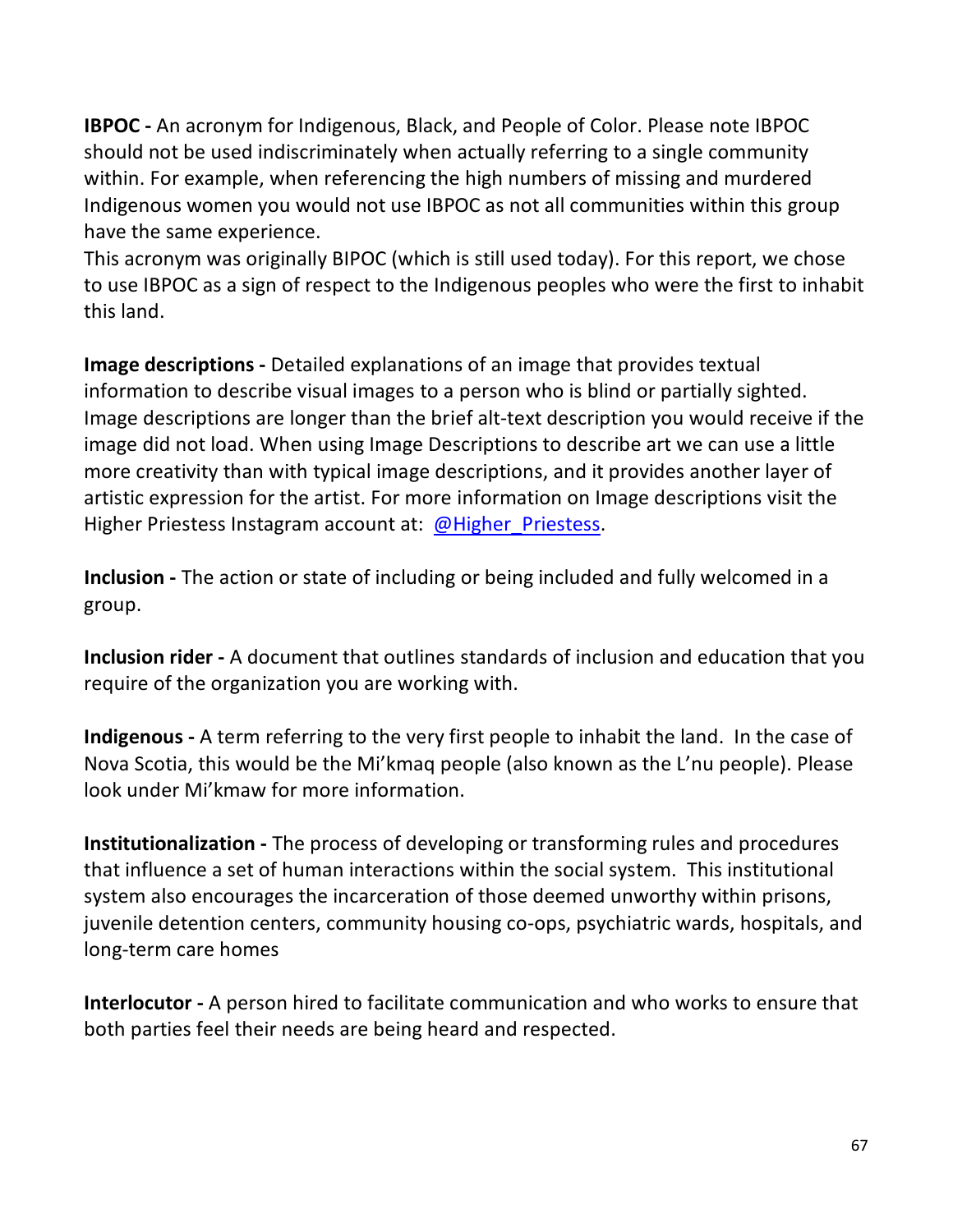**IBPOC -** An acronym for Indigenous, Black, and People of Color. Please note IBPOC should not be used indiscriminately when actually referring to a single community within. For example, when referencing the high numbers of missing and murdered Indigenous women you would not use IBPOC as not all communities within this group have the same experience.
This acronym was originally BIPOC (which is still used today). For this report, we chose to use IBPOC as a sign of respect to the Indigenous peoples who were the first to inhabit this land.

**Image descriptions -** Detailed explanations of an image that provides textual information to describe visual images to a person who is blind or partially sighted. Image descriptions are longer than the brief alt-text description you would receive if the image did not load. When using Image Descriptions to describe art we can use a little more creativity than with typical image descriptions, and it provides another layer of artistic expression for the artist. For more information on Image descriptions visit the Higher Priestess Instagram account at: @Higher_Priestess.

**Inclusion -** The action or state of including or being included and fully welcomed in a group.

**Inclusion rider -** A document that outlines standards of inclusion and education that you require of the organization you are working with.

**Indigenous -** A term referring to the very first people to inhabit the land. In the case of Nova Scotia, this would be the Mi'kmaq people (also known as the L'nu people). Please look under Mi'kmaw for more information.

**Institutionalization -** The process of developing or transforming rules and procedures that influence a set of human interactions within the social system. This institutional system also encourages the incarceration of those deemed unworthy within prisons, juvenile detention centers, community housing co-ops, psychiatric wards, hospitals, and long-term care homes

**Interlocutor -** A person hired to facilitate communication and who works to ensure that both parties feel their needs are being heard and respected.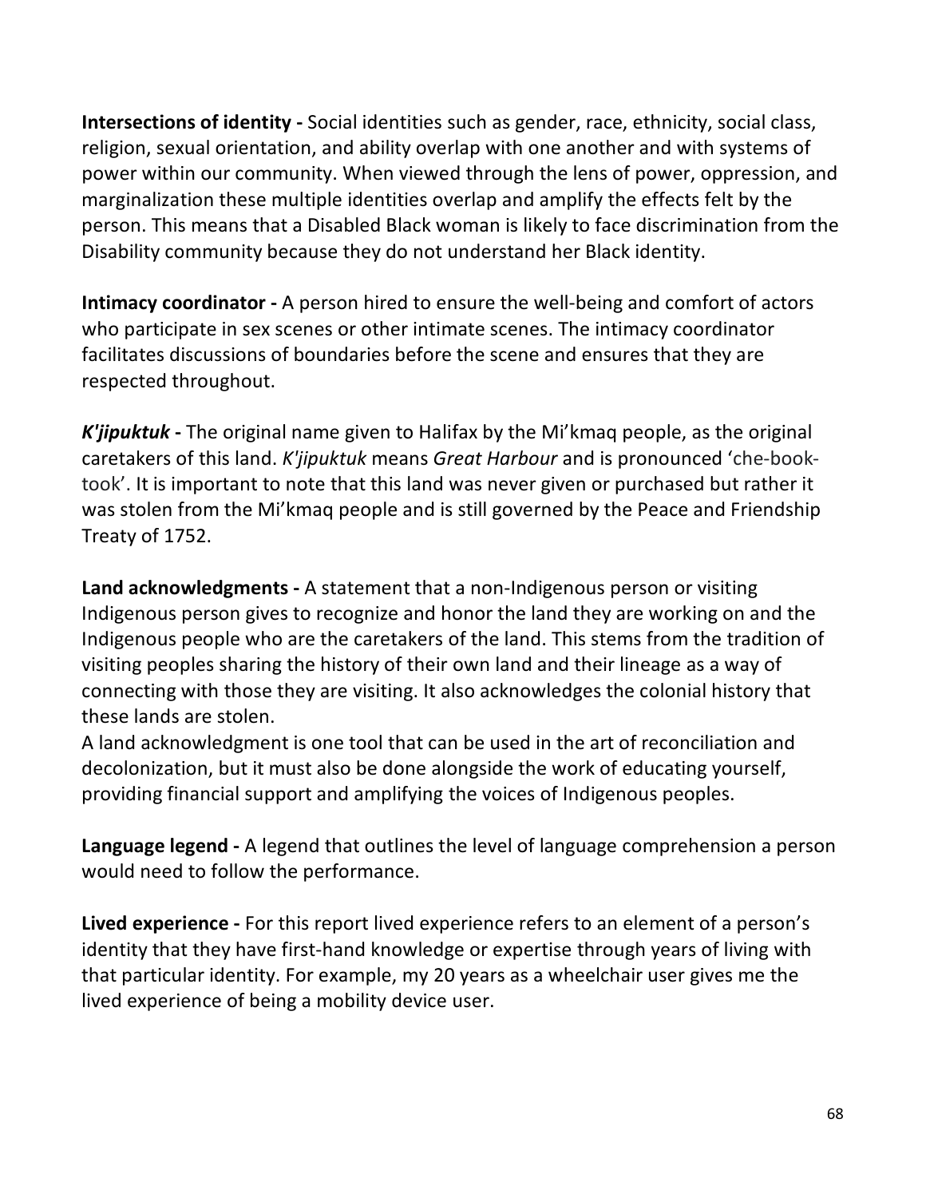**Intersections of identity -** Social identities such as gender, race, ethnicity, social class, religion, sexual orientation, and ability overlap with one another and with systems of power within our community. When viewed through the lens of power, oppression, and marginalization these multiple identities overlap and amplify the effects felt by the person. This means that a Disabled Black woman is likely to face discrimination from the Disability community because they do not understand her Black identity.

**Intimacy coordinator -** A person hired to ensure the well-being and comfort of actors who participate in sex scenes or other intimate scenes. The intimacy coordinator facilitates discussions of boundaries before the scene and ensures that they are respected throughout.

***K'jipuktuk* -** The original name given to Halifax by the Mi'kmaq people, as the original caretakers of this land. *K'jipuktuk* means *Great Harbour* and is pronounced 'che-book-took'. It is important to note that this land was never given or purchased but rather it was stolen from the Mi'kmaq people and is still governed by the Peace and Friendship Treaty of 1752.

**Land acknowledgments -** A statement that a non-Indigenous person or visiting Indigenous person gives to recognize and honor the land they are working on and the Indigenous people who are the caretakers of the land. This stems from the tradition of visiting peoples sharing the history of their own land and their lineage as a way of connecting with those they are visiting. It also acknowledges the colonial history that these lands are stolen.
A land acknowledgment is one tool that can be used in the art of reconciliation and decolonization, but it must also be done alongside the work of educating yourself, providing financial support and amplifying the voices of Indigenous peoples.

**Language legend -** A legend that outlines the level of language comprehension a person would need to follow the performance.

**Lived experience -** For this report lived experience refers to an element of a person's identity that they have first-hand knowledge or expertise through years of living with that particular identity. For example, my 20 years as a wheelchair user gives me the lived experience of being a mobility device user.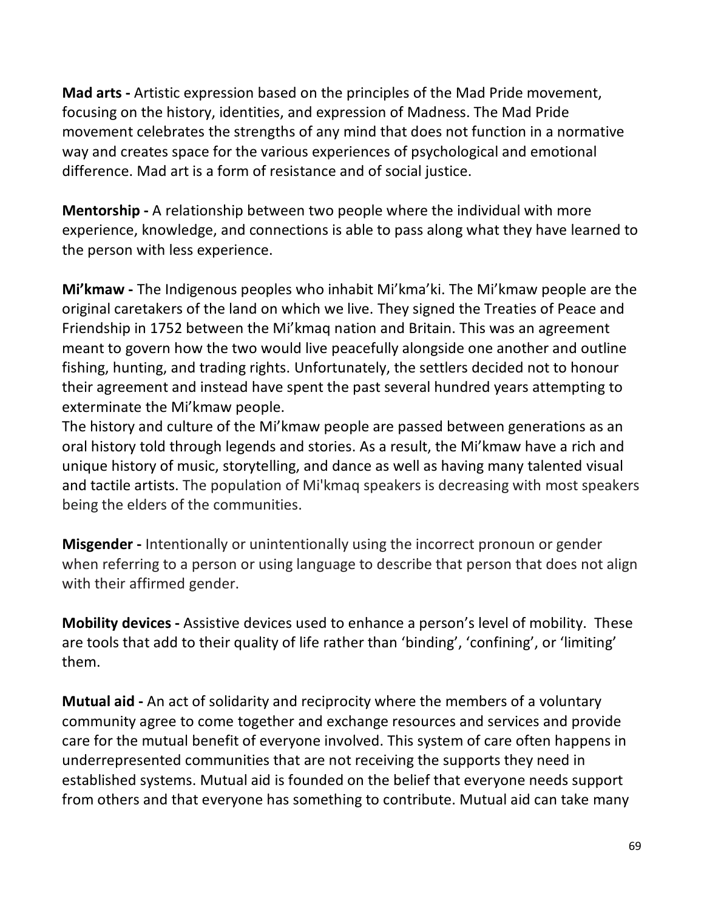**Mad arts -** Artistic expression based on the principles of the Mad Pride movement, focusing on the history, identities, and expression of Madness. The Mad Pride movement celebrates the strengths of any mind that does not function in a normative way and creates space for the various experiences of psychological and emotional difference. Mad art is a form of resistance and of social justice.

**Mentorship -** A relationship between two people where the individual with more experience, knowledge, and connections is able to pass along what they have learned to the person with less experience.

**Mi'kmaw -** The Indigenous peoples who inhabit Mi'kma'ki. The Mi'kmaw people are the original caretakers of the land on which we live. They signed the Treaties of Peace and Friendship in 1752 between the Mi'kmaq nation and Britain. This was an agreement meant to govern how the two would live peacefully alongside one another and outline fishing, hunting, and trading rights. Unfortunately, the settlers decided not to honour their agreement and instead have spent the past several hundred years attempting to exterminate the Mi'kmaw people.
The history and culture of the Mi'kmaw people are passed between generations as an oral history told through legends and stories. As a result, the Mi'kmaw have a rich and unique history of music, storytelling, and dance as well as having many talented visual and tactile artists. The population of Mi'kmaq speakers is decreasing with most speakers being the elders of the communities.

**Misgender -** Intentionally or unintentionally using the incorrect pronoun or gender when referring to a person or using language to describe that person that does not align with their affirmed gender.

**Mobility devices -** Assistive devices used to enhance a person's level of mobility. These are tools that add to their quality of life rather than 'binding', 'confining', or 'limiting' them.

**Mutual aid -** An act of solidarity and reciprocity where the members of a voluntary community agree to come together and exchange resources and services and provide care for the mutual benefit of everyone involved. This system of care often happens in underrepresented communities that are not receiving the supports they need in established systems. Mutual aid is founded on the belief that everyone needs support from others and that everyone has something to contribute. Mutual aid can take many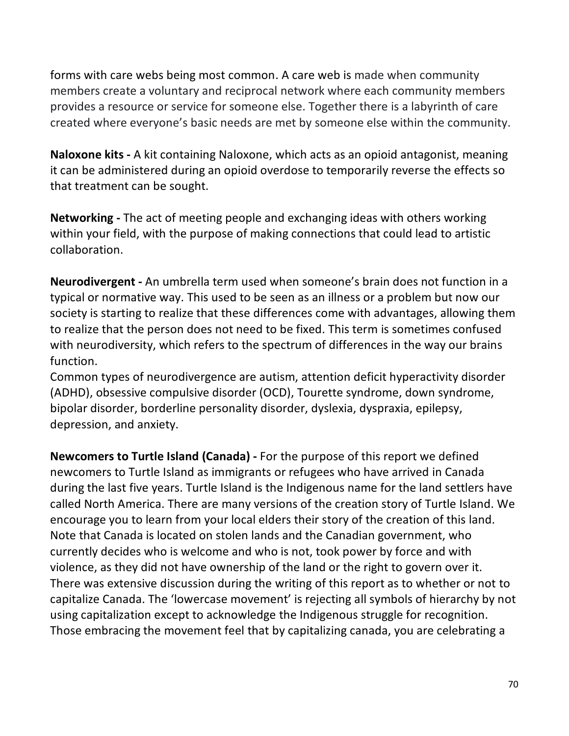forms with care webs being most common. A care web is made when community members create a voluntary and reciprocal network where each community members provides a resource or service for someone else. Together there is a labyrinth of care created where everyone's basic needs are met by someone else within the community.

**Naloxone kits -** A kit containing Naloxone, which acts as an opioid antagonist, meaning it can be administered during an opioid overdose to temporarily reverse the effects so that treatment can be sought.

**Networking -** The act of meeting people and exchanging ideas with others working within your field, with the purpose of making connections that could lead to artistic collaboration.

**Neurodivergent -** An umbrella term used when someone's brain does not function in a typical or normative way. This used to be seen as an illness or a problem but now our society is starting to realize that these differences come with advantages, allowing them to realize that the person does not need to be fixed. This term is sometimes confused with neurodiversity, which refers to the spectrum of differences in the way our brains function.
Common types of neurodivergence are autism, attention deficit hyperactivity disorder (ADHD), obsessive compulsive disorder (OCD), Tourette syndrome, down syndrome, bipolar disorder, borderline personality disorder, dyslexia, dyspraxia, epilepsy, depression, and anxiety.

**Newcomers to Turtle Island (Canada) -** For the purpose of this report we defined newcomers to Turtle Island as immigrants or refugees who have arrived in Canada during the last five years. Turtle Island is the Indigenous name for the land settlers have called North America. There are many versions of the creation story of Turtle Island. We encourage you to learn from your local elders their story of the creation of this land. Note that Canada is located on stolen lands and the Canadian government, who currently decides who is welcome and who is not, took power by force and with violence, as they did not have ownership of the land or the right to govern over it. There was extensive discussion during the writing of this report as to whether or not to capitalize Canada. The 'lowercase movement' is rejecting all symbols of hierarchy by not using capitalization except to acknowledge the Indigenous struggle for recognition. Those embracing the movement feel that by capitalizing canada, you are celebrating a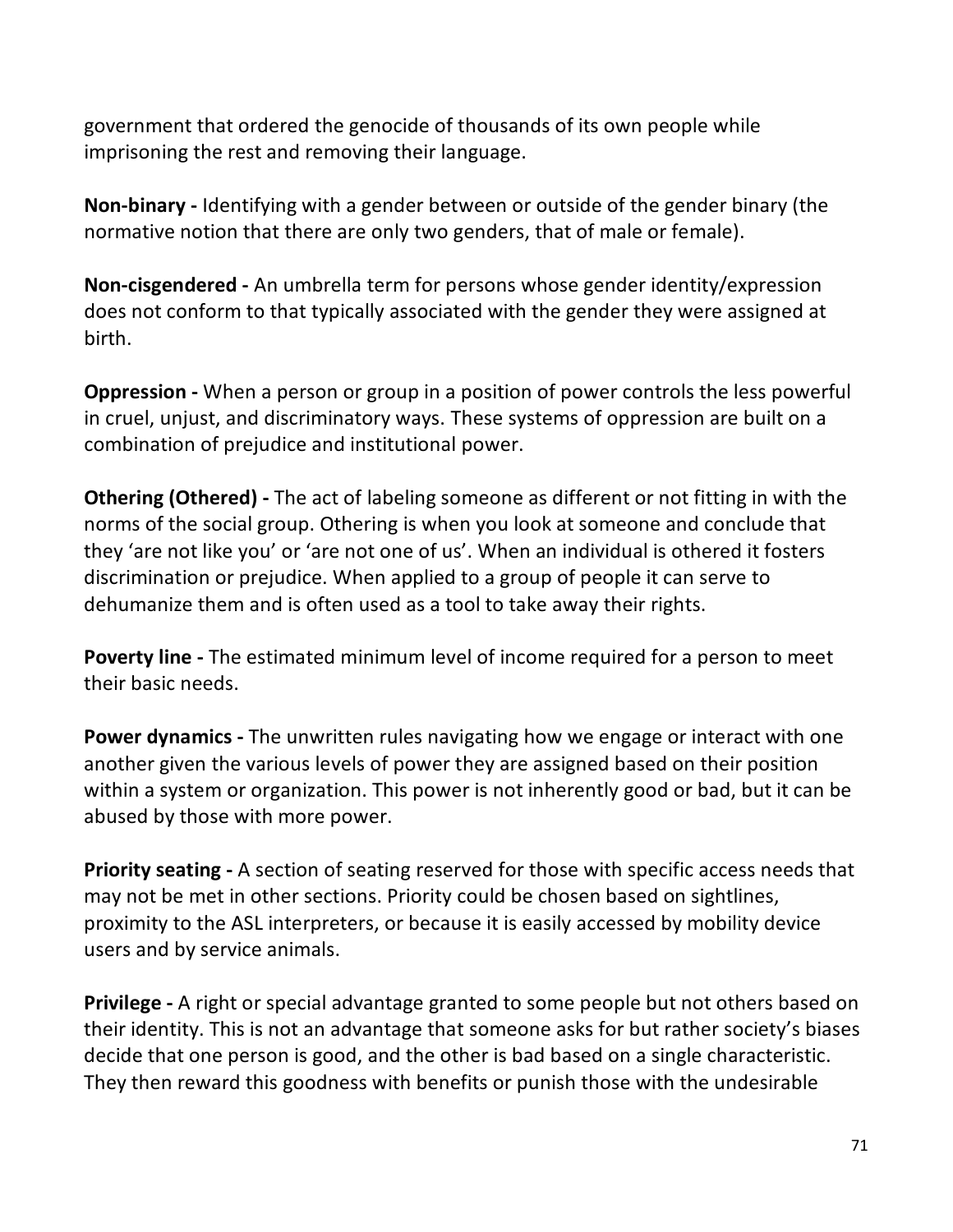government that ordered the genocide of thousands of its own people while imprisoning the rest and removing their language.

**Non-binary -** Identifying with a gender between or outside of the gender binary (the normative notion that there are only two genders, that of male or female).

**Non-cisgendered -** An umbrella term for persons whose gender identity/expression does not conform to that typically associated with the gender they were assigned at birth.

**Oppression -** When a person or group in a position of power controls the less powerful in cruel, unjust, and discriminatory ways. These systems of oppression are built on a combination of prejudice and institutional power.

**Othering (Othered) -** The act of labeling someone as different or not fitting in with the norms of the social group. Othering is when you look at someone and conclude that they 'are not like you' or 'are not one of us'. When an individual is othered it fosters discrimination or prejudice. When applied to a group of people it can serve to dehumanize them and is often used as a tool to take away their rights.

**Poverty line -** The estimated minimum level of income required for a person to meet their basic needs.

**Power dynamics -** The unwritten rules navigating how we engage or interact with one another given the various levels of power they are assigned based on their position within a system or organization. This power is not inherently good or bad, but it can be abused by those with more power.

**Priority seating -** A section of seating reserved for those with specific access needs that may not be met in other sections. Priority could be chosen based on sightlines, proximity to the ASL interpreters, or because it is easily accessed by mobility device users and by service animals.

**Privilege -** A right or special advantage granted to some people but not others based on their identity. This is not an advantage that someone asks for but rather society's biases decide that one person is good, and the other is bad based on a single characteristic. They then reward this goodness with benefits or punish those with the undesirable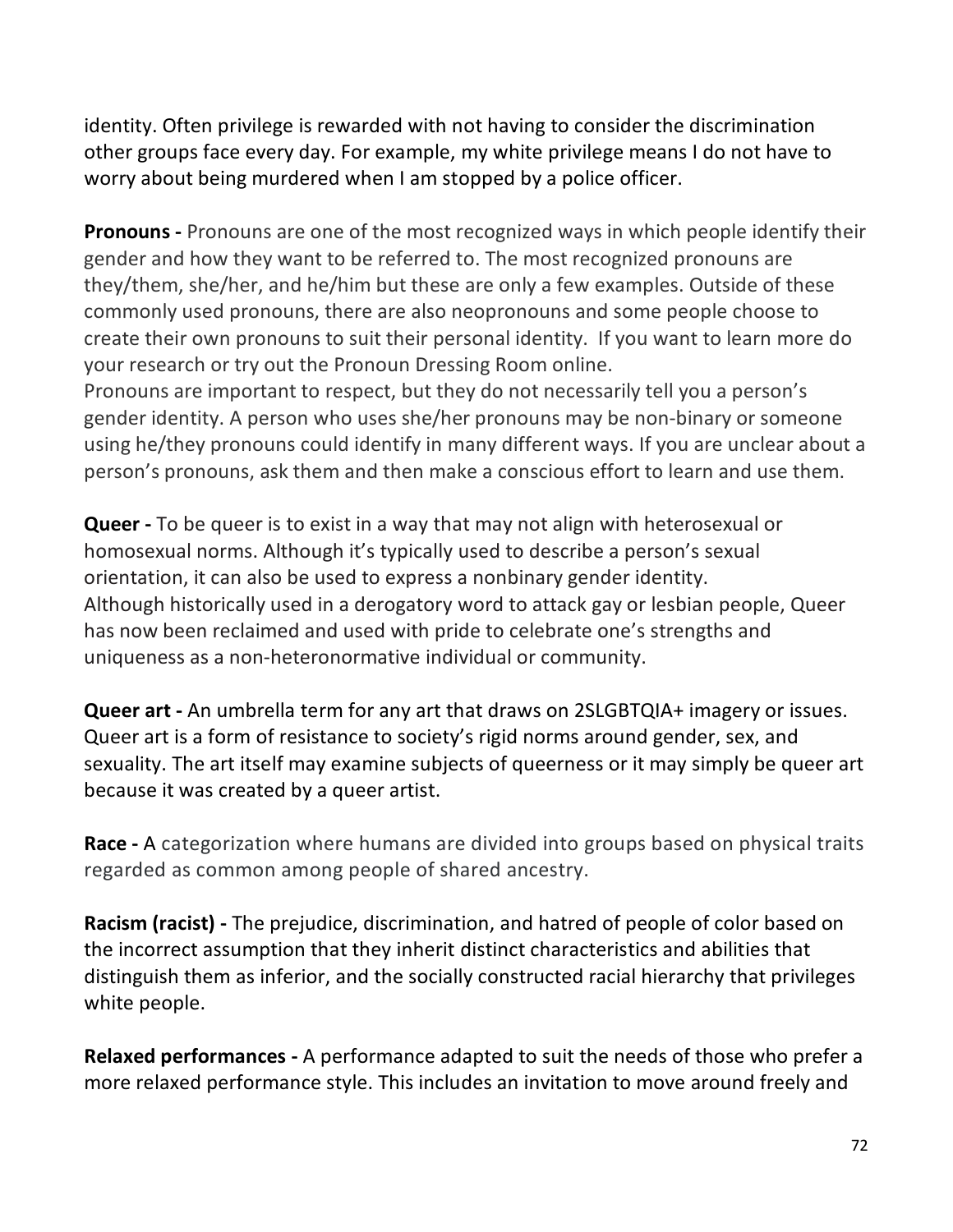identity. Often privilege is rewarded with not having to consider the discrimination other groups face every day. For example, my white privilege means I do not have to worry about being murdered when I am stopped by a police officer.

**Pronouns -** Pronouns are one of the most recognized ways in which people identify their gender and how they want to be referred to. The most recognized pronouns are they/them, she/her, and he/him but these are only a few examples. Outside of these commonly used pronouns, there are also neopronouns and some people choose to create their own pronouns to suit their personal identity. If you want to learn more do your research or try out the Pronoun Dressing Room online.
Pronouns are important to respect, but they do not necessarily tell you a person's gender identity. A person who uses she/her pronouns may be non-binary or someone using he/they pronouns could identify in many different ways. If you are unclear about a person's pronouns, ask them and then make a conscious effort to learn and use them.

**Queer -** To be queer is to exist in a way that may not align with heterosexual or homosexual norms. Although it's typically used to describe a person's sexual orientation, it can also be used to express a nonbinary gender identity.
Although historically used in a derogatory word to attack gay or lesbian people, Queer has now been reclaimed and used with pride to celebrate one's strengths and uniqueness as a non-heteronormative individual or community.

**Queer art -** An umbrella term for any art that draws on 2SLGBTQIA+ imagery or issues. Queer art is a form of resistance to society's rigid norms around gender, sex, and sexuality. The art itself may examine subjects of queerness or it may simply be queer art because it was created by a queer artist.

**Race -** A categorization where humans are divided into groups based on physical traits regarded as common among people of shared ancestry.

**Racism (racist) -** The prejudice, discrimination, and hatred of people of color based on the incorrect assumption that they inherit distinct characteristics and abilities that distinguish them as inferior, and the socially constructed racial hierarchy that privileges white people.

**Relaxed performances -** A performance adapted to suit the needs of those who prefer a more relaxed performance style. This includes an invitation to move around freely and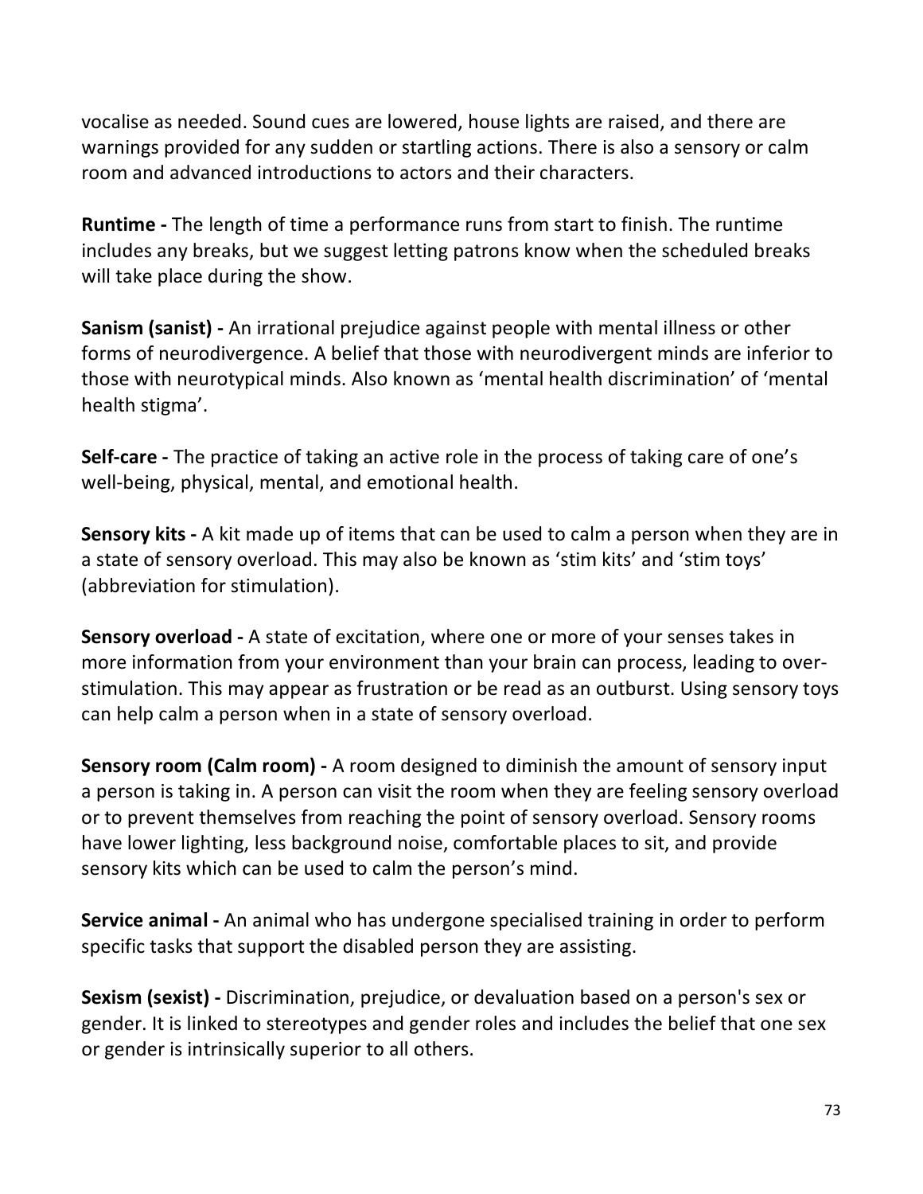vocalise as needed. Sound cues are lowered, house lights are raised, and there are warnings provided for any sudden or startling actions. There is also a sensory or calm room and advanced introductions to actors and their characters.

**Runtime -** The length of time a performance runs from start to finish. The runtime includes any breaks, but we suggest letting patrons know when the scheduled breaks will take place during the show.

**Sanism (sanist) -** An irrational prejudice against people with mental illness or other forms of neurodivergence. A belief that those with neurodivergent minds are inferior to those with neurotypical minds. Also known as 'mental health discrimination' of 'mental health stigma'.

**Self-care -** The practice of taking an active role in the process of taking care of one's well-being, physical, mental, and emotional health.

**Sensory kits -** A kit made up of items that can be used to calm a person when they are in a state of sensory overload. This may also be known as 'stim kits' and 'stim toys' (abbreviation for stimulation).

**Sensory overload -** A state of excitation, where one or more of your senses takes in more information from your environment than your brain can process, leading to over-stimulation. This may appear as frustration or be read as an outburst. Using sensory toys can help calm a person when in a state of sensory overload.

**Sensory room (Calm room) -** A room designed to diminish the amount of sensory input a person is taking in. A person can visit the room when they are feeling sensory overload or to prevent themselves from reaching the point of sensory overload. Sensory rooms have lower lighting, less background noise, comfortable places to sit, and provide sensory kits which can be used to calm the person's mind.

**Service animal -** An animal who has undergone specialised training in order to perform specific tasks that support the disabled person they are assisting.

**Sexism (sexist) -** Discrimination, prejudice, or devaluation based on a person's sex or gender. It is linked to stereotypes and gender roles and includes the belief that one sex or gender is intrinsically superior to all others.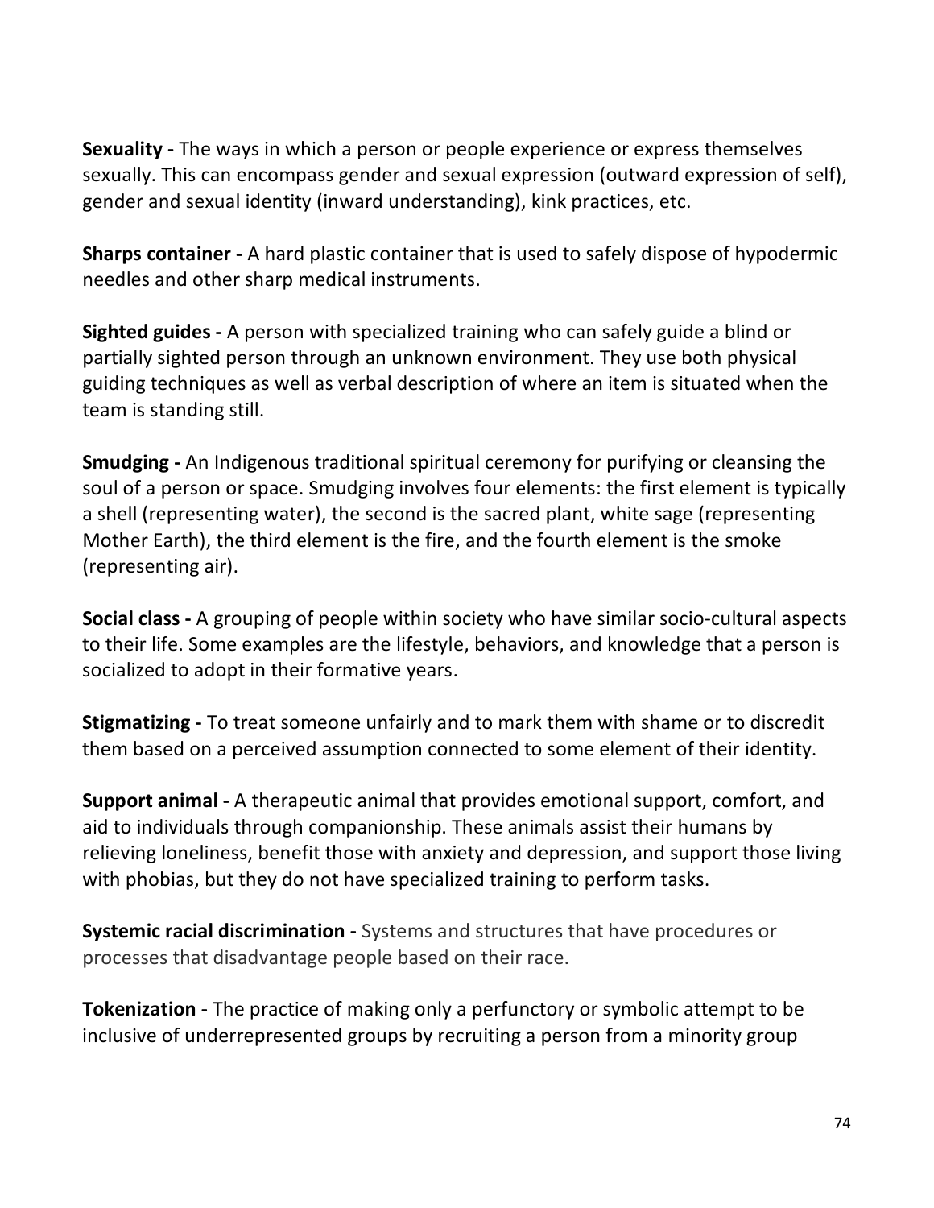**Sexuality -** The ways in which a person or people experience or express themselves sexually. This can encompass gender and sexual expression (outward expression of self), gender and sexual identity (inward understanding), kink practices, etc.

**Sharps container -** A hard plastic container that is used to safely dispose of hypodermic needles and other sharp medical instruments.

**Sighted guides -** A person with specialized training who can safely guide a blind or partially sighted person through an unknown environment. They use both physical guiding techniques as well as verbal description of where an item is situated when the team is standing still.

**Smudging -** An Indigenous traditional spiritual ceremony for purifying or cleansing the soul of a person or space. Smudging involves four elements: the first element is typically a shell (representing water), the second is the sacred plant, white sage (representing Mother Earth), the third element is the fire, and the fourth element is the smoke (representing air).

**Social class -** A grouping of people within society who have similar socio-cultural aspects to their life. Some examples are the lifestyle, behaviors, and knowledge that a person is socialized to adopt in their formative years.

**Stigmatizing -** To treat someone unfairly and to mark them with shame or to discredit them based on a perceived assumption connected to some element of their identity.

**Support animal -** A therapeutic animal that provides emotional support, comfort, and aid to individuals through companionship. These animals assist their humans by relieving loneliness, benefit those with anxiety and depression, and support those living with phobias, but they do not have specialized training to perform tasks.

**Systemic racial discrimination -** Systems and structures that have procedures or processes that disadvantage people based on their race.

**Tokenization -** The practice of making only a perfunctory or symbolic attempt to be inclusive of underrepresented groups by recruiting a person from a minority group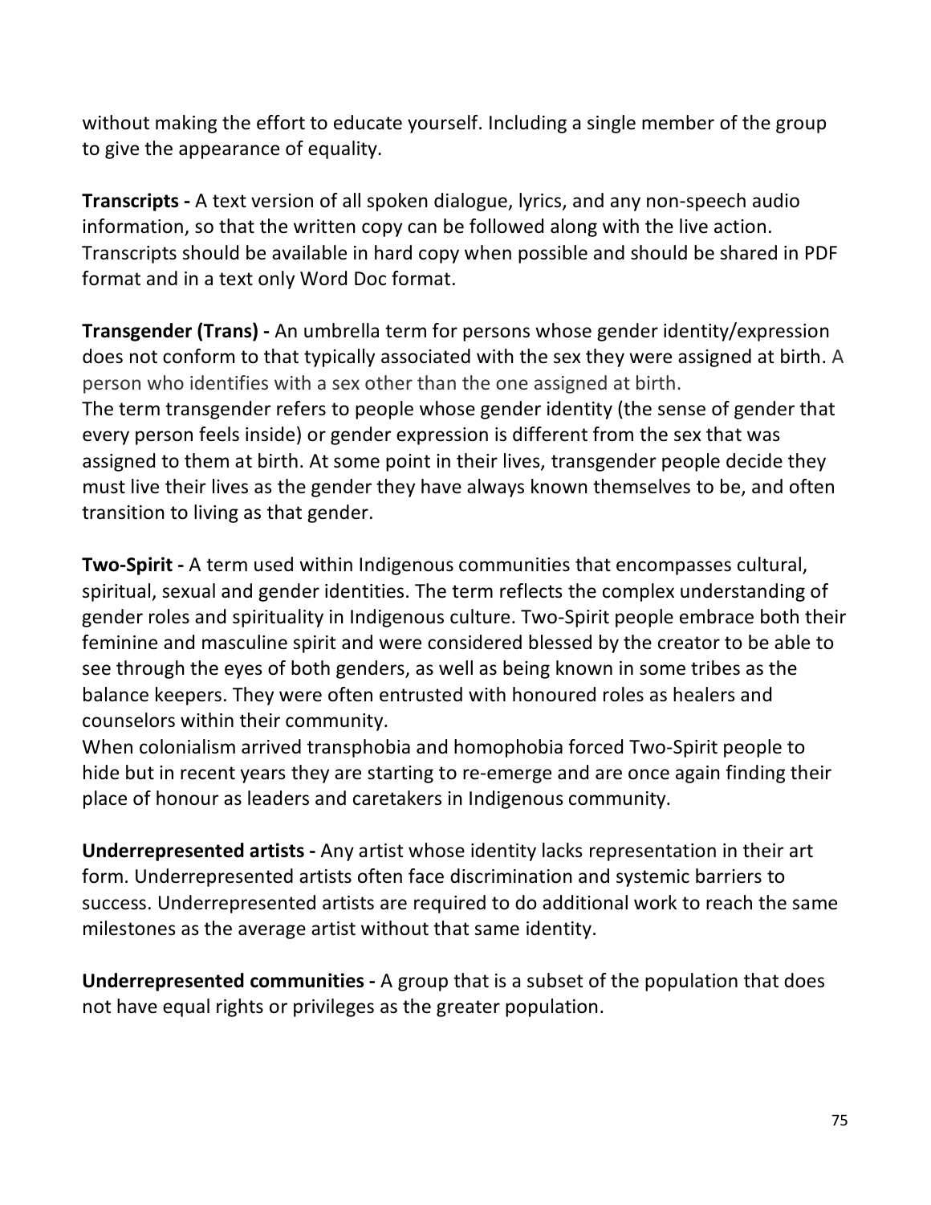without making the effort to educate yourself. Including a single member of the group to give the appearance of equality.

**Transcripts -** A text version of all spoken dialogue, lyrics, and any non-speech audio information, so that the written copy can be followed along with the live action. Transcripts should be available in hard copy when possible and should be shared in PDF format and in a text only Word Doc format.

**Transgender (Trans) -** An umbrella term for persons whose gender identity/expression does not conform to that typically associated with the sex they were assigned at birth. A person who identifies with a sex other than the one assigned at birth.
The term transgender refers to people whose gender identity (the sense of gender that every person feels inside) or gender expression is different from the sex that was assigned to them at birth. At some point in their lives, transgender people decide they must live their lives as the gender they have always known themselves to be, and often transition to living as that gender.

**Two-Spirit -** A term used within Indigenous communities that encompasses cultural, spiritual, sexual and gender identities. The term reflects the complex understanding of gender roles and spirituality in Indigenous culture. Two-Spirit people embrace both their feminine and masculine spirit and were considered blessed by the creator to be able to see through the eyes of both genders, as well as being known in some tribes as the balance keepers. They were often entrusted with honoured roles as healers and counselors within their community.
When colonialism arrived transphobia and homophobia forced Two-Spirit people to hide but in recent years they are starting to re-emerge and are once again finding their place of honour as leaders and caretakers in Indigenous community.

**Underrepresented artists -** Any artist whose identity lacks representation in their art form. Underrepresented artists often face discrimination and systemic barriers to success. Underrepresented artists are required to do additional work to reach the same milestones as the average artist without that same identity.

**Underrepresented communities -** A group that is a subset of the population that does not have equal rights or privileges as the greater population.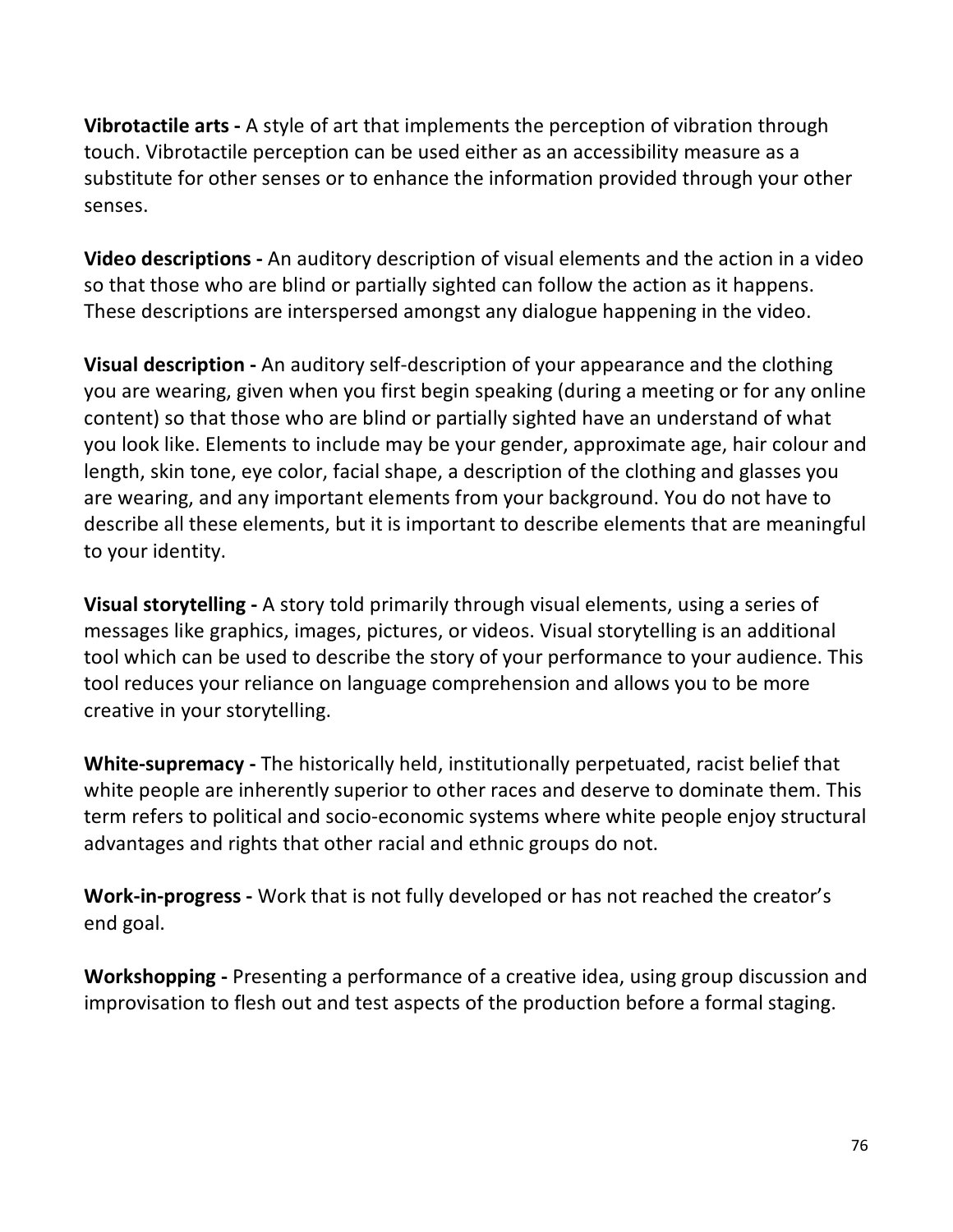**Vibrotactile arts -** A style of art that implements the perception of vibration through touch. Vibrotactile perception can be used either as an accessibility measure as a substitute for other senses or to enhance the information provided through your other senses.

**Video descriptions -** An auditory description of visual elements and the action in a video so that those who are blind or partially sighted can follow the action as it happens. These descriptions are interspersed amongst any dialogue happening in the video.

**Visual description -** An auditory self-description of your appearance and the clothing you are wearing, given when you first begin speaking (during a meeting or for any online content) so that those who are blind or partially sighted have an understand of what you look like. Elements to include may be your gender, approximate age, hair colour and length, skin tone, eye color, facial shape, a description of the clothing and glasses you are wearing, and any important elements from your background. You do not have to describe all these elements, but it is important to describe elements that are meaningful to your identity.

**Visual storytelling -** A story told primarily through visual elements, using a series of messages like graphics, images, pictures, or videos. Visual storytelling is an additional tool which can be used to describe the story of your performance to your audience. This tool reduces your reliance on language comprehension and allows you to be more creative in your storytelling.

**White-supremacy -** The historically held, institutionally perpetuated, racist belief that white people are inherently superior to other races and deserve to dominate them. This term refers to political and socio-economic systems where white people enjoy structural advantages and rights that other racial and ethnic groups do not.

**Work-in-progress -** Work that is not fully developed or has not reached the creator's end goal.

**Workshopping -** Presenting a performance of a creative idea, using group discussion and improvisation to flesh out and test aspects of the production before a formal staging.